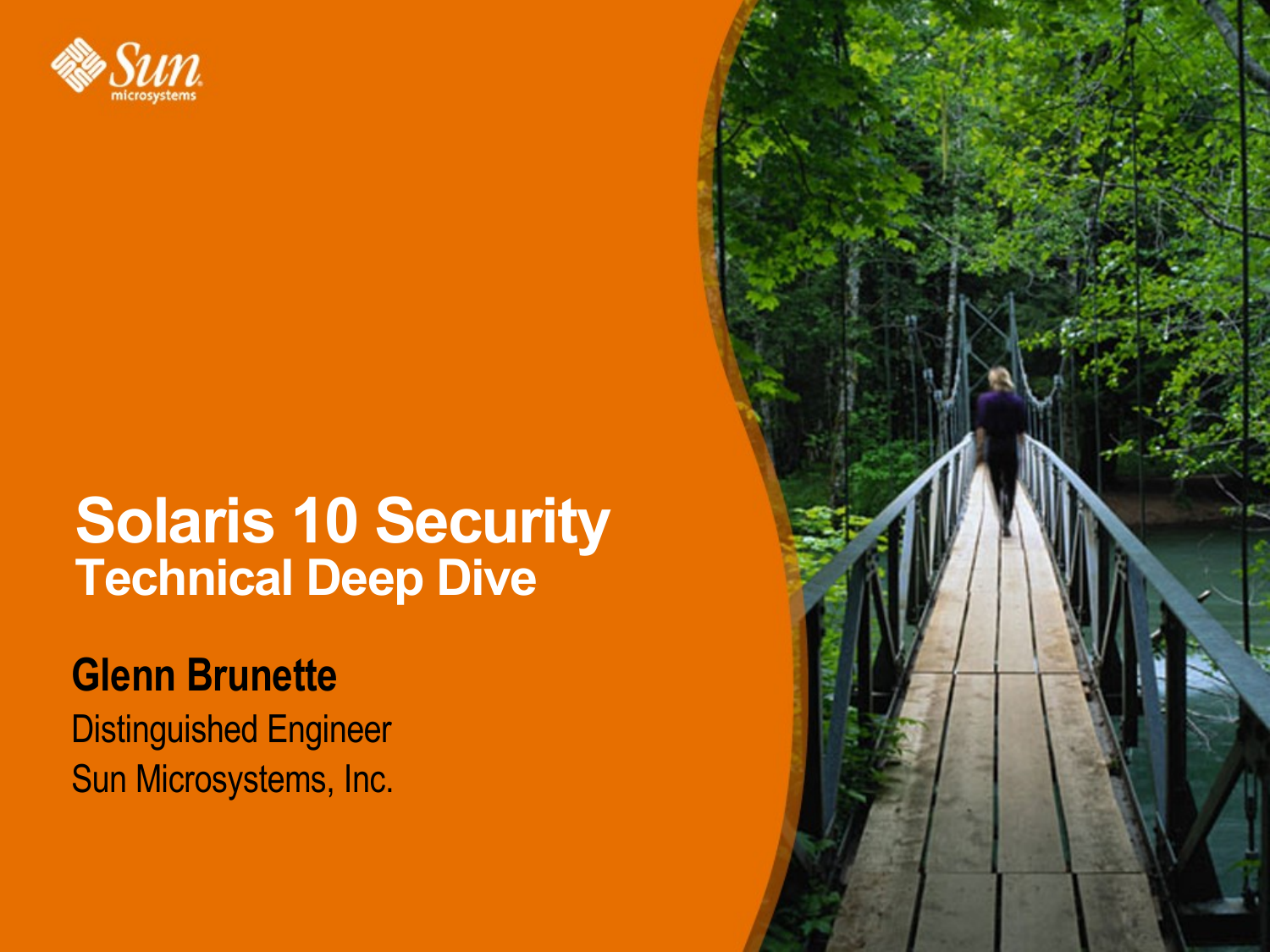# Solaris 10 Security
## Technical Deep Dive

**Glenn Brunette**

Distinguished Engineer

Sun Microsystems, Inc.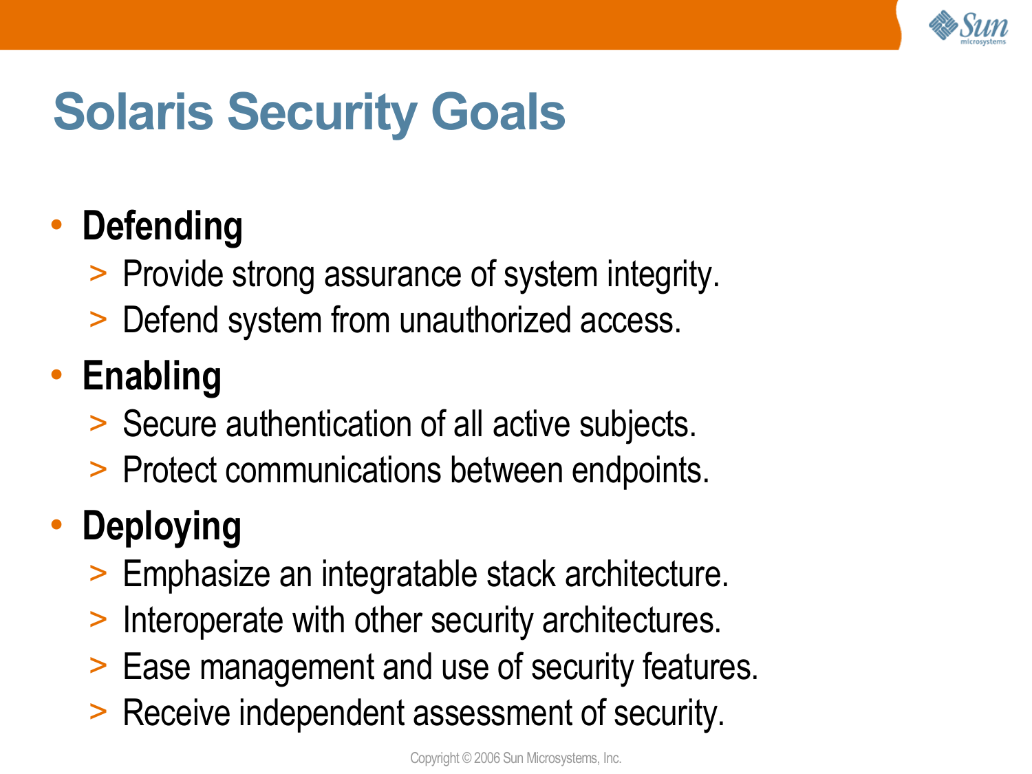# Solaris Security Goals

- **Defending**
  - Provide strong assurance of system integrity.
  - Defend system from unauthorized access.
- **Enabling**
  - Secure authentication of all active subjects.
  - Protect communications between endpoints.
- **Deploying**
  - Emphasize an integratable stack architecture.
  - Interoperate with other security architectures.
  - Ease management and use of security features.
  - Receive independent assessment of security.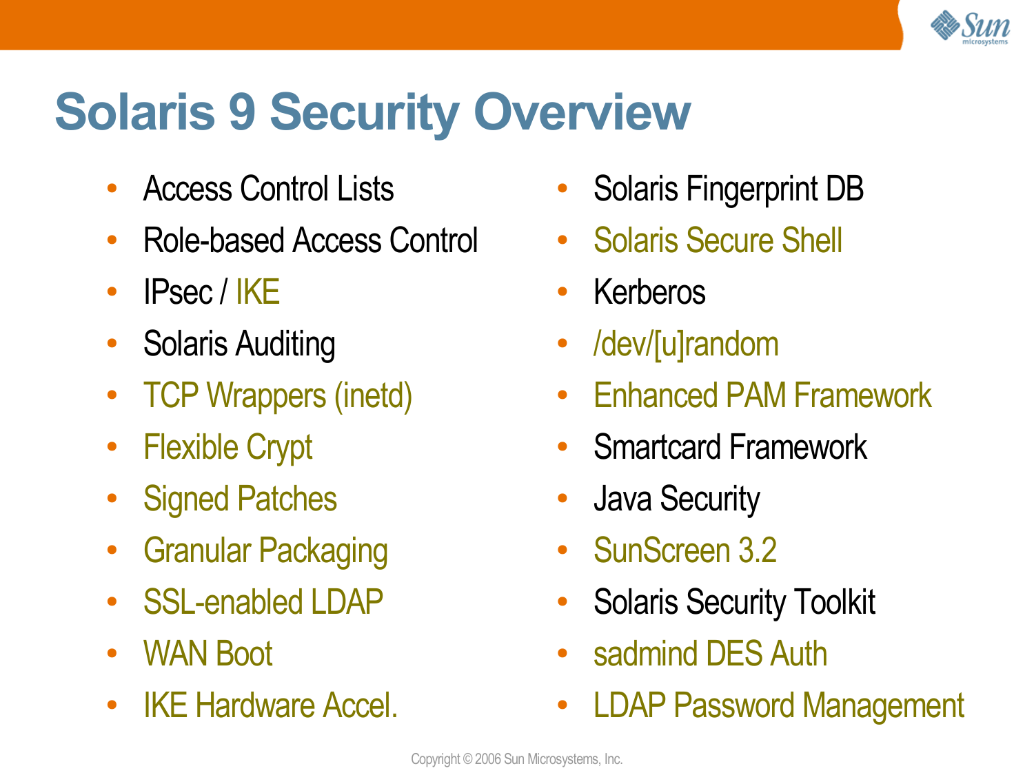# Solaris 9 Security Overview

- Access Control Lists
- Role-based Access Control
- IPsec / IKE
- Solaris Auditing
- TCP Wrappers (inetd)
- Flexible Crypt
- Signed Patches
- Granular Packaging
- SSL-enabled LDAP
- WAN Boot
- IKE Hardware Accel.
- Solaris Fingerprint DB
- Solaris Secure Shell
- Kerberos
- /dev/[u]random
- Enhanced PAM Framework
- Smartcard Framework
- Java Security
- SunScreen 3.2
- Solaris Security Toolkit
- sadmind DES Auth
- LDAP Password Management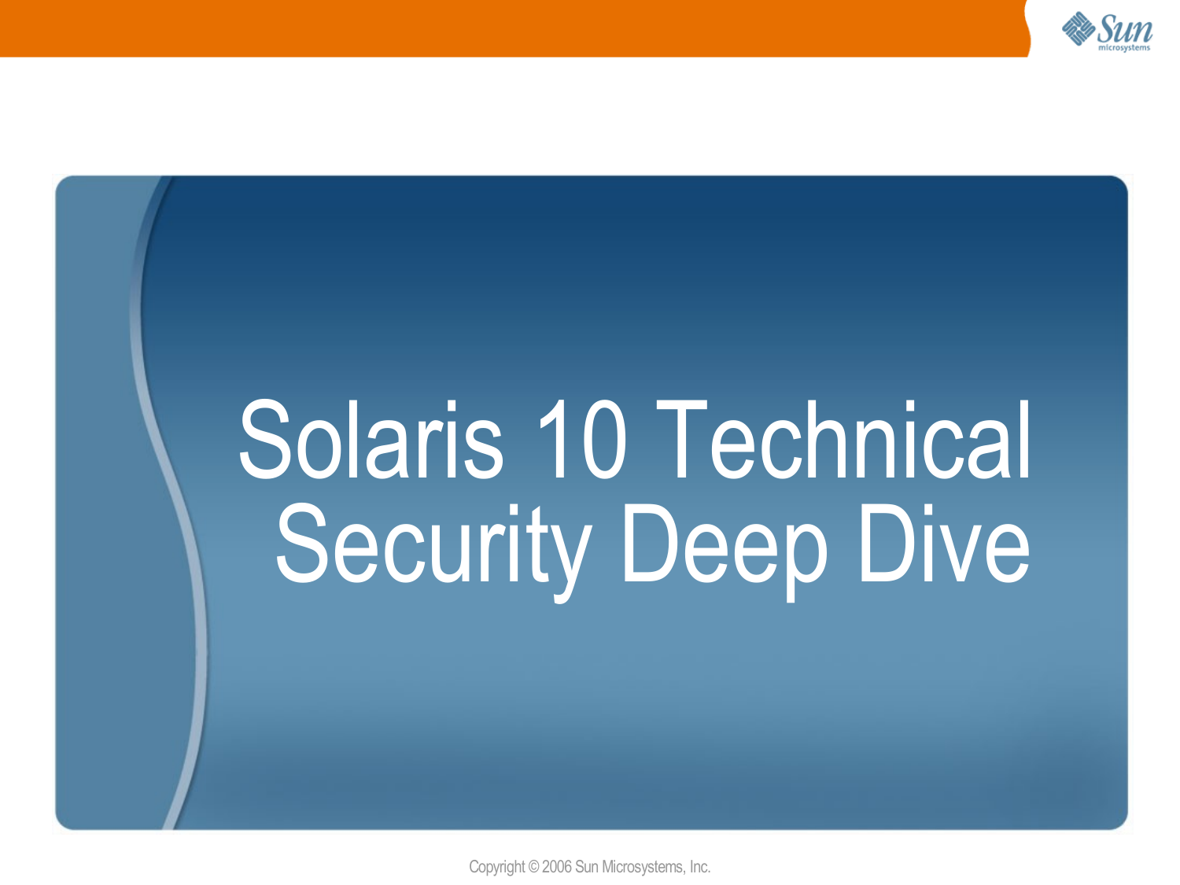# Solaris 10 Technical Security Deep Dive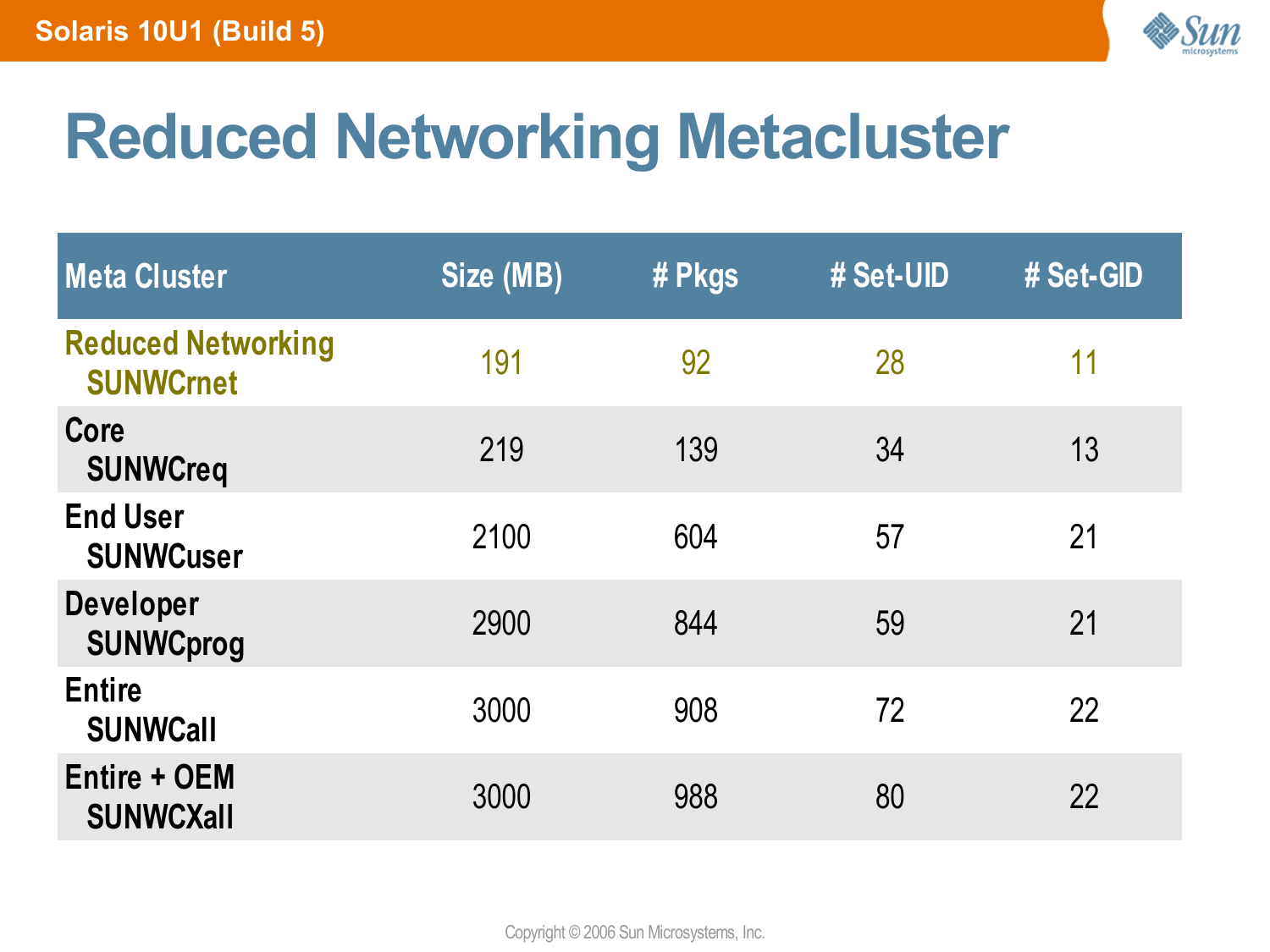# Reduced Networking Metacluster

| Meta Cluster | Size (MB) | # Pkgs | # Set-UID | # Set-GID |
|---|---|---|---|---|
| Reduced Networking SUNWCrnet | 191 | 92 | 28 | 11 |
| Core SUNWCreq | 219 | 139 | 34 | 13 |
| End User SUNWCuser | 2100 | 604 | 57 | 21 |
| Developer SUNWCprog | 2900 | 844 | 59 | 21 |
| Entire SUNWCall | 3000 | 908 | 72 | 22 |
| Entire + OEM SUNWCXall | 3000 | 988 | 80 | 22 |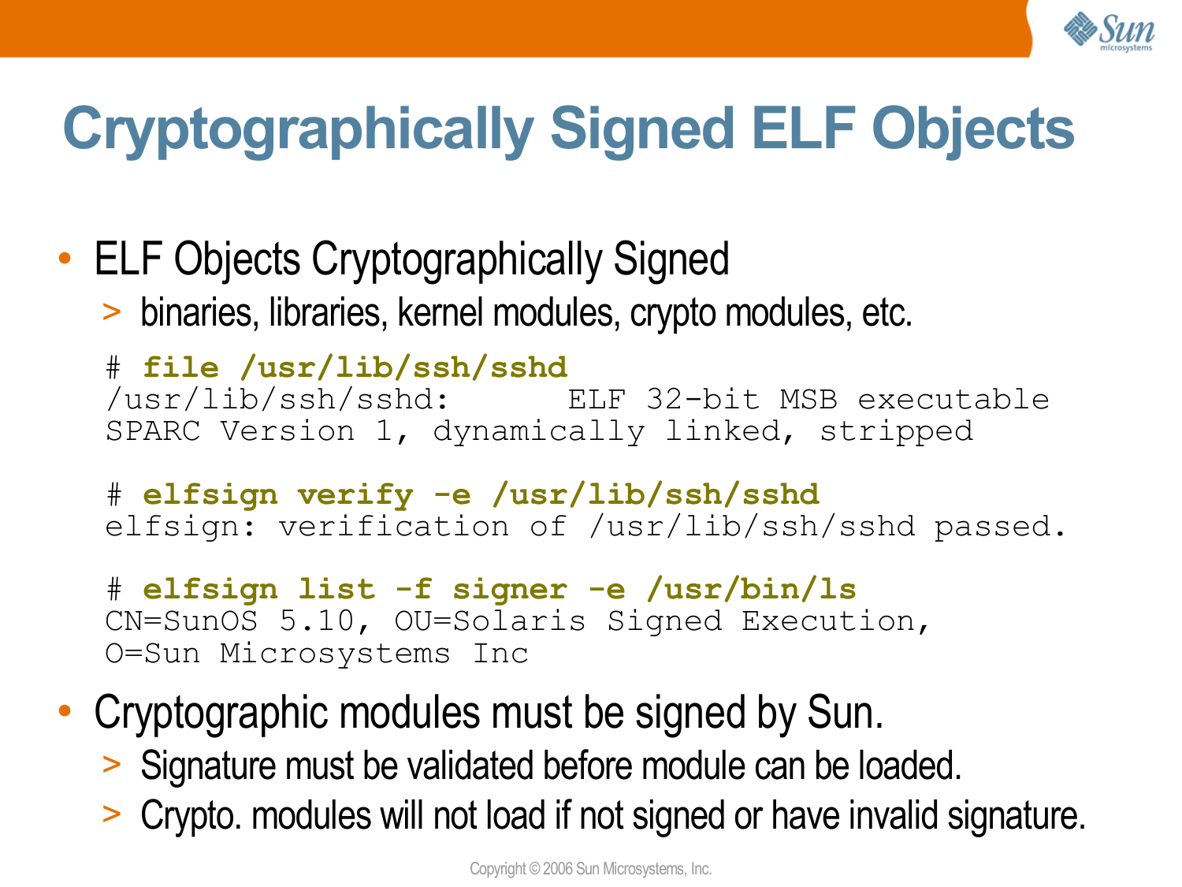# Cryptographically Signed ELF Objects

- ELF Objects Cryptographically Signed
  - binaries, libraries, kernel modules, crypto modules, etc.

```
# file /usr/lib/ssh/sshd
/usr/lib/ssh/sshd:      ELF 32-bit MSB executable
SPARC Version 1, dynamically linked, stripped

# elfsign verify -e /usr/lib/ssh/sshd
elfsign: verification of /usr/lib/ssh/sshd passed.

# elfsign list -f signer -e /usr/bin/ls
CN=SunOS 5.10, OU=Solaris Signed Execution,
O=Sun Microsystems Inc
```

- Cryptographic modules must be signed by Sun.
  - Signature must be validated before module can be loaded.
  - Crypto. modules will not load if not signed or have invalid signature.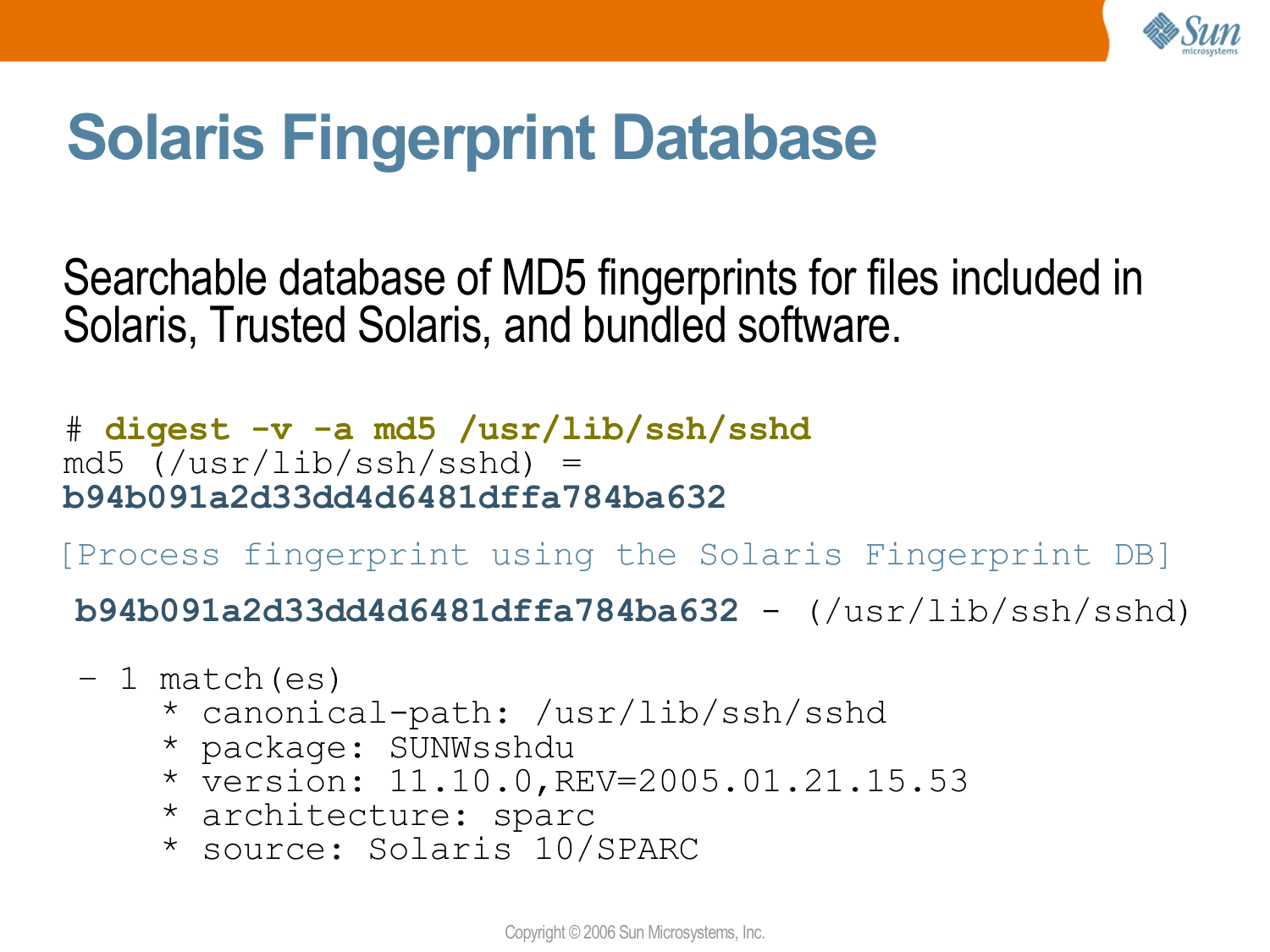# Solaris Fingerprint Database

Searchable database of MD5 fingerprints for files included in Solaris, Trusted Solaris, and bundled software.

```
# digest -v -a md5 /usr/lib/ssh/sshd
md5 (/usr/lib/ssh/sshd) =
b94b091a2d33dd4d6481dffa784ba632

[Process fingerprint using the Solaris Fingerprint DB]

 b94b091a2d33dd4d6481dffa784ba632 - (/usr/lib/ssh/sshd)

 - 1 match(es)
     * canonical-path: /usr/lib/ssh/sshd
     * package: SUNWsshdu
     * version: 11.10.0,REV=2005.01.21.15.53
     * architecture: sparc
     * source: Solaris 10/SPARC
```

Copyright © 2006 Sun Microsystems, Inc.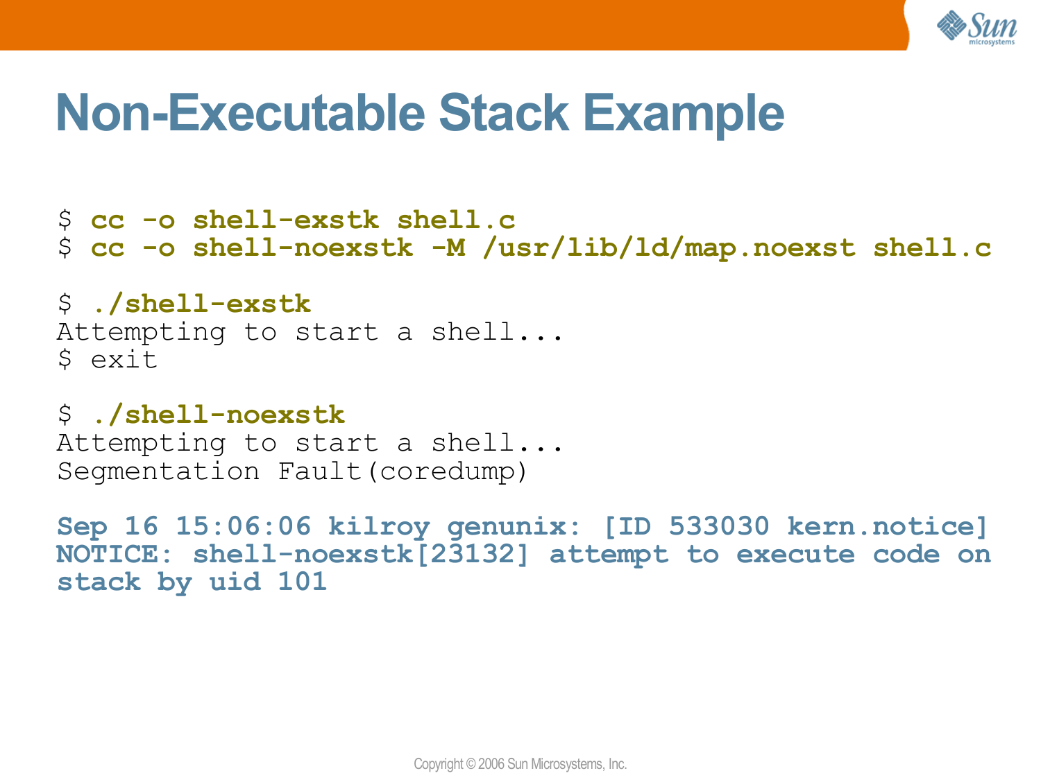# Non-Executable Stack Example

```
$ cc -o shell-exstk shell.c
$ cc -o shell-noexstk -M /usr/lib/ld/map.noexst shell.c

$ ./shell-exstk
Attempting to start a shell...
$ exit

$ ./shell-noexstk
Attempting to start a shell...
Segmentation Fault(coredump)

Sep 16 15:06:06 kilroy genunix: [ID 533030 kern.notice]
NOTICE: shell-noexstk[23132] attempt to execute code on
stack by uid 101
```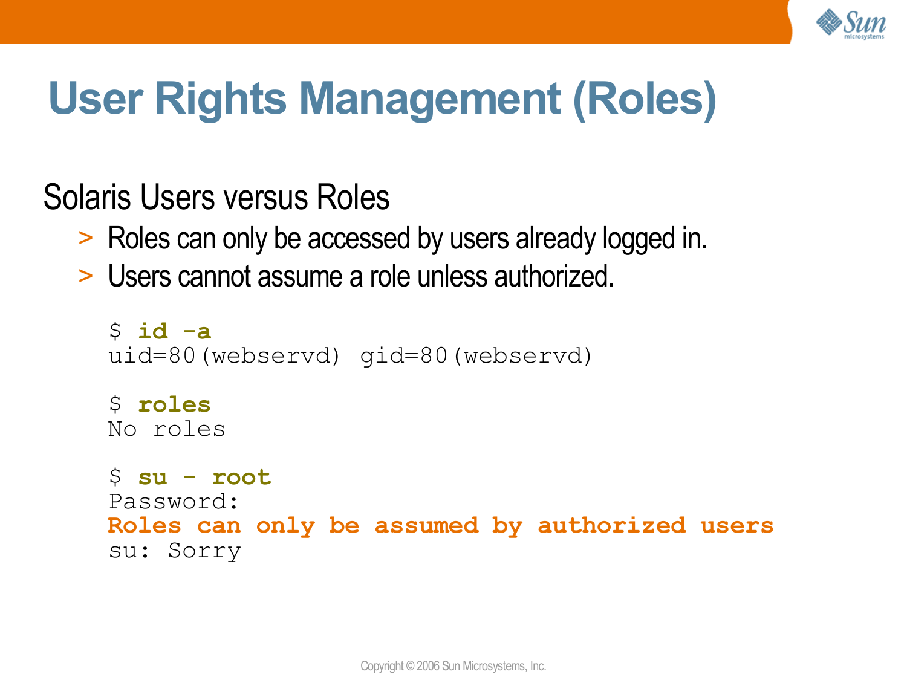# User Rights Management (Roles)

## Solaris Users versus Roles

- Roles can only be accessed by users already logged in.
- Users cannot assume a role unless authorized.

```
$ id -a
uid=80(webservd) gid=80(webservd)

$ roles
No roles

$ su - root
Password:
Roles can only be assumed by authorized users
su: Sorry
```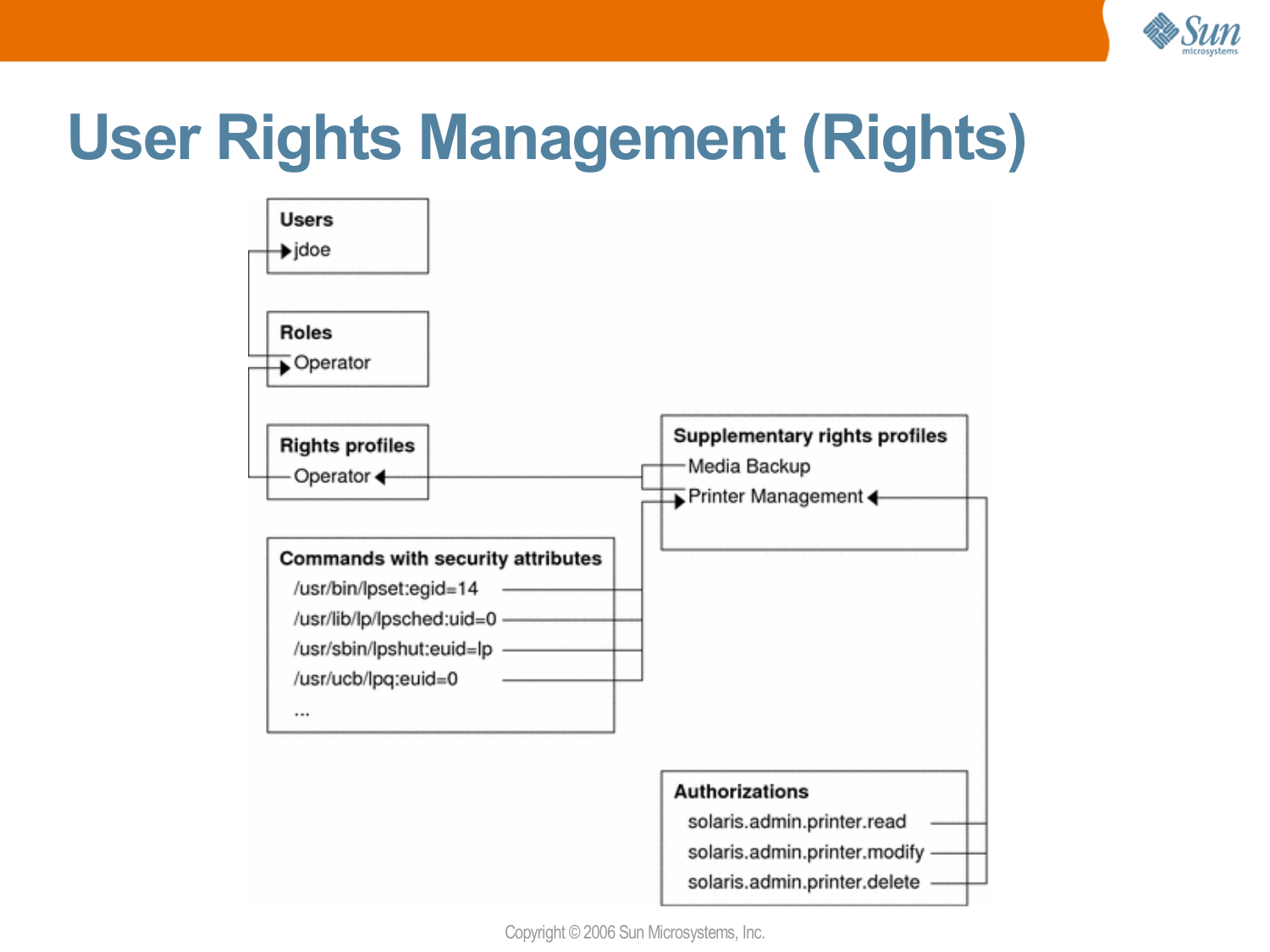# User Rights Management (Rights)

**Users**
- jdoe

**Roles**
- Operator

**Rights profiles**
- Operator

**Supplementary rights profiles**
- Media Backup
- Printer Management

**Commands with security attributes**
- /usr/bin/lpset:egid=14
- /usr/lib/lp/lpsched:uid=0
- /usr/sbin/lpshut:euid=lp
- /usr/ucb/lpq:euid=0
- ...

**Authorizations**
- solaris.admin.printer.read
- solaris.admin.printer.modify
- solaris.admin.printer.delete

Copyright © 2006 Sun Microsystems, Inc.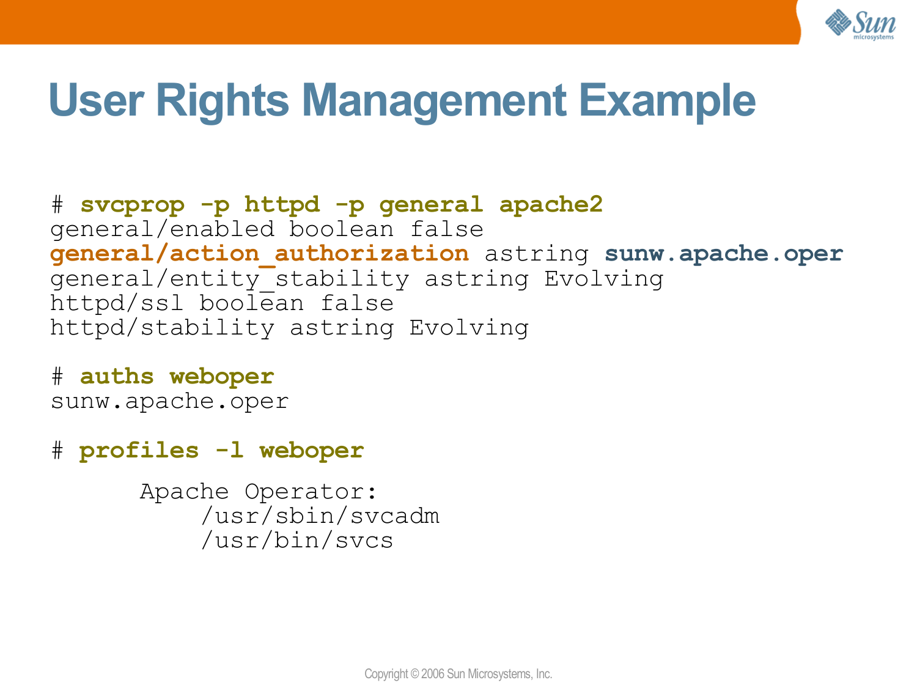# User Rights Management Example

```
# svcprop -p httpd -p general apache2
general/enabled boolean false
general/action_authorization astring sunw.apache.oper
general/entity_stability astring Evolving
httpd/ssl boolean false
httpd/stability astring Evolving

# auths weboper
sunw.apache.oper

# profiles -l weboper

      Apache Operator:
          /usr/sbin/svcadm
          /usr/bin/svcs
```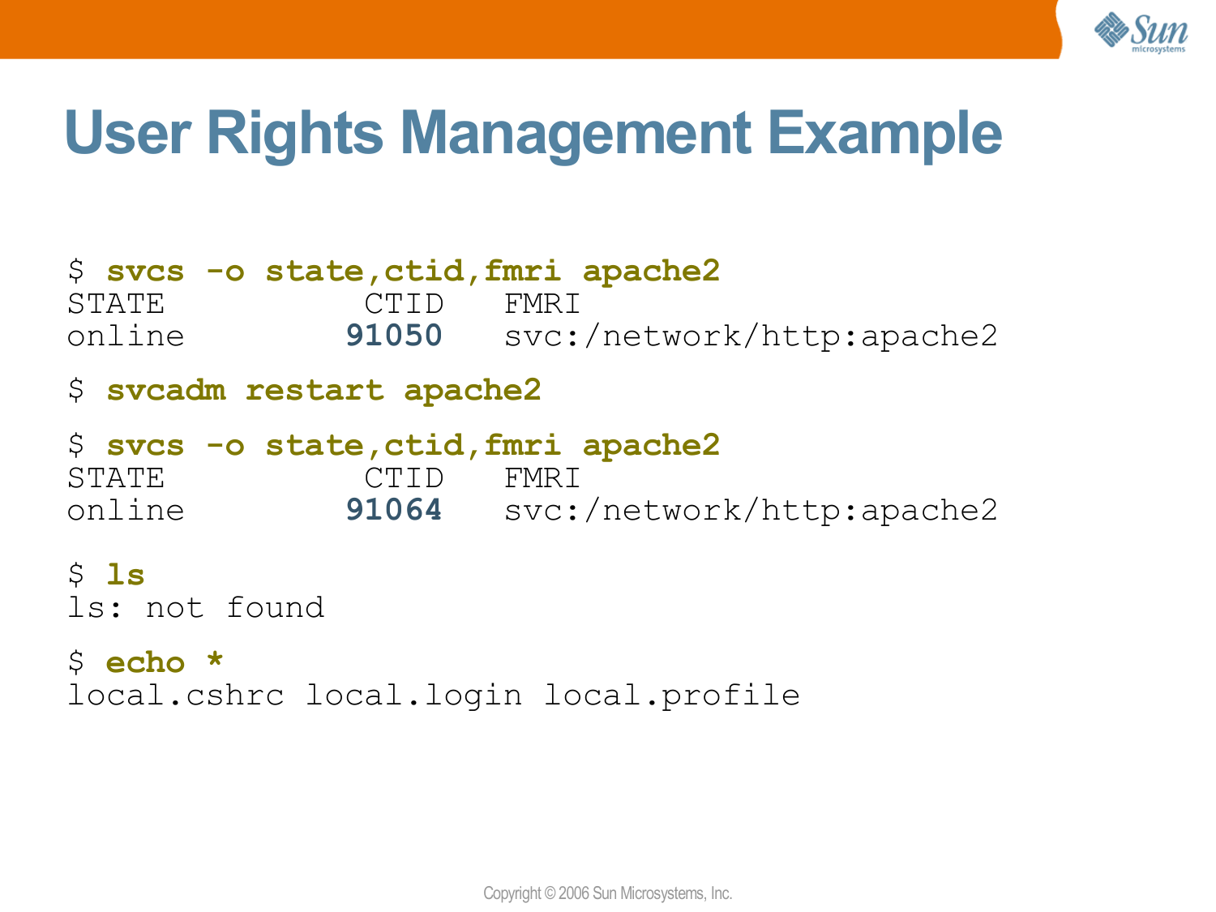# User Rights Management Example

```
$ svcs -o state,ctid,fmri apache2
STATE           CTID   FMRI
online         91050   svc:/network/http:apache2

$ svcadm restart apache2

$ svcs -o state,ctid,fmri apache2
STATE           CTID   FMRI
online         91064   svc:/network/http:apache2

$ ls
ls: not found

$ echo *
local.cshrc local.login local.profile
```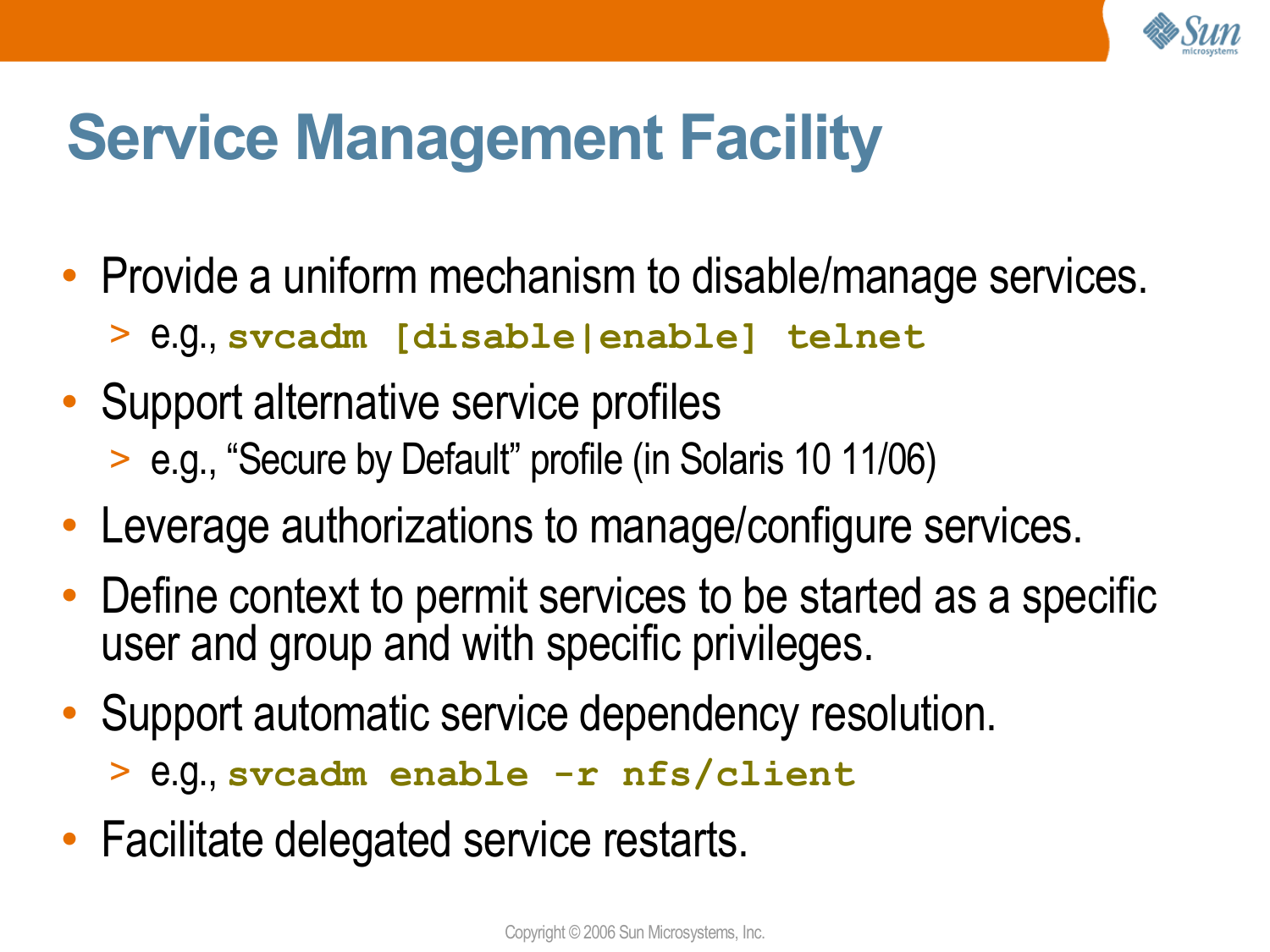# Service Management Facility

- Provide a uniform mechanism to disable/manage services.
  - e.g., `svcadm [disable|enable] telnet`
- Support alternative service profiles
  - e.g., "Secure by Default" profile (in Solaris 10 11/06)
- Leverage authorizations to manage/configure services.
- Define context to permit services to be started as a specific user and group and with specific privileges.
- Support automatic service dependency resolution.
  - e.g., `svcadm enable -r nfs/client`
- Facilitate delegated service restarts.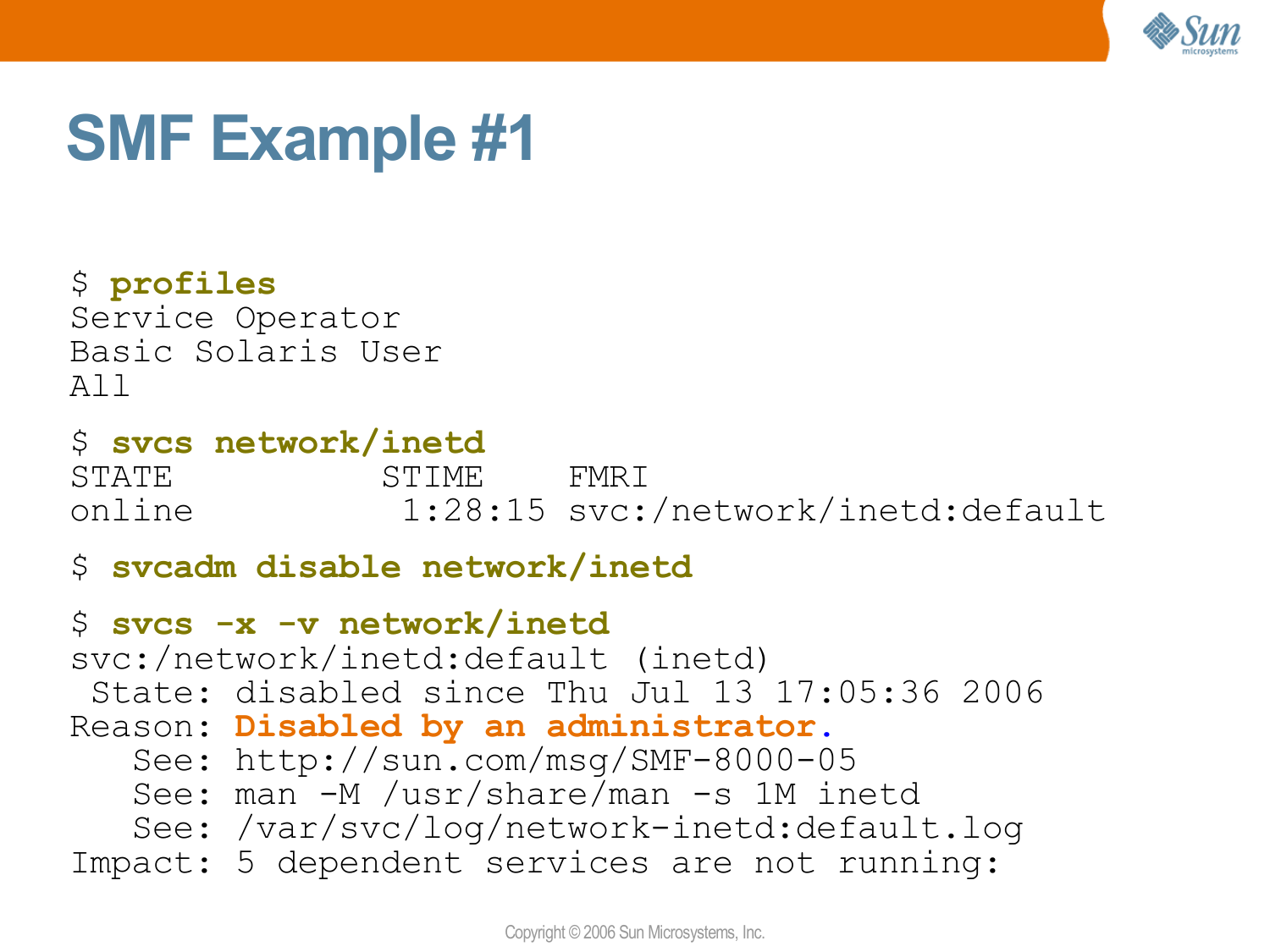# SMF Example #1

```
$ profiles
Service Operator
Basic Solaris User
All

$ svcs network/inetd
STATE          STIME    FMRI
online          1:28:15 svc:/network/inetd:default

$ svcadm disable network/inetd

$ svcs -x -v network/inetd
svc:/network/inetd:default (inetd)
 State: disabled since Thu Jul 13 17:05:36 2006
Reason: Disabled by an administrator.
   See: http://sun.com/msg/SMF-8000-05
   See: man -M /usr/share/man -s 1M inetd
   See: /var/svc/log/network-inetd:default.log
Impact: 5 dependent services are not running:
```

Copyright © 2006 Sun Microsystems, Inc.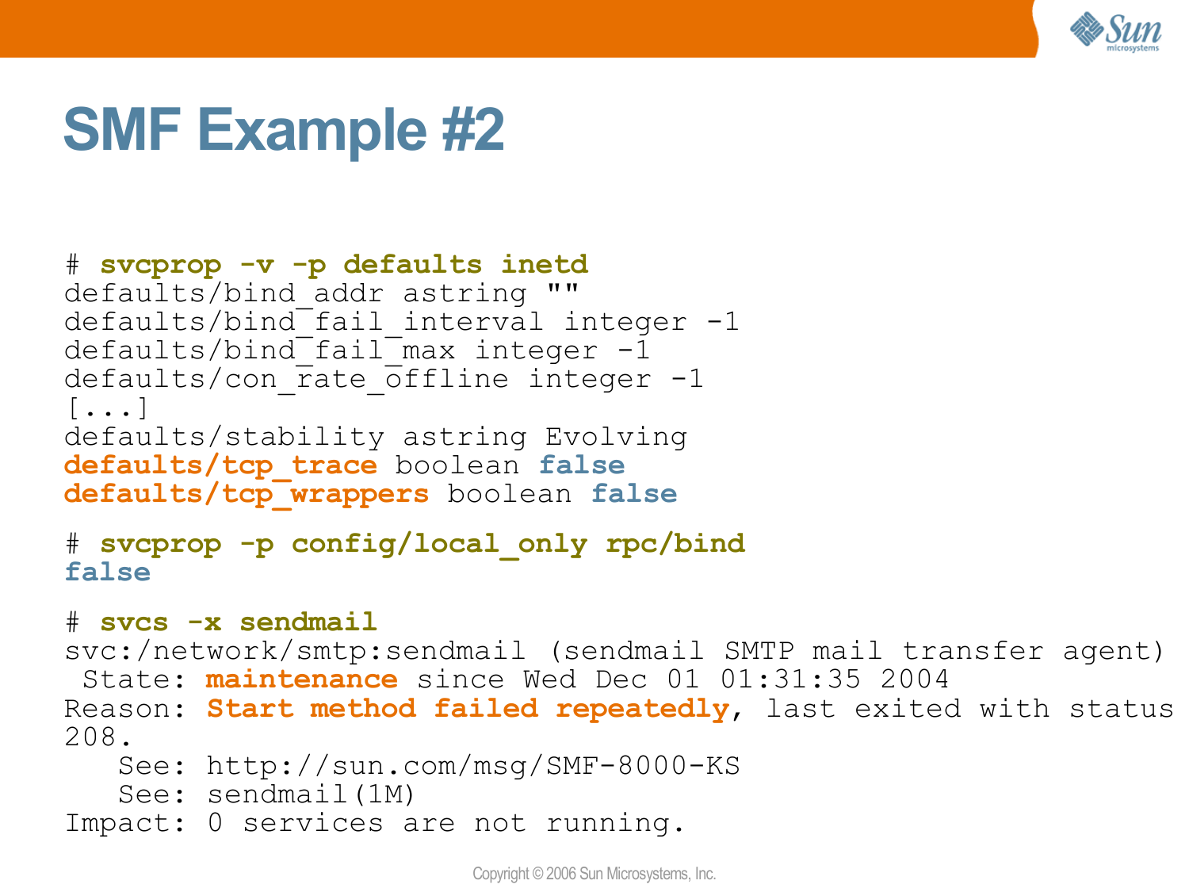# SMF Example #2

```
# svcprop -v -p defaults inetd
defaults/bind_addr astring ""
defaults/bind_fail_interval integer -1
defaults/bind_fail_max integer -1
defaults/con_rate_offline integer -1
[...]
defaults/stability astring Evolving
defaults/tcp_trace boolean false
defaults/tcp_wrappers boolean false

# svcprop -p config/local_only rpc/bind
false

# svcs -x sendmail
svc:/network/smtp:sendmail (sendmail SMTP mail transfer agent)
 State: maintenance since Wed Dec 01 01:31:35 2004
Reason: Start method failed repeatedly, last exited with status
208.
   See: http://sun.com/msg/SMF-8000-KS
   See: sendmail(1M)
Impact: 0 services are not running.
```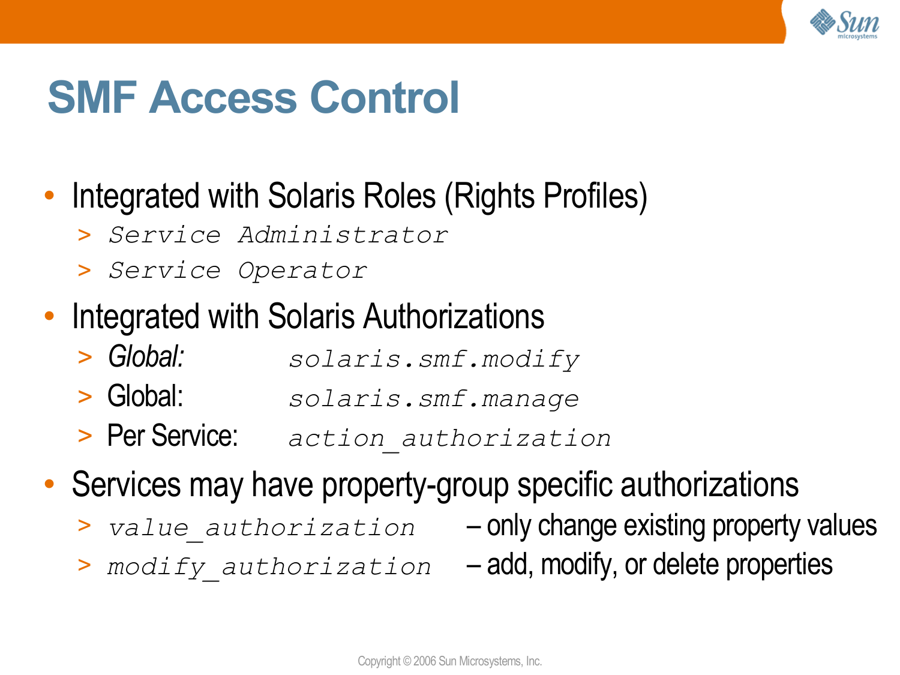# SMF Access Control

- Integrated with Solaris Roles (Rights Profiles)
  - *Service Administrator*
  - *Service Operator*
- Integrated with Solaris Authorizations
  - *Global:* *solaris.smf.modify*
  - Global: *solaris.smf.manage*
  - Per Service: *action_authorization*
- Services may have property-group specific authorizations
  - *value_authorization* – only change existing property values
  - *modify_authorization* – add, modify, or delete properties

Copyright © 2006 Sun Microsystems, Inc.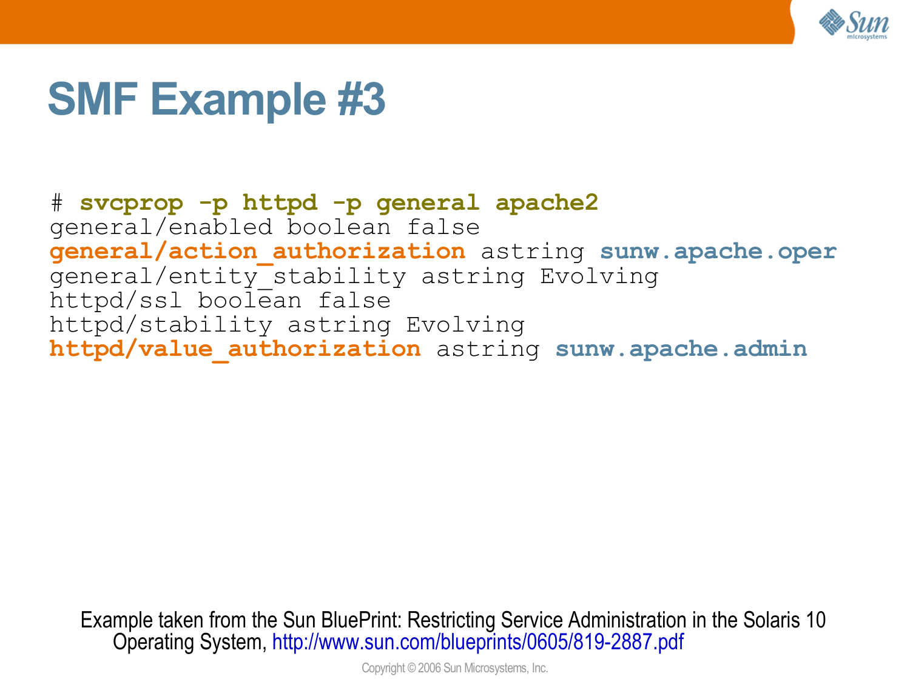# SMF Example #3

```
# svcprop -p httpd -p general apache2
general/enabled boolean false
general/action_authorization astring sunw.apache.oper
general/entity_stability astring Evolving
httpd/ssl boolean false
httpd/stability astring Evolving
httpd/value_authorization astring sunw.apache.admin
```

Example taken from the Sun BluePrint: Restricting Service Administration in the Solaris 10 Operating System, http://www.sun.com/blueprints/0605/819-2887.pdf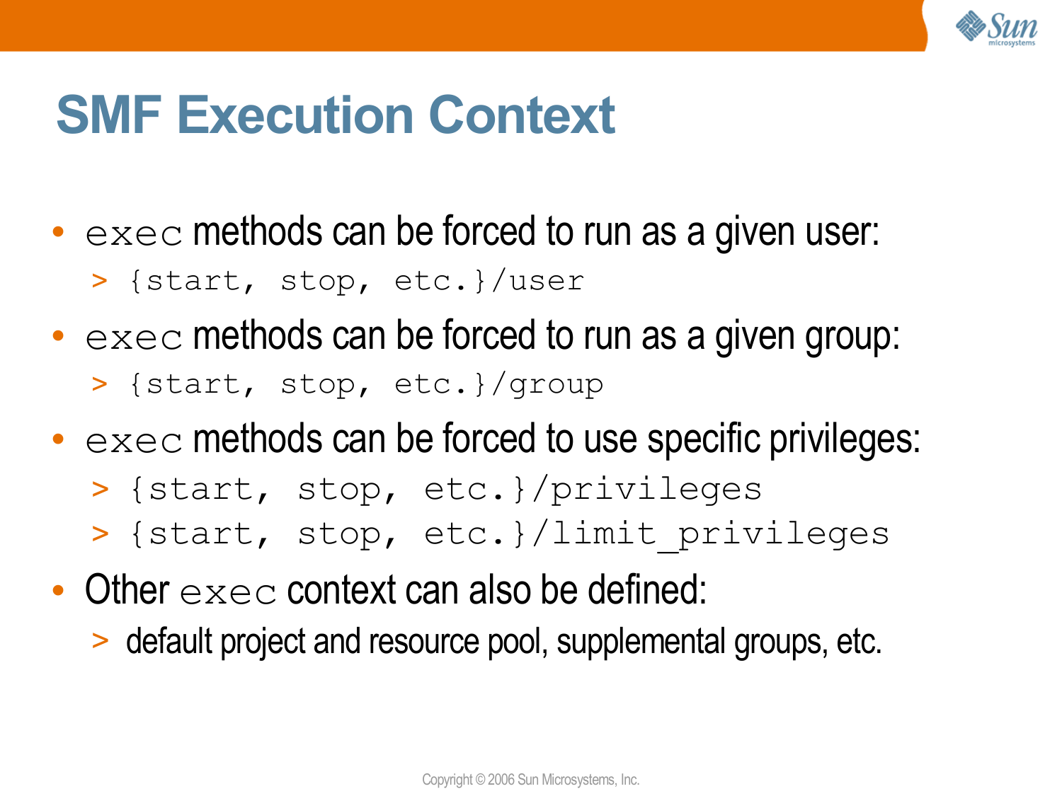# SMF Execution Context

- `exec` methods can be forced to run as a given user:
  - `{start, stop, etc.}/user`
- `exec` methods can be forced to run as a given group:
  - `{start, stop, etc.}/group`
- `exec` methods can be forced to use specific privileges:
  - `{start, stop, etc.}/privileges`
  - `{start, stop, etc.}/limit_privileges`
- Other `exec` context can also be defined:
  - default project and resource pool, supplemental groups, etc.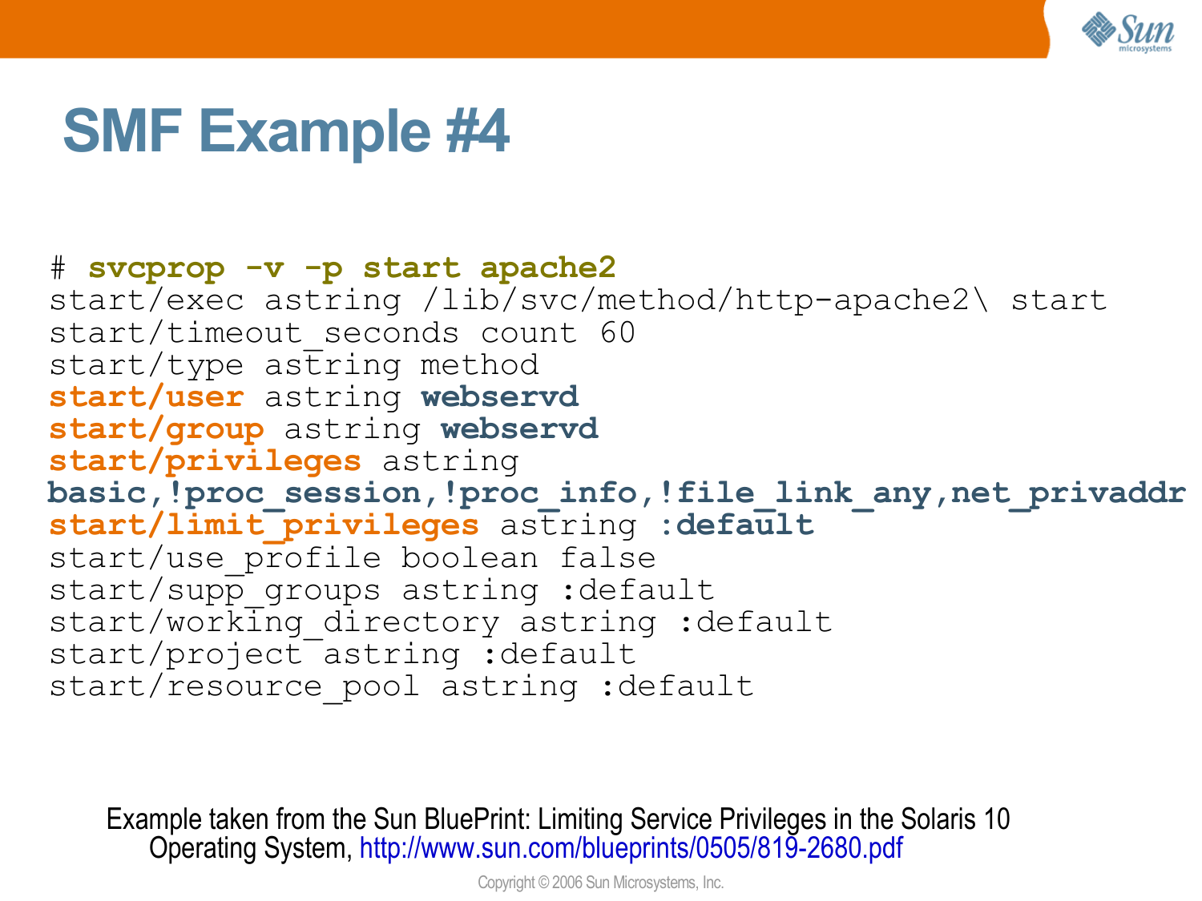# SMF Example #4

```
# svcprop -v -p start apache2
start/exec astring /lib/svc/method/http-apache2\ start
start/timeout_seconds count 60
start/type astring method
start/user astring webservd
start/group astring webservd
start/privileges astring
basic,!proc_session,!proc_info,!file_link_any,net_privaddr
start/limit_privileges astring :default
start/use_profile boolean false
start/supp_groups astring :default
start/working_directory astring :default
start/project astring :default
start/resource_pool astring :default
```

Example taken from the Sun BluePrint: Limiting Service Privileges in the Solaris 10 Operating System, http://www.sun.com/blueprints/0505/819-2680.pdf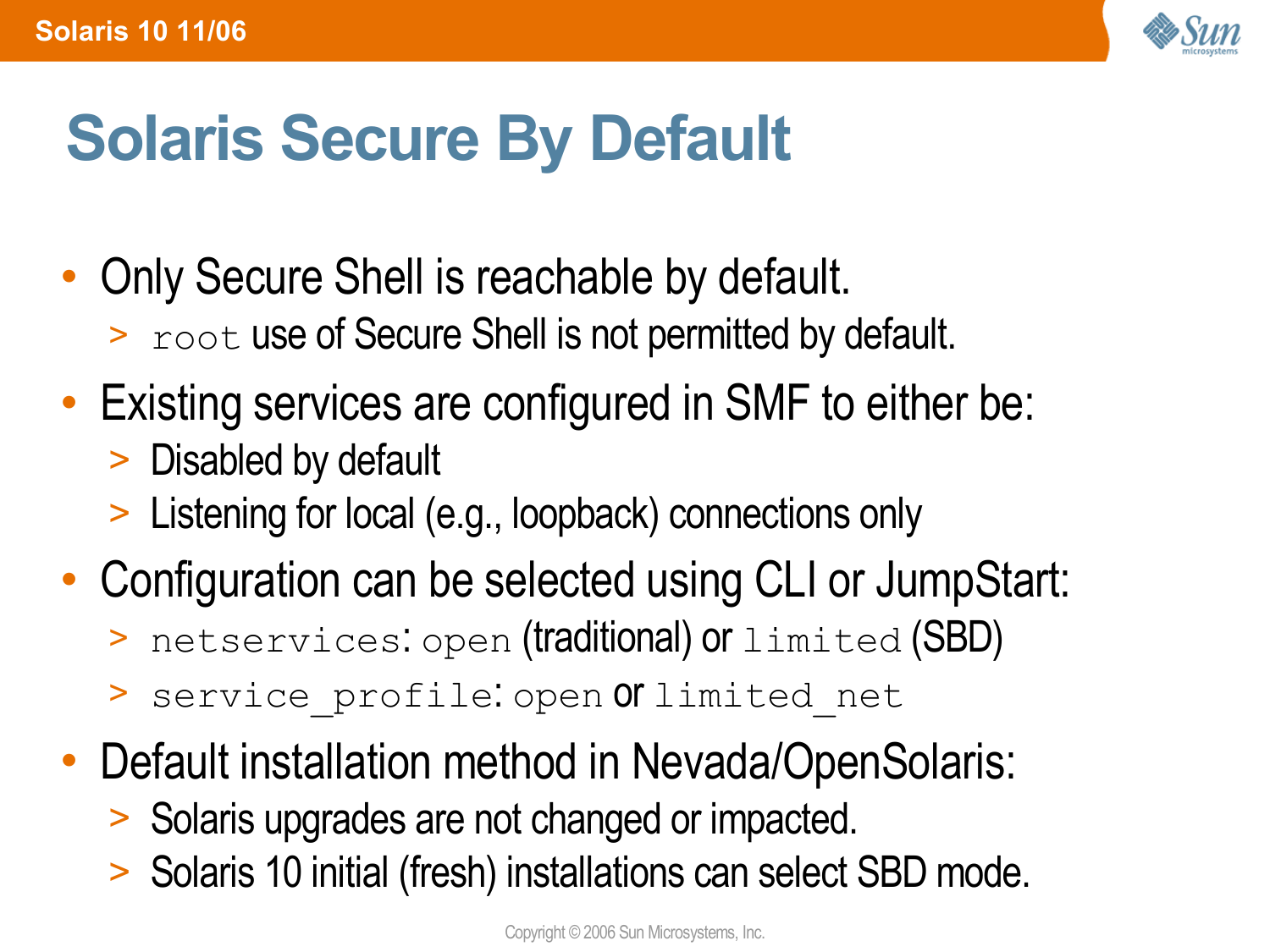# Solaris Secure By Default

- Only Secure Shell is reachable by default.
  - `root` use of Secure Shell is not permitted by default.
- Existing services are configured in SMF to either be:
  - Disabled by default
  - Listening for local (e.g., loopback) connections only
- Configuration can be selected using CLI or JumpStart:
  - `netservices`: `open` (traditional) or `limited` (SBD)
  - `service_profile`: `open` or `limited_net`
- Default installation method in Nevada/OpenSolaris:
  - Solaris upgrades are not changed or impacted.
  - Solaris 10 initial (fresh) installations can select SBD mode.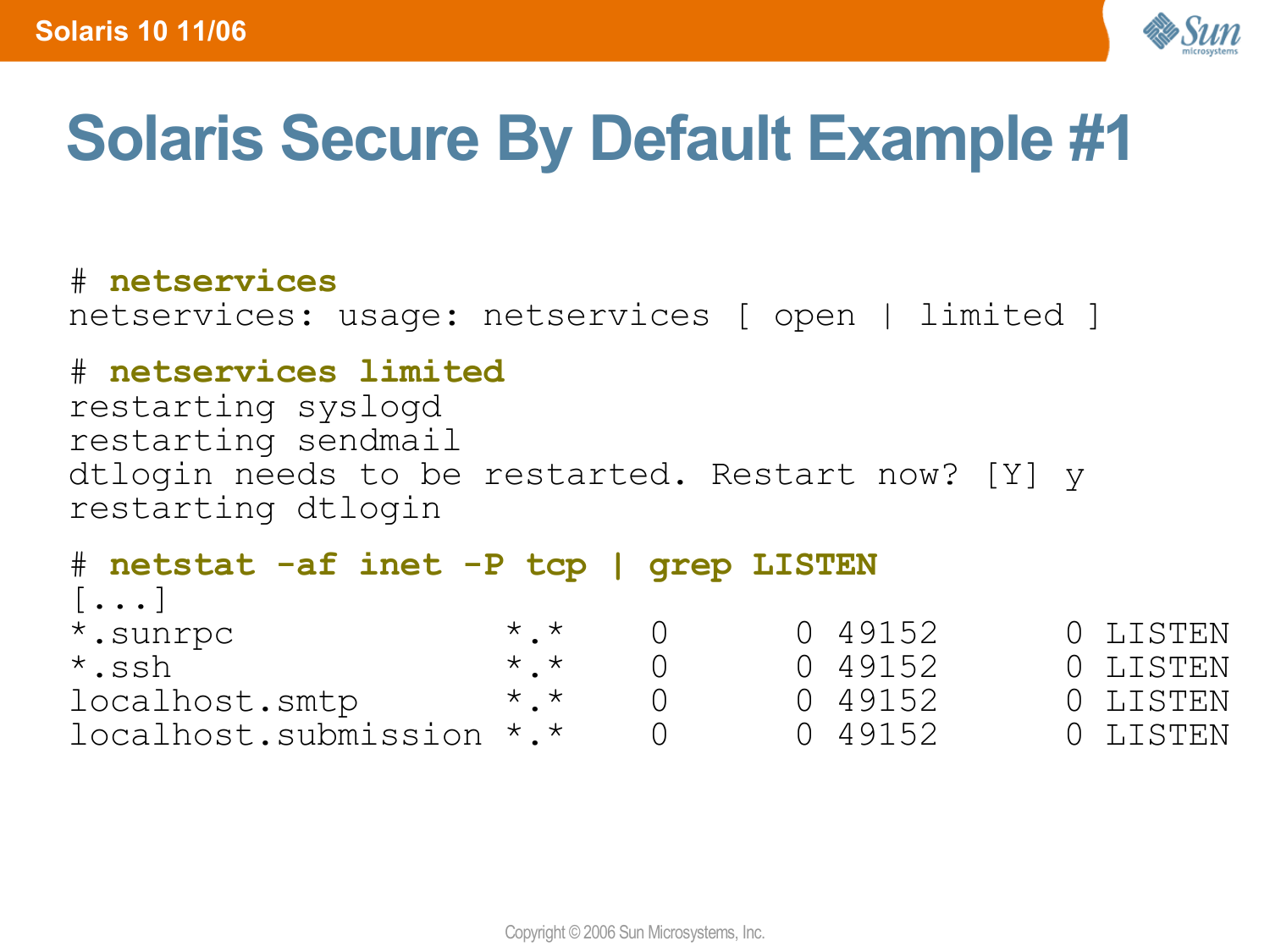# Solaris Secure By Default Example #1

```
# netservices
netservices: usage: netservices [ open | limited ]

# netservices limited
restarting syslogd
restarting sendmail
dtlogin needs to be restarted. Restart now? [Y] y
restarting dtlogin

# netstat -af inet -P tcp | grep LISTEN
[...]
*.sunrpc             *.*     0      0 49152      0 LISTEN
*.ssh                *.*     0      0 49152      0 LISTEN
localhost.smtp       *.*     0      0 49152      0 LISTEN
localhost.submission *.*     0      0 49152      0 LISTEN
```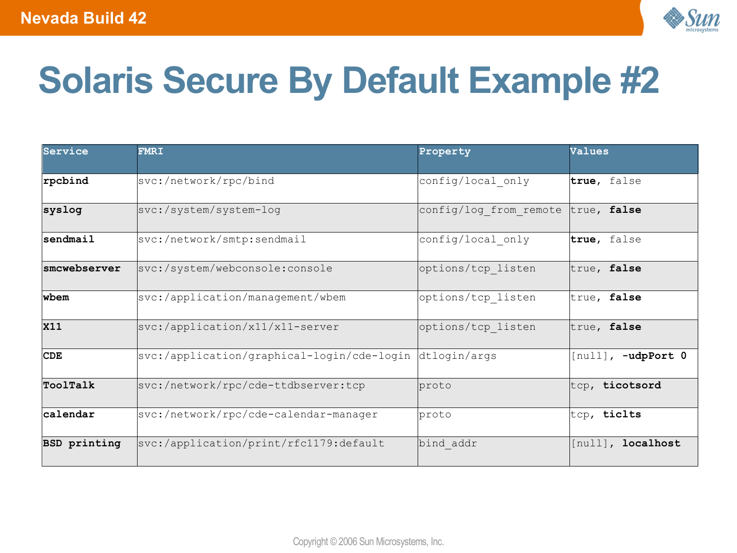# Solaris Secure By Default Example #2

| Service | FMRI | Property | Values |
|---|---|---|---|
| **rpcbind** | svc:/network/rpc/bind | config/local_only | **true**, false |
| **syslog** | svc:/system/system-log | config/log_from_remote | true, **false** |
| **sendmail** | svc:/network/smtp:sendmail | config/local_only | **true**, false |
| **smcwebserver** | svc:/system/webconsole:console | options/tcp_listen | true, **false** |
| **wbem** | svc:/application/management/wbem | options/tcp_listen | true, **false** |
| **X11** | svc:/application/x11/x11-server | options/tcp_listen | true, **false** |
| **CDE** | svc:/application/graphical-login/cde-login | dtlogin/args | [null], **-udpPort 0** |
| **ToolTalk** | svc:/network/rpc/cde-ttdbserver:tcp | proto | tcp, **ticotsord** |
| **calendar** | svc:/network/rpc/cde-calendar-manager | proto | tcp, **ticlts** |
| **BSD printing** | svc:/application/print/rfc1179:default | bind_addr | [null], **localhost** |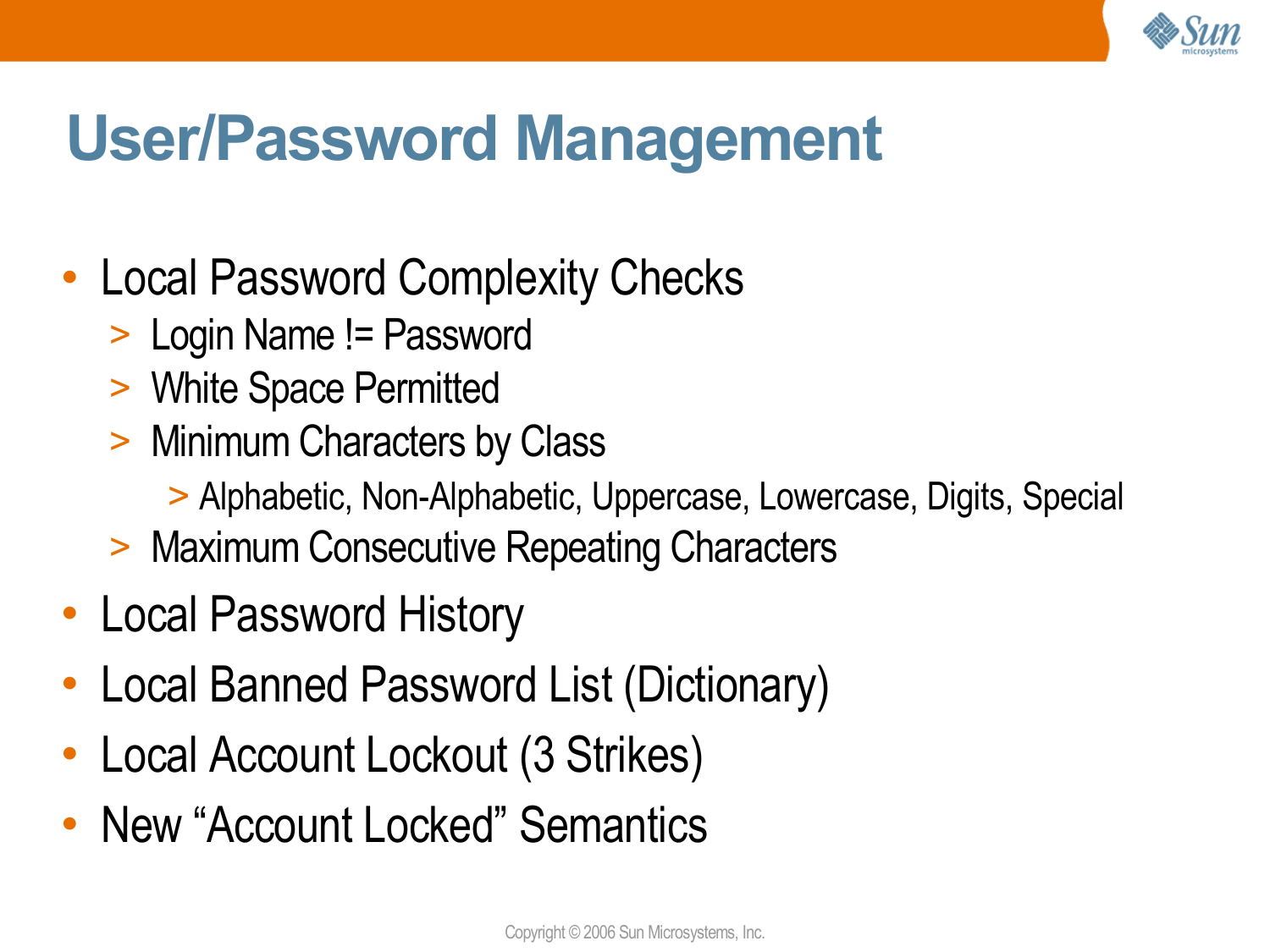# User/Password Management

- Local Password Complexity Checks
  - Login Name != Password
  - White Space Permitted
  - Minimum Characters by Class
    - Alphabetic, Non-Alphabetic, Uppercase, Lowercase, Digits, Special
  - Maximum Consecutive Repeating Characters
- Local Password History
- Local Banned Password List (Dictionary)
- Local Account Lockout (3 Strikes)
- New "Account Locked" Semantics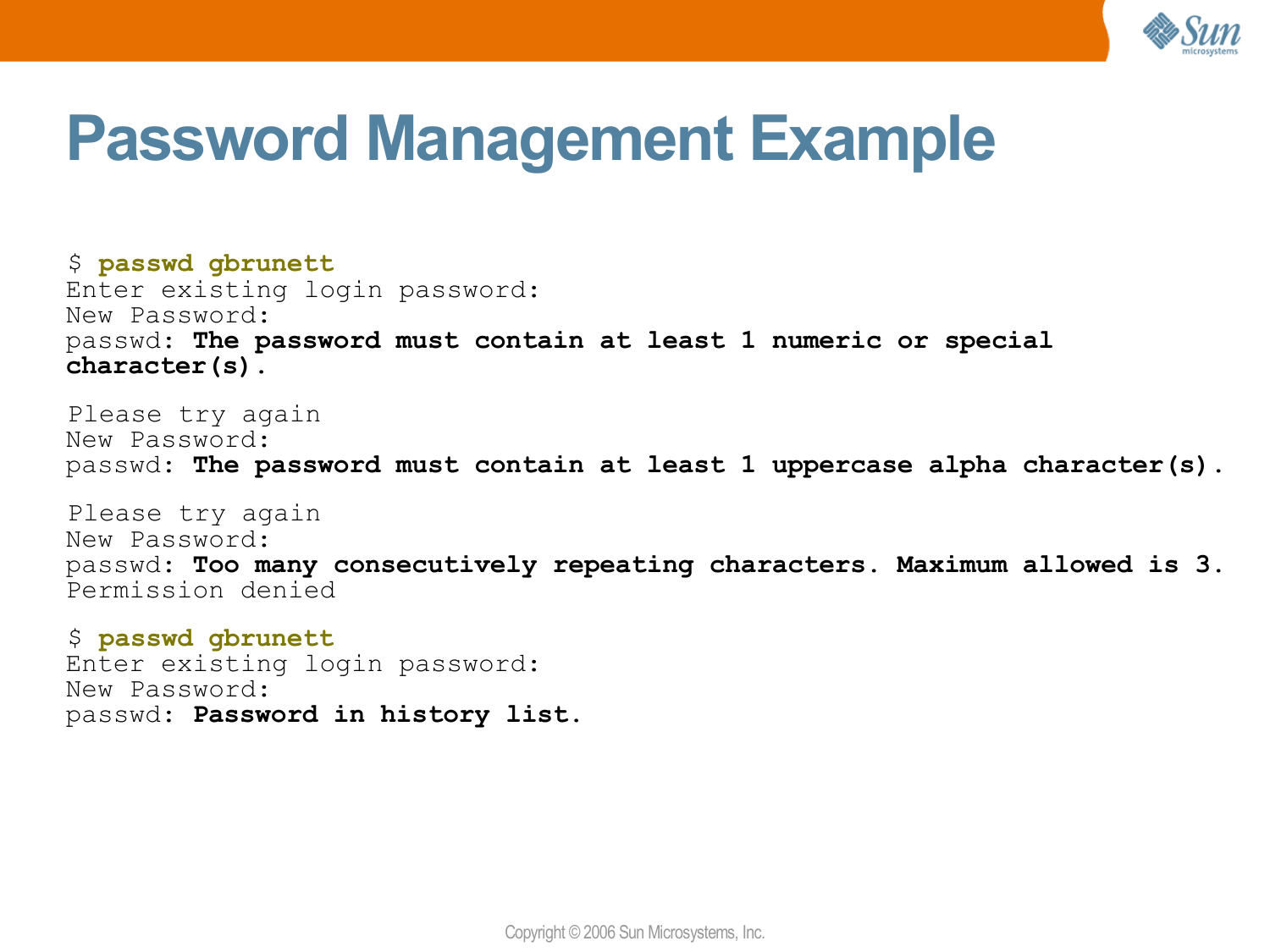# Password Management Example

```
$ passwd gbrunett
Enter existing login password:
New Password:
passwd: The password must contain at least 1 numeric or special
character(s).

 Please try again
New Password:
passwd: The password must contain at least 1 uppercase alpha character(s).

 Please try again
New Password:
passwd: Too many consecutively repeating characters. Maximum allowed is 3.
Permission denied

$ passwd gbrunett
Enter existing login password:
New Password:
passwd: Password in history list.
```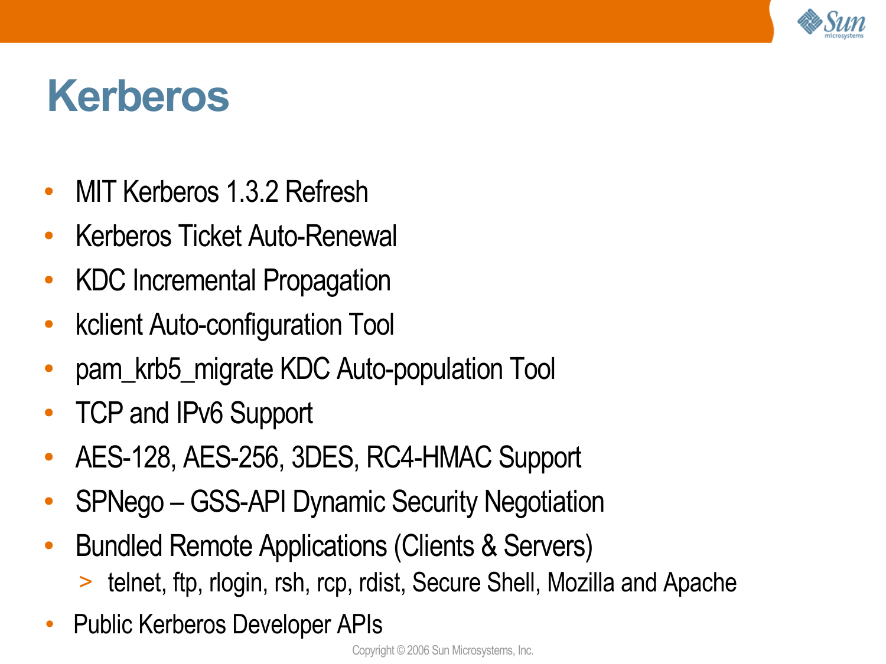# Kerberos

- MIT Kerberos 1.3.2 Refresh
- Kerberos Ticket Auto-Renewal
- KDC Incremental Propagation
- kclient Auto-configuration Tool
- pam_krb5_migrate KDC Auto-population Tool
- TCP and IPv6 Support
- AES-128, AES-256, 3DES, RC4-HMAC Support
- SPNego – GSS-API Dynamic Security Negotiation
- Bundled Remote Applications (Clients & Servers)
  - telnet, ftp, rlogin, rsh, rcp, rdist, Secure Shell, Mozilla and Apache
- Public Kerberos Developer APIs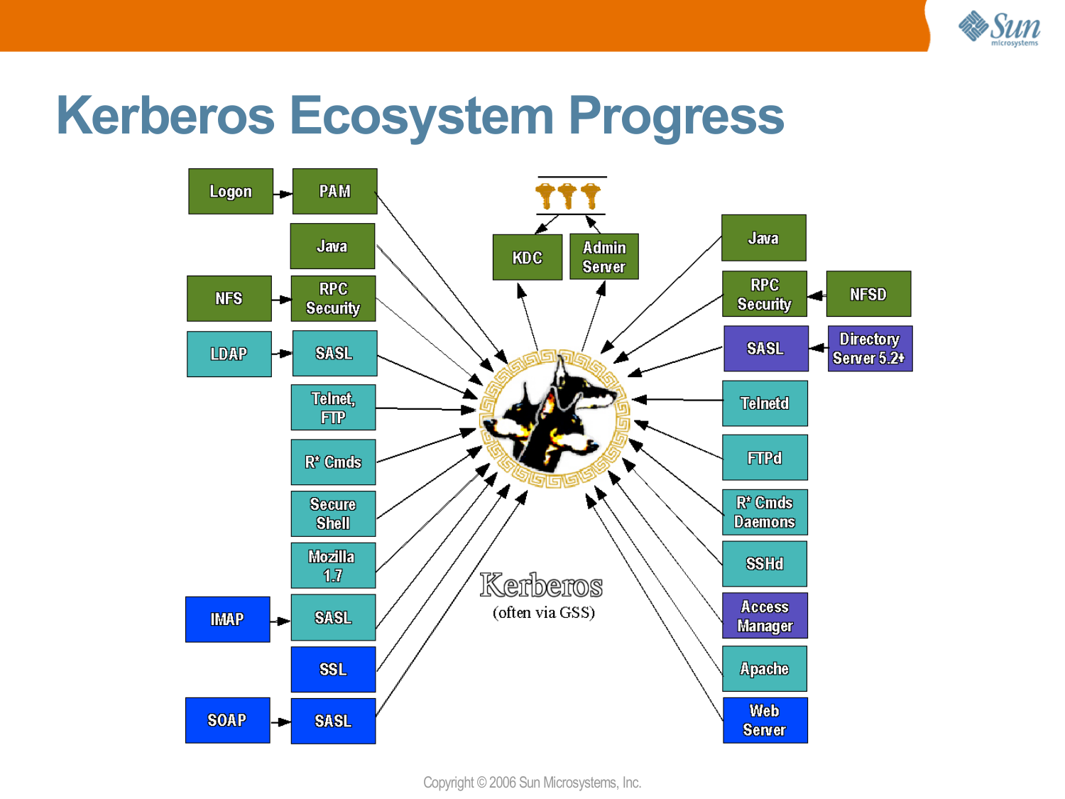# Kerberos Ecosystem Progress

Logon → PAM

Java

NFS → RPC Security

LDAP → SASL

Telnet, FTP

R* Cmds

Secure Shell

Mozilla 1.7

IMAP → SASL

SSL

SOAP → SASL

KDC

Admin Server

Java

RPC Security ← NFSD

SASL ← Directory Server 5.2+

Telnetd

FTPd

R* Cmds Daemons

SSHd

Access Manager

Apache

Web Server

Kerberos
(often via GSS)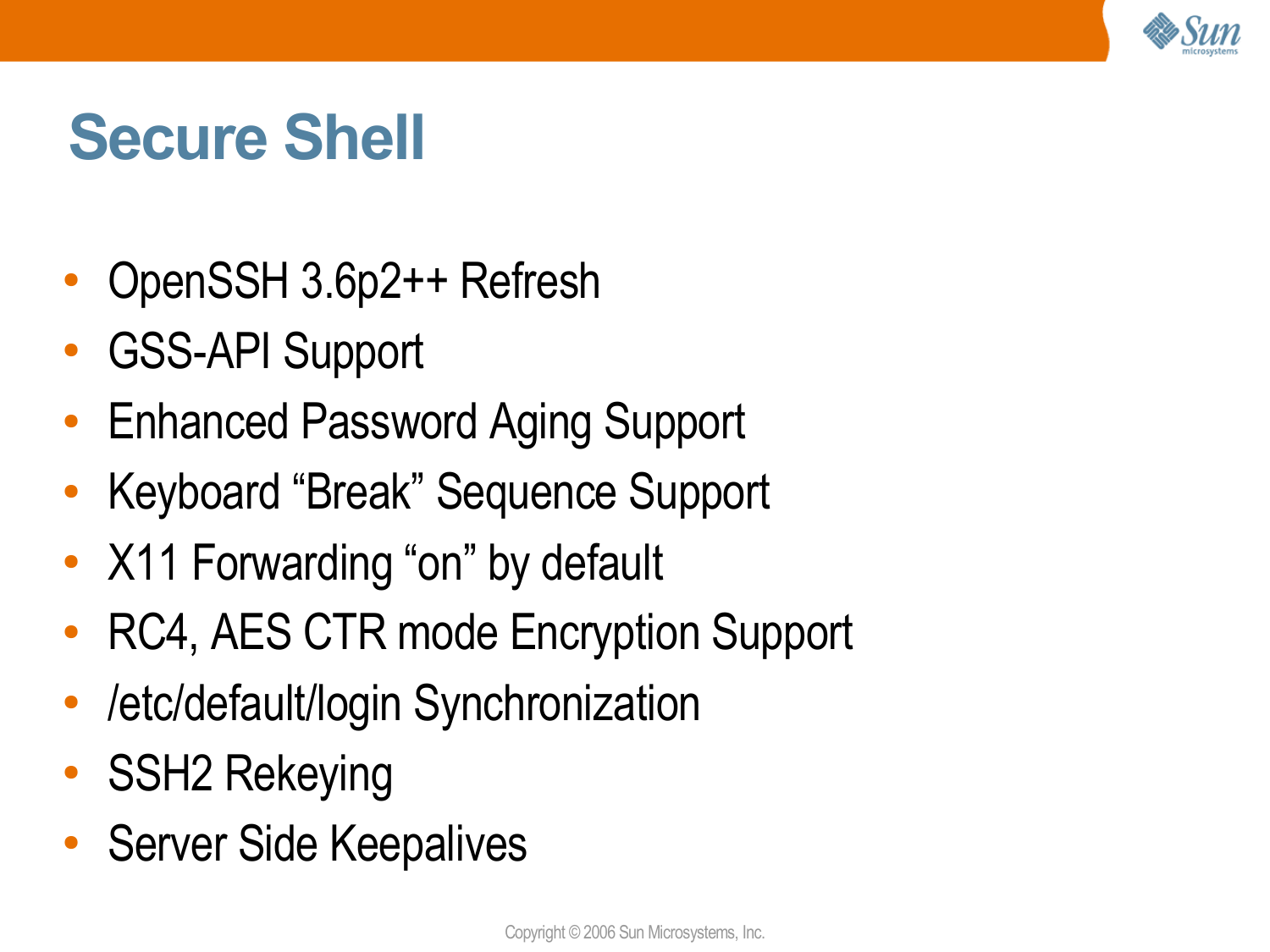# Secure Shell

- OpenSSH 3.6p2++ Refresh
- GSS-API Support
- Enhanced Password Aging Support
- Keyboard “Break” Sequence Support
- X11 Forwarding “on” by default
- RC4, AES CTR mode Encryption Support
- /etc/default/login Synchronization
- SSH2 Rekeying
- Server Side Keepalives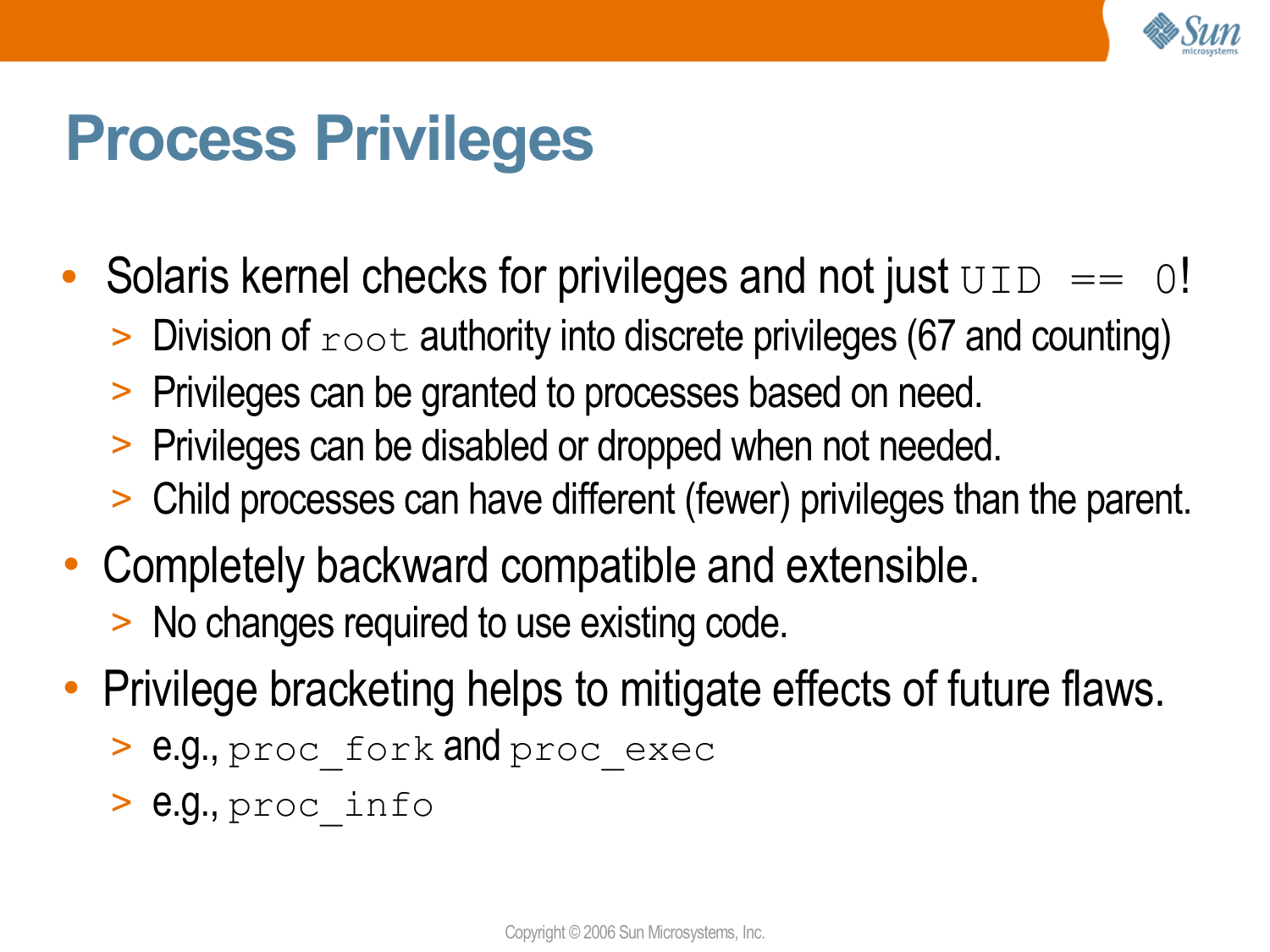# Process Privileges

- Solaris kernel checks for privileges and not just `UID == 0`!
  - Division of `root` authority into discrete privileges (67 and counting)
  - Privileges can be granted to processes based on need.
  - Privileges can be disabled or dropped when not needed.
  - Child processes can have different (fewer) privileges than the parent.
- Completely backward compatible and extensible.
  - No changes required to use existing code.
- Privilege bracketing helps to mitigate effects of future flaws.
  - e.g., `proc_fork` and `proc_exec`
  - e.g., `proc_info`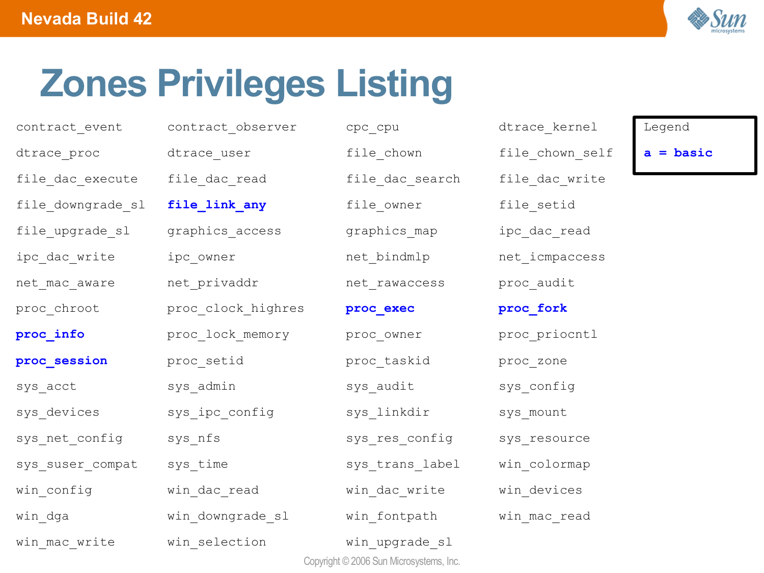# Zones Privileges Listing

| | | | |
|---|---|---|---|
| contract_event | contract_observer | cpc_cpu | dtrace_kernel |
| dtrace_proc | dtrace_user | file_chown | file_chown_self |
| file_dac_execute | file_dac_read | file_dac_search | file_dac_write |
| file_downgrade_sl | **file_link_any** | file_owner | file_setid |
| file_upgrade_sl | graphics_access | graphics_map | ipc_dac_read |
| ipc_dac_write | ipc_owner | net_bindmlp | net_icmpaccess |
| net_mac_aware | net_privaddr | net_rawaccess | proc_audit |
| proc_chroot | proc_clock_highres | **proc_exec** | **proc_fork** |
| **proc_info** | proc_lock_memory | proc_owner | proc_priocntl |
| **proc_session** | proc_setid | proc_taskid | proc_zone |
| sys_acct | sys_admin | sys_audit | sys_config |
| sys_devices | sys_ipc_config | sys_linkdir | sys_mount |
| sys_net_config | sys_nfs | sys_res_config | sys_resource |
| sys_suser_compat | sys_time | sys_trans_label | win_colormap |
| win_config | win_dac_read | win_dac_write | win_devices |
| win_dga | win_downgrade_sl | win_fontpath | win_mac_read |
| win_mac_write | win_selection | win_upgrade_sl | |

Legend

**a = basic**

Copyright © 2006 Sun Microsystems, Inc.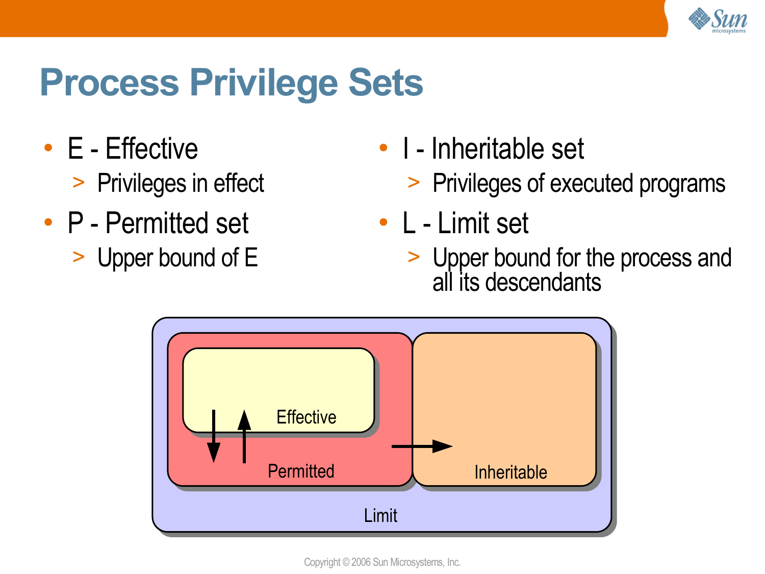# Process Privilege Sets

- E - Effective
  - > Privileges in effect
- P - Permitted set
  - > Upper bound of E
- I - Inheritable set
  - > Privileges of executed programs
- L - Limit set
  - > Upper bound for the process and all its descendants

Effective

Permitted

Inheritable

Limit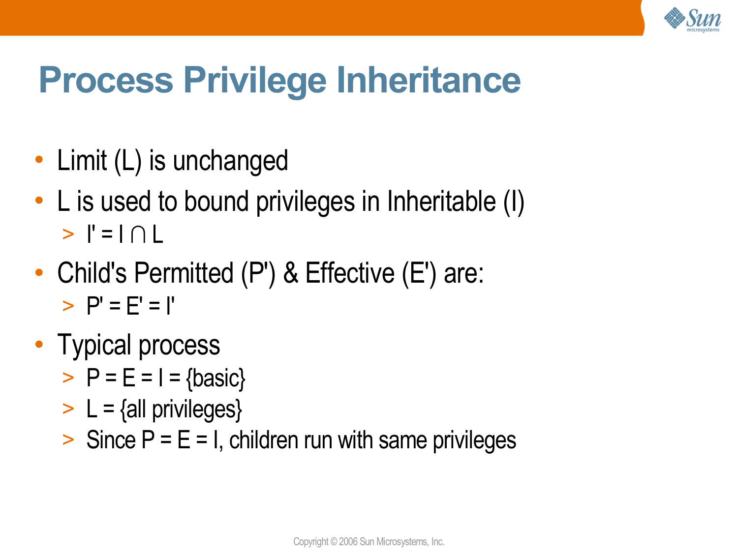# Process Privilege Inheritance

- Limit (L) is unchanged
- L is used to bound privileges in Inheritable (I)
  - $I' = I \cap L$
- Child's Permitted (P') & Effective (E') are:
  - $P' = E' = I'$
- Typical process
  - P = E = I = {basic}
  - L = {all privileges}
  - Since P = E = I, children run with same privileges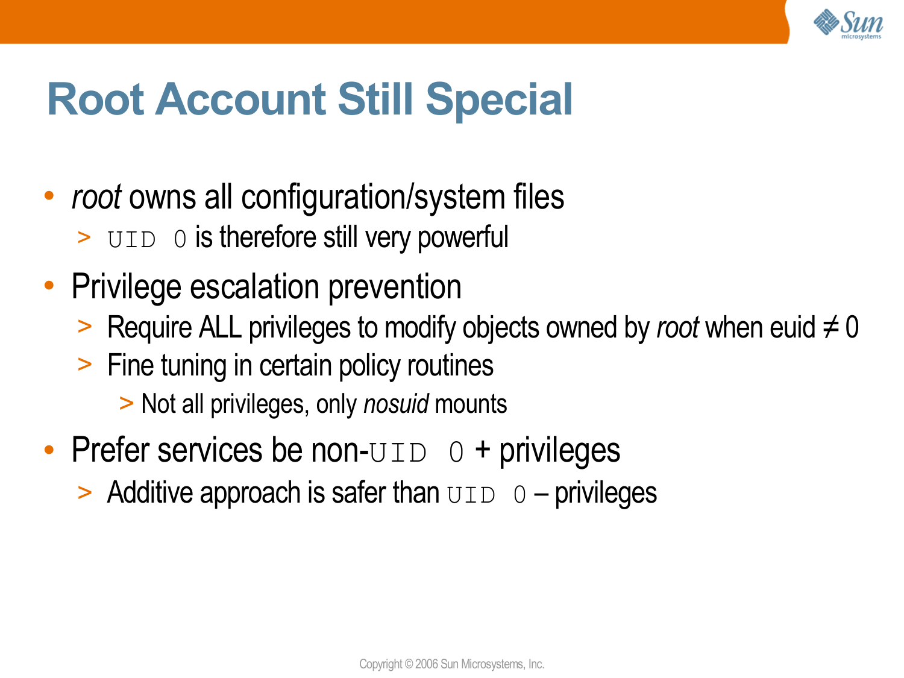# Root Account Still Special

- *root* owns all configuration/system files
  - `UID 0` is therefore still very powerful
- Privilege escalation prevention
  - Require ALL privileges to modify objects owned by *root* when euid $\neq$ 0
  - Fine tuning in certain policy routines
    - Not all privileges, only *nosuid* mounts
- Prefer services be non-`UID 0` + privileges
  - Additive approach is safer than `UID 0` – privileges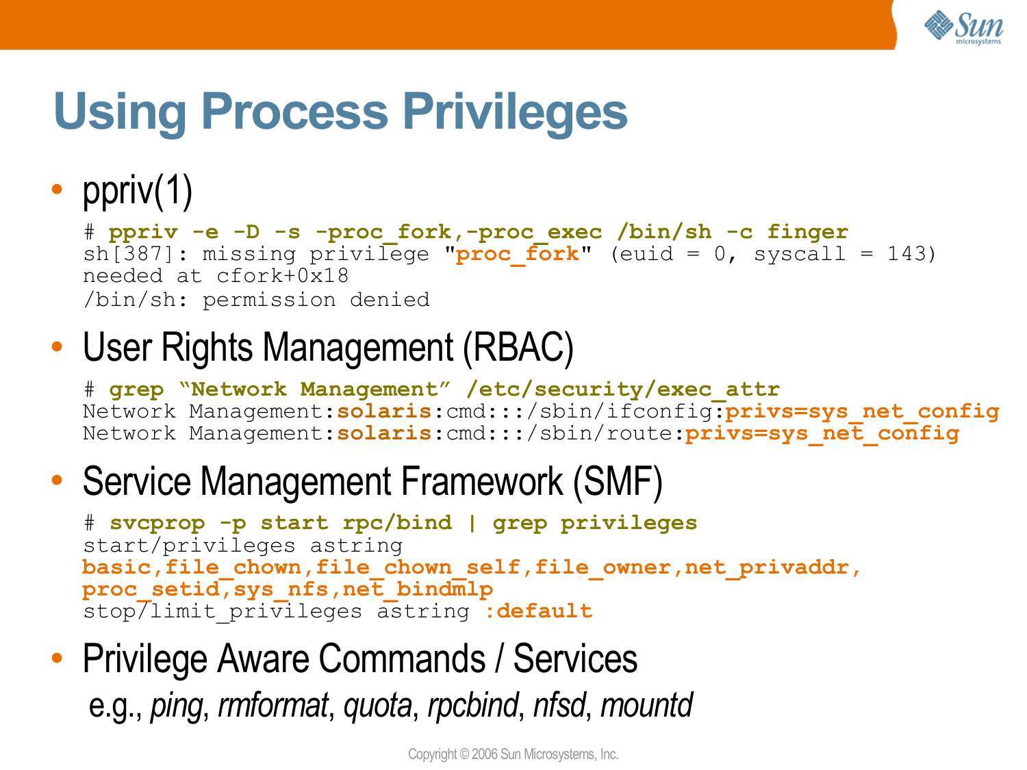# Using Process Privileges

- ppriv(1)

```
# ppriv -e -D -s -proc_fork,-proc_exec /bin/sh -c finger
sh[387]: missing privilege "proc_fork" (euid = 0, syscall = 143)
needed at cfork+0x18
/bin/sh: permission denied
```

- User Rights Management (RBAC)

```
# grep "Network Management" /etc/security/exec_attr
Network Management:solaris:cmd:::/sbin/ifconfig:privs=sys_net_config
Network Management:solaris:cmd:::/sbin/route:privs=sys_net_config
```

- Service Management Framework (SMF)

```
# svcprop -p start rpc/bind | grep privileges
start/privileges astring
basic,file_chown,file_chown_self,file_owner,net_privaddr,
proc_setid,sys_nfs,net_bindmlp
stop/limit_privileges astring :default
```

- Privilege Aware Commands / Services

  e.g., *ping*, *rmformat*, *quota*, *rpcbind*, *nfsd*, *mountd*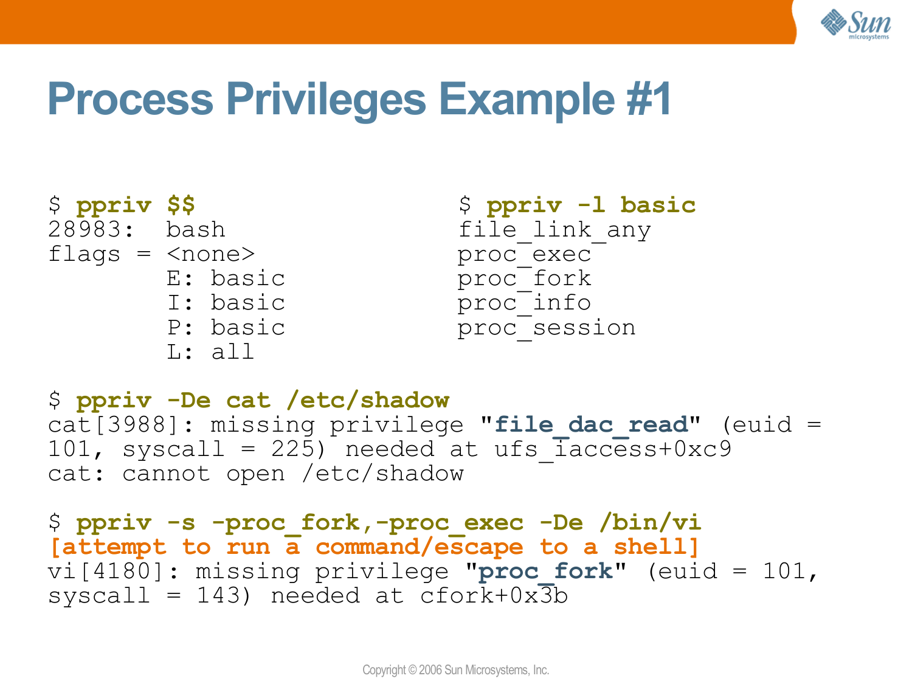# Process Privileges Example #1

```
$ ppriv $$
28983:  bash
flags = <none>
        E: basic
        I: basic
        P: basic
        L: all
```

```
$ ppriv -l basic
file_link_any
proc_exec
proc_fork
proc_info
proc_session
```

```
$ ppriv -De cat /etc/shadow
cat[3988]: missing privilege "file_dac_read" (euid =
101, syscall = 225) needed at ufs_iaccess+0xc9
cat: cannot open /etc/shadow
```

```
$ ppriv -s -proc_fork,-proc_exec -De /bin/vi
[attempt to run a command/escape to a shell]
vi[4180]: missing privilege "proc_fork" (euid = 101,
syscall = 143) needed at cfork+0x3b
```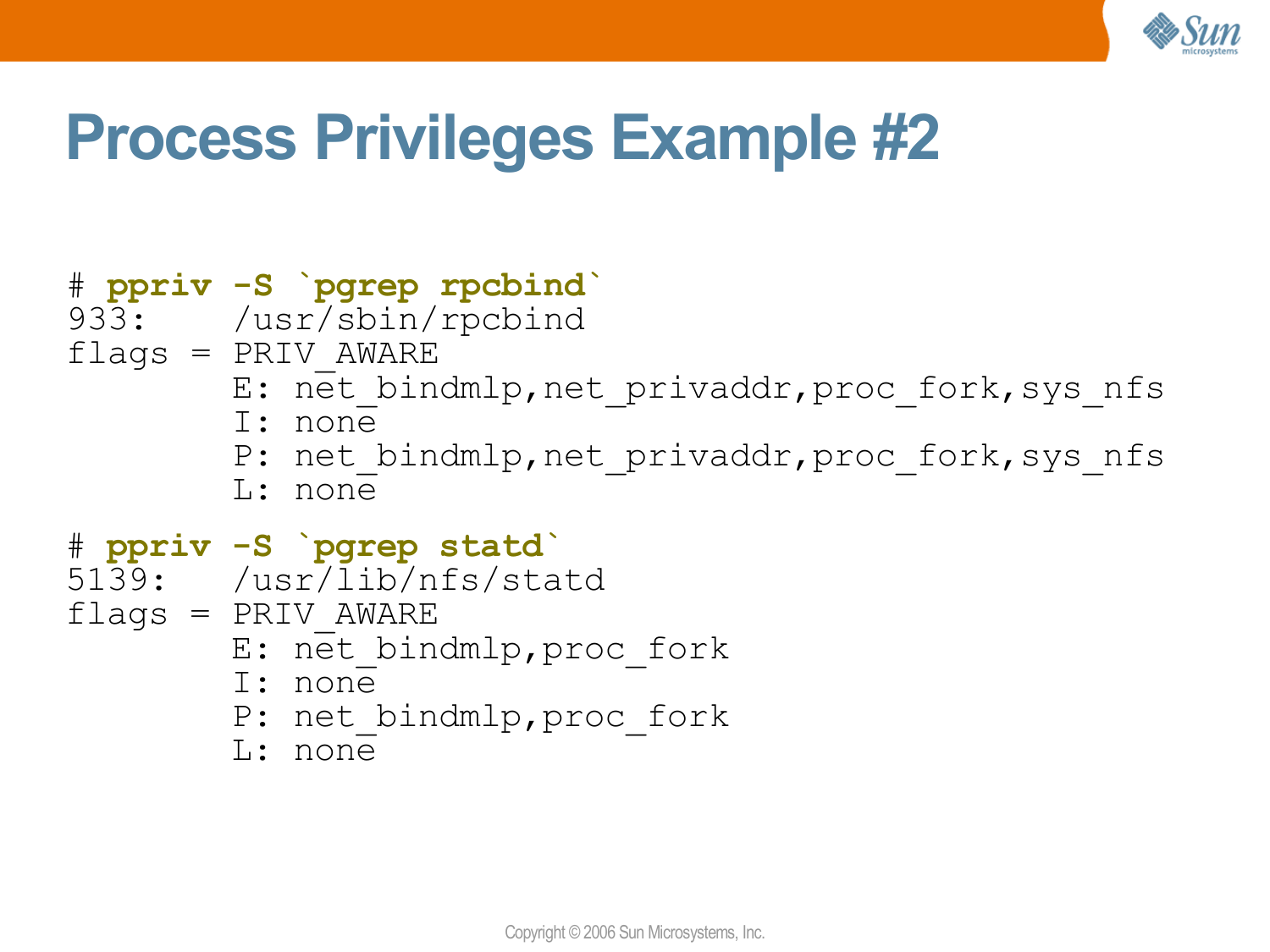# Process Privileges Example #2

```
# ppriv -S `pgrep rpcbind`
933:    /usr/sbin/rpcbind
flags = PRIV_AWARE
        E: net_bindmlp,net_privaddr,proc_fork,sys_nfs
        I: none
        P: net_bindmlp,net_privaddr,proc_fork,sys_nfs
        L: none

# ppriv -S `pgrep statd`
5139:   /usr/lib/nfs/statd
flags = PRIV_AWARE
        E: net_bindmlp,proc_fork
        I: none
        P: net_bindmlp,proc_fork
        L: none
```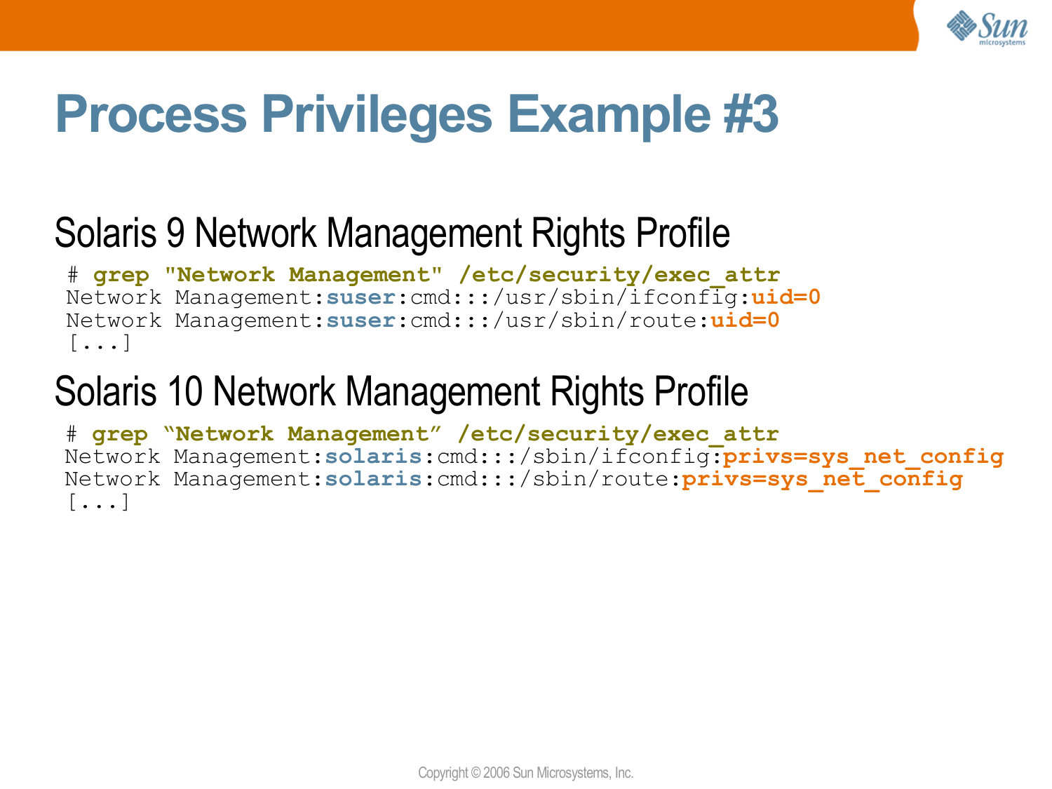# Process Privileges Example #3

## Solaris 9 Network Management Rights Profile

```
# grep "Network Management" /etc/security/exec_attr
Network Management:suser:cmd:::/usr/sbin/ifconfig:uid=0
Network Management:suser:cmd:::/usr/sbin/route:uid=0
[...]
```

## Solaris 10 Network Management Rights Profile

```
# grep "Network Management" /etc/security/exec_attr
Network Management:solaris:cmd:::/sbin/ifconfig:privs=sys_net_config
Network Management:solaris:cmd:::/sbin/route:privs=sys_net_config
[...]
```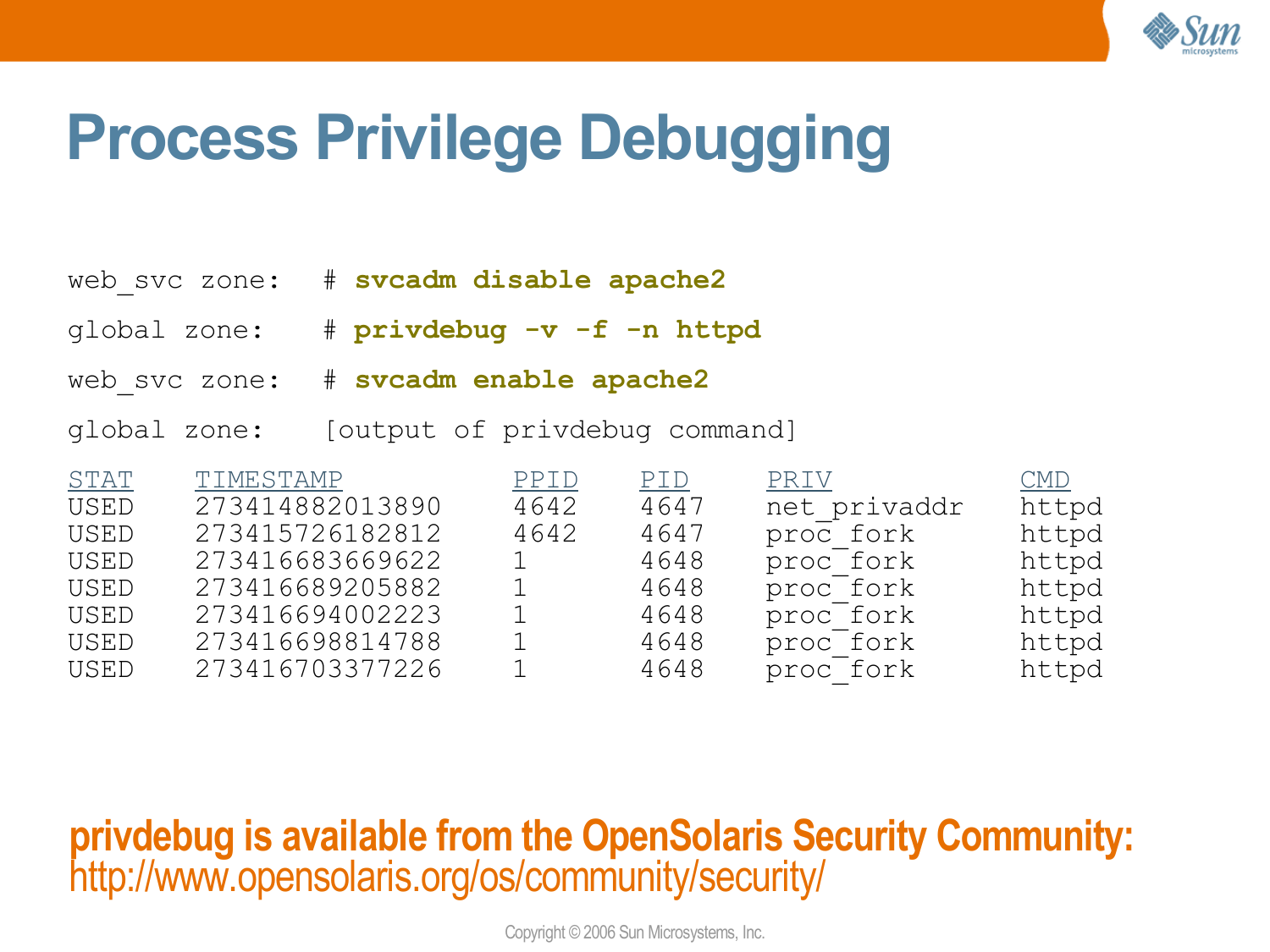# Process Privilege Debugging

```
web_svc zone:   # svcadm disable apache2

global zone:    # privdebug -v -f -n httpd

web_svc zone:   # svcadm enable apache2

global zone:    [output of privdebug command]
```

| STAT | TIMESTAMP | PPID | PID | PRIV | CMD |
|---|---|---|---|---|---|
| USED | 273414882013890 | 4642 | 4647 | net_privaddr | httpd |
| USED | 273415726182812 | 4642 | 4647 | proc_fork | httpd |
| USED | 273416683669622 | 1 | 4648 | proc_fork | httpd |
| USED | 273416689205882 | 1 | 4648 | proc_fork | httpd |
| USED | 273416694002223 | 1 | 4648 | proc_fork | httpd |
| USED | 273416698814788 | 1 | 4648 | proc_fork | httpd |
| USED | 273416703377226 | 1 | 4648 | proc_fork | httpd |

**privdebug is available from the OpenSolaris Security Community:**
http://www.opensolaris.org/os/community/security/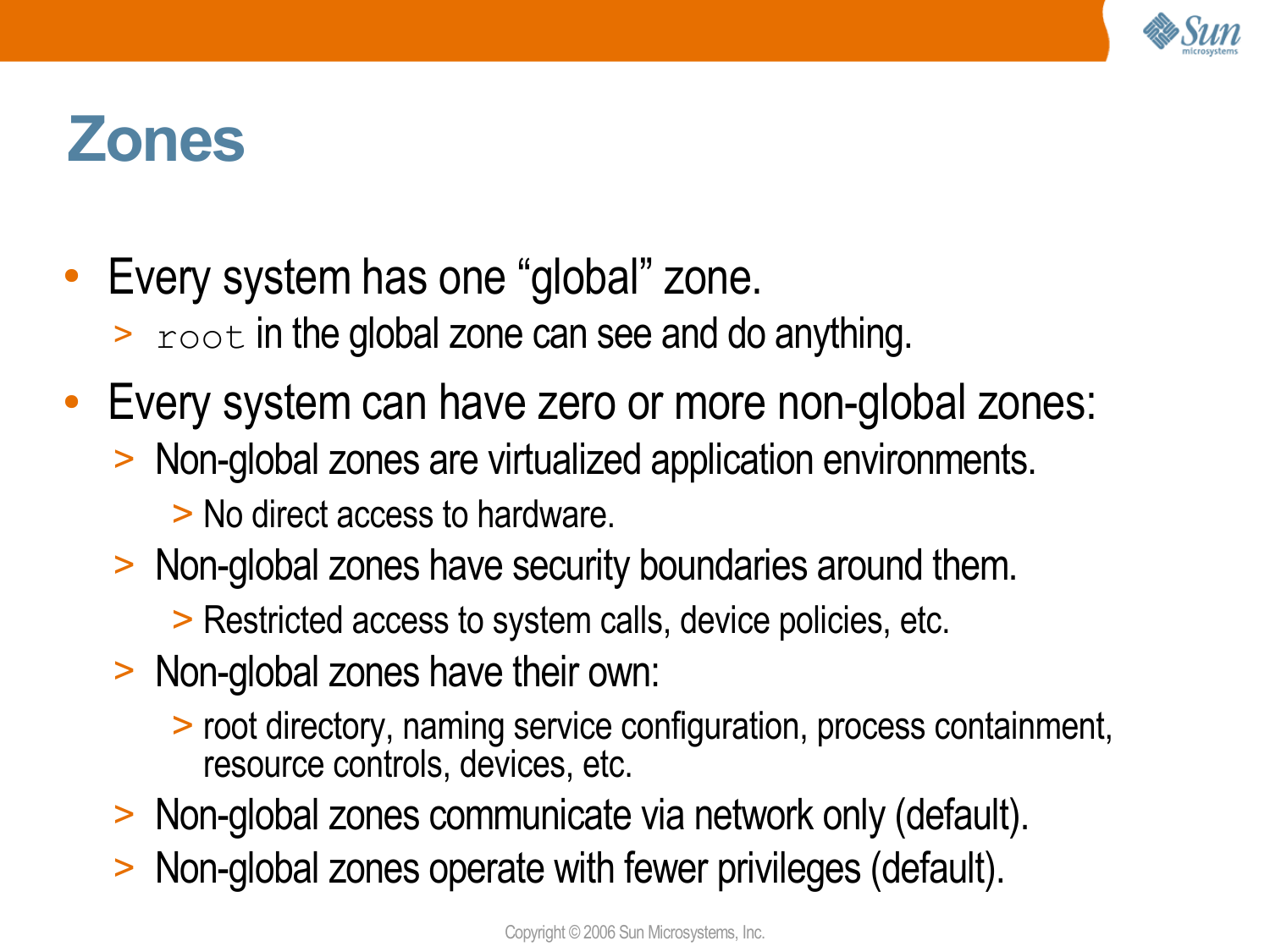# Zones

- Every system has one “global” zone.
  - `root` in the global zone can see and do anything.
- Every system can have zero or more non-global zones:
  - Non-global zones are virtualized application environments.
    - No direct access to hardware.
  - Non-global zones have security boundaries around them.
    - Restricted access to system calls, device policies, etc.
  - Non-global zones have their own:
    - root directory, naming service configuration, process containment, resource controls, devices, etc.
  - Non-global zones communicate via network only (default).
  - Non-global zones operate with fewer privileges (default).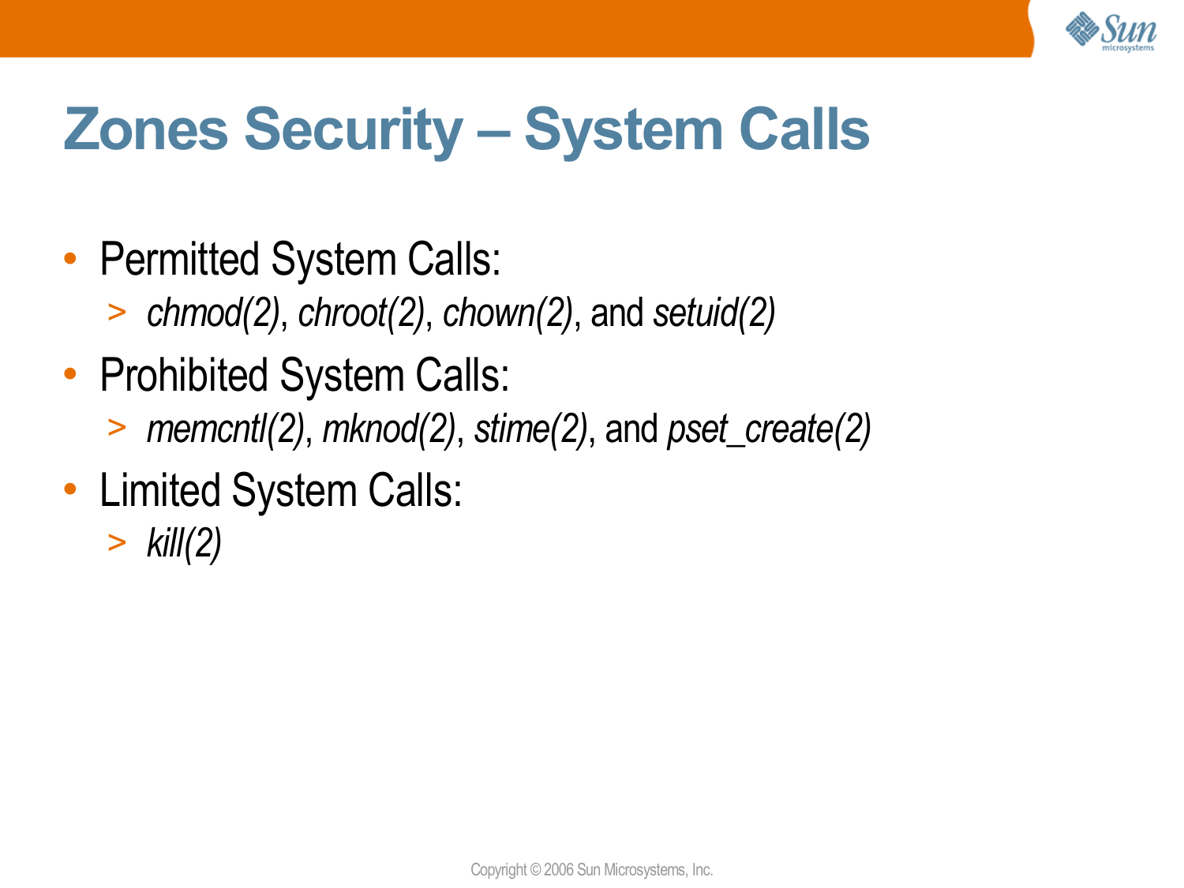# Zones Security – System Calls

- Permitted System Calls:
  - *chmod(2)*, *chroot(2)*, *chown(2)*, and *setuid(2)*
- Prohibited System Calls:
  - *memcntl(2)*, *mknod(2)*, *stime(2)*, and *pset_create(2)*
- Limited System Calls:
  - *kill(2)*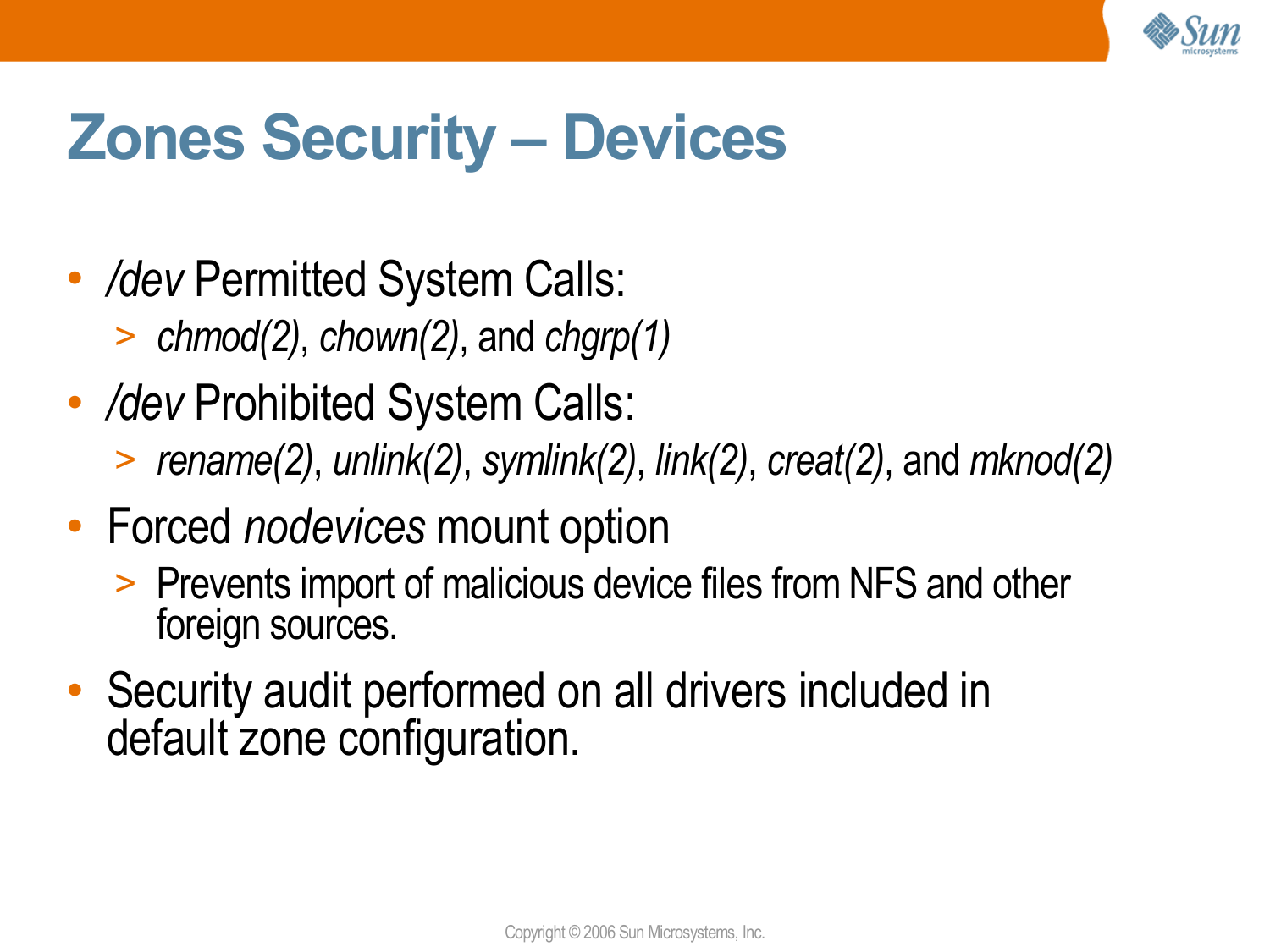# Zones Security – Devices

- */dev* Permitted System Calls:
  - *chmod(2)*, *chown(2)*, and *chgrp(1)*
- */dev* Prohibited System Calls:
  - *rename(2)*, *unlink(2)*, *symlink(2)*, *link(2)*, *creat(2)*, and *mknod(2)*
- Forced *nodevices* mount option
  - Prevents import of malicious device files from NFS and other foreign sources.
- Security audit performed on all drivers included in default zone configuration.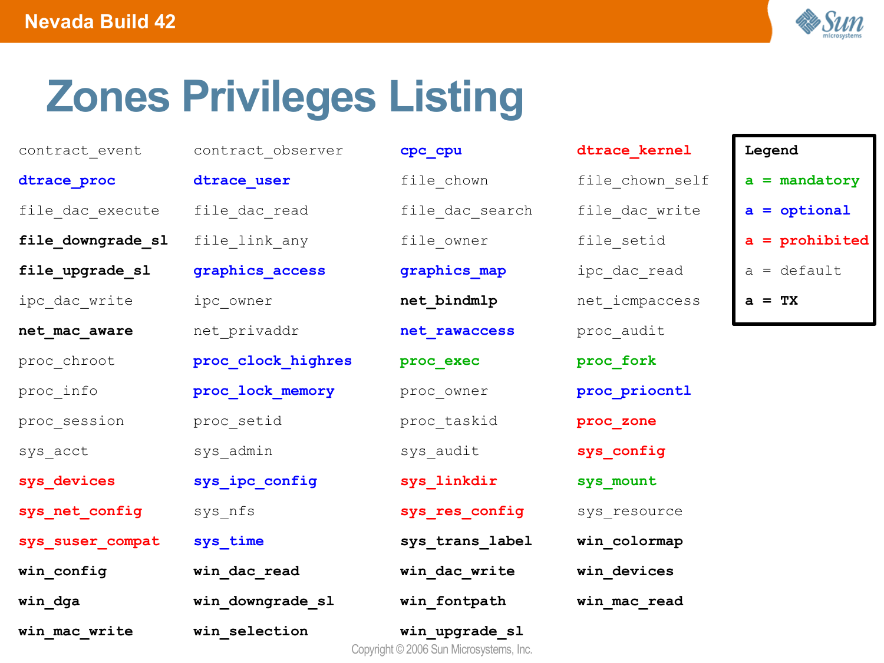# Zones Privileges Listing

| | | | |
|---|---|---|---|
| contract_event | contract_observer | **cpc_cpu** | **dtrace_kernel** |
| **dtrace_proc** | **dtrace_user** | file_chown | file_chown_self |
| file_dac_execute | file_dac_read | file_dac_search | file_dac_write |
| **file_downgrade_sl** | file_link_any | file_owner | file_setid |
| **file_upgrade_sl** | **graphics_access** | **graphics_map** | ipc_dac_read |
| ipc_dac_write | ipc_owner | **net_bindmlp** | net_icmpaccess |
| **net_mac_aware** | net_privaddr | **net_rawaccess** | proc_audit |
| proc_chroot | **proc_clock_highres** | **proc_exec** | **proc_fork** |
| proc_info | **proc_lock_memory** | proc_owner | **proc_priocntl** |
| proc_session | proc_setid | proc_taskid | **proc_zone** |
| sys_acct | sys_admin | sys_audit | **sys_config** |
| **sys_devices** | **sys_ipc_config** | **sys_linkdir** | **sys_mount** |
| **sys_net_config** | sys_nfs | **sys_res_config** | sys_resource |
| **sys_suser_compat** | **sys_time** | **sys_trans_label** | **win_colormap** |
| **win_config** | **win_dac_read** | **win_dac_write** | **win_devices** |
| **win_dga** | **win_downgrade_sl** | **win_fontpath** | **win_mac_read** |
| **win_mac_write** | **win_selection** | **win_upgrade_sl** | |

**Legend**

- **a = mandatory**
- **a = optional**
- **a = prohibited**
- a = default
- **a = TX**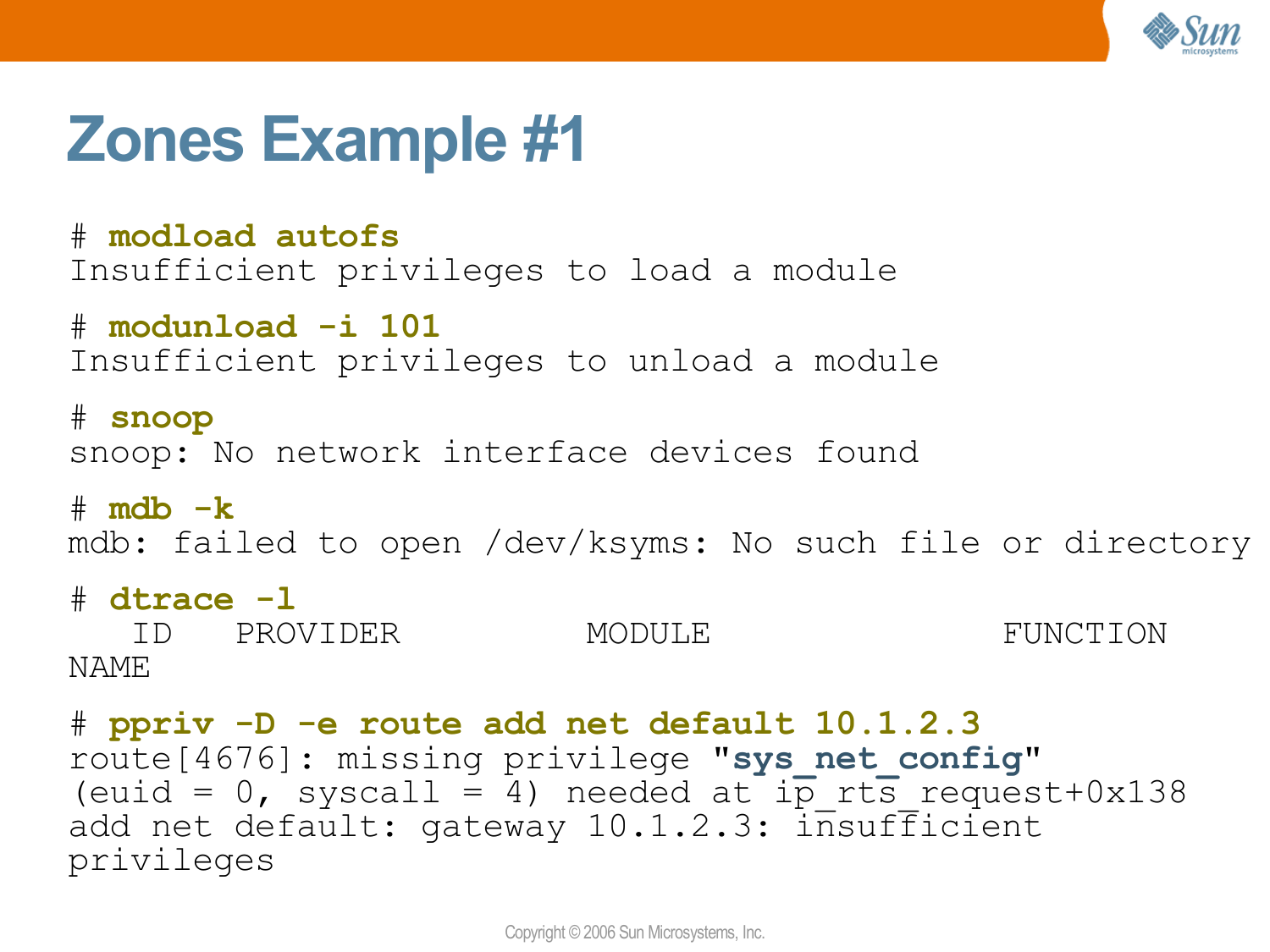# Zones Example #1

```
# modload autofs
Insufficient privileges to load a module

# modunload -i 101
Insufficient privileges to unload a module

# snoop
snoop: No network interface devices found

# mdb -k
mdb: failed to open /dev/ksyms: No such file or directory

# dtrace -l
   ID   PROVIDER            MODULE                          FUNCTION
NAME

# ppriv -D -e route add net default 10.1.2.3
route[4676]: missing privilege "sys_net_config"
(euid = 0, syscall = 4) needed at ip_rts_request+0x138
add net default: gateway 10.1.2.3: insufficient
privileges
```

Copyright © 2006 Sun Microsystems, Inc.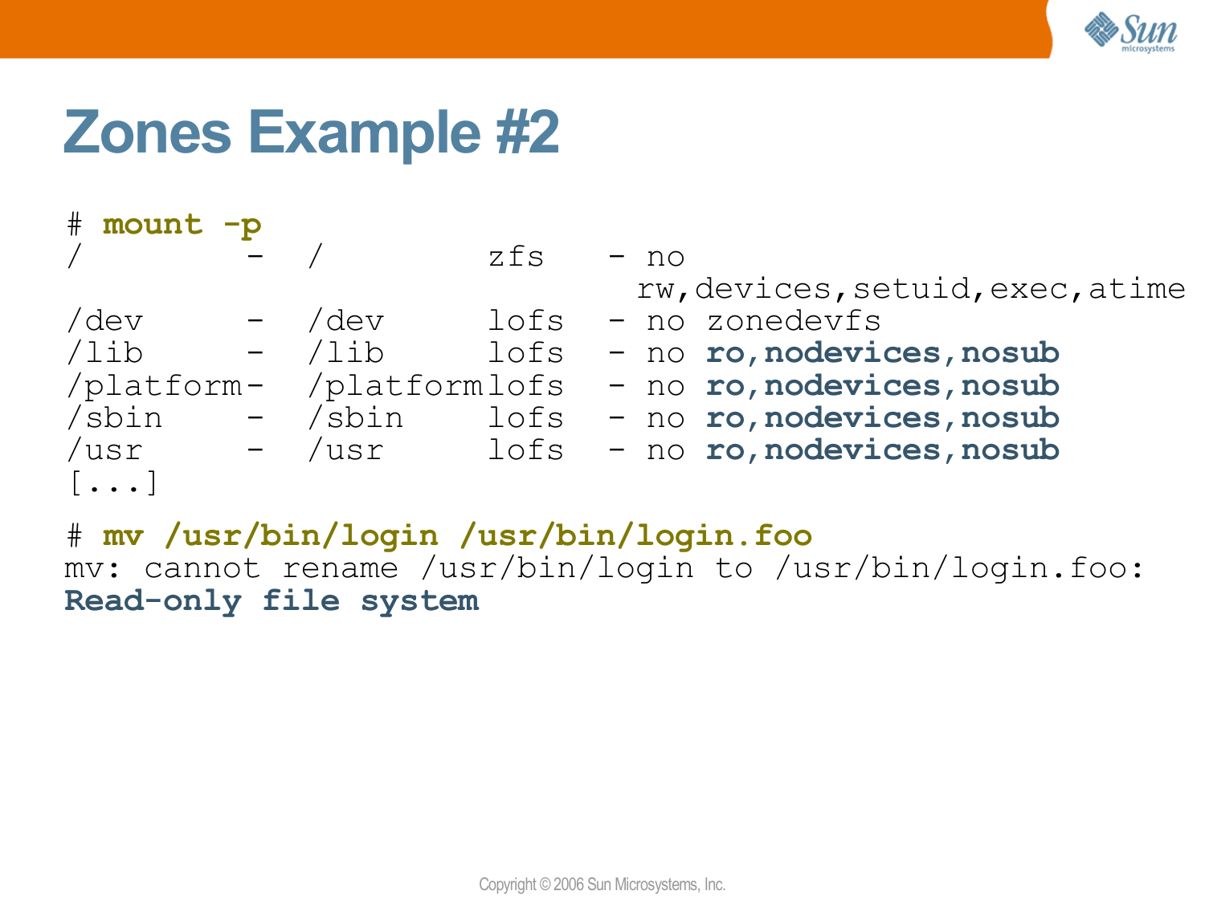# Zones Example #2

```
# mount -p
/         -  /          zfs    - no
                                rw,devices,setuid,exec,atime
/dev      -  /dev       lofs   - no zonedevfs
/lib      -  /lib       lofs   - no ro,nodevices,nosub
/platform-  /platformlofs    - no ro,nodevices,nosub
/sbin     -  /sbin      lofs   - no ro,nodevices,nosub
/usr      -  /usr       lofs   - no ro,nodevices,nosub
[...]

# mv /usr/bin/login /usr/bin/login.foo
mv: cannot rename /usr/bin/login to /usr/bin/login.foo:
Read-only file system
```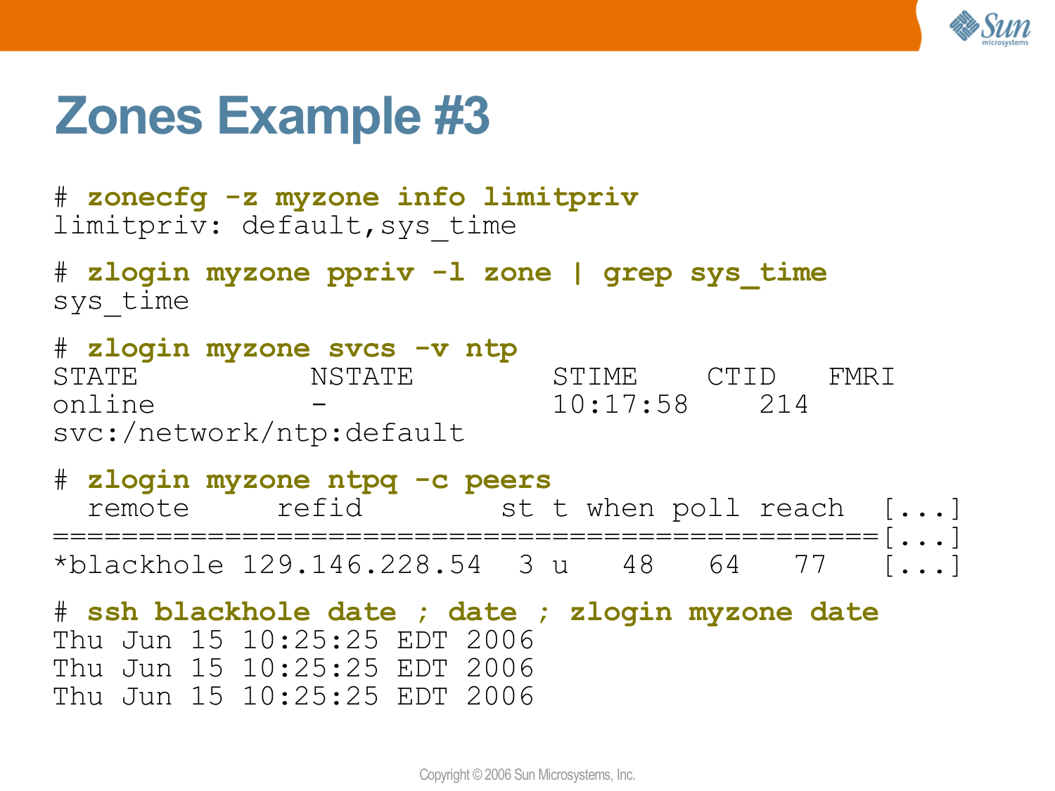# Zones Example #3

```
# zonecfg -z myzone info limitpriv
limitpriv: default,sys_time

# zlogin myzone ppriv -l zone | grep sys_time
sys_time

# zlogin myzone svcs -v ntp
STATE          NSTATE        STIME    CTID   FMRI
online         -             10:17:58    214
svc:/network/ntp:default

# zlogin myzone ntpq -c peers
  remote     refid        st t when poll reach  [...]
================================================[...]
*blackhole 129.146.228.54  3 u   48   64   77   [...]

# ssh blackhole date ; date ; zlogin myzone date
Thu Jun 15 10:25:25 EDT 2006
Thu Jun 15 10:25:25 EDT 2006
Thu Jun 15 10:25:25 EDT 2006
```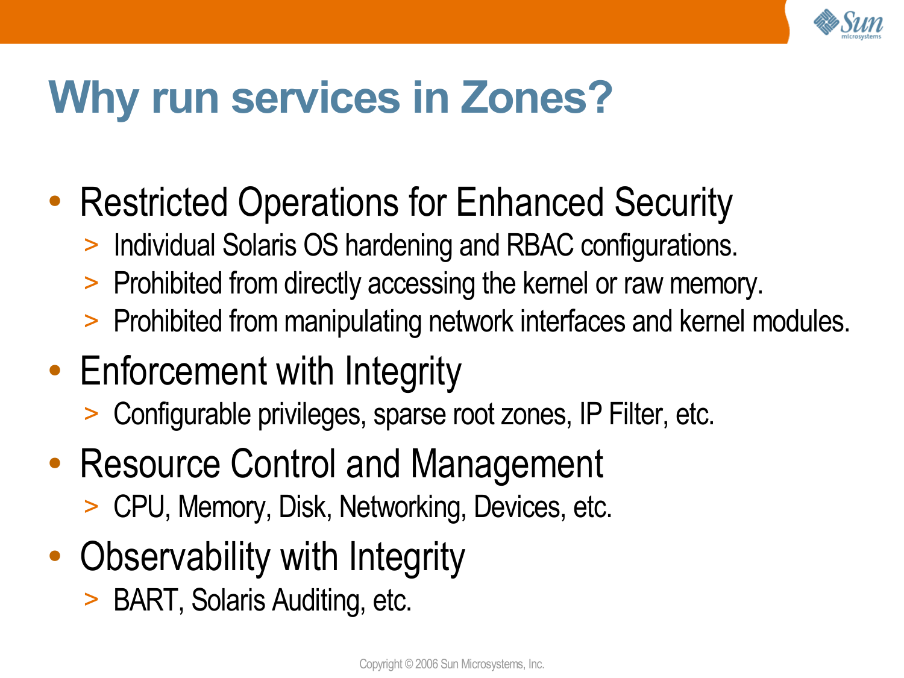# Why run services in Zones?

- Restricted Operations for Enhanced Security
  - Individual Solaris OS hardening and RBAC configurations.
  - Prohibited from directly accessing the kernel or raw memory.
  - Prohibited from manipulating network interfaces and kernel modules.
- Enforcement with Integrity
  - Configurable privileges, sparse root zones, IP Filter, etc.
- Resource Control and Management
  - CPU, Memory, Disk, Networking, Devices, etc.
- Observability with Integrity
  - BART, Solaris Auditing, etc.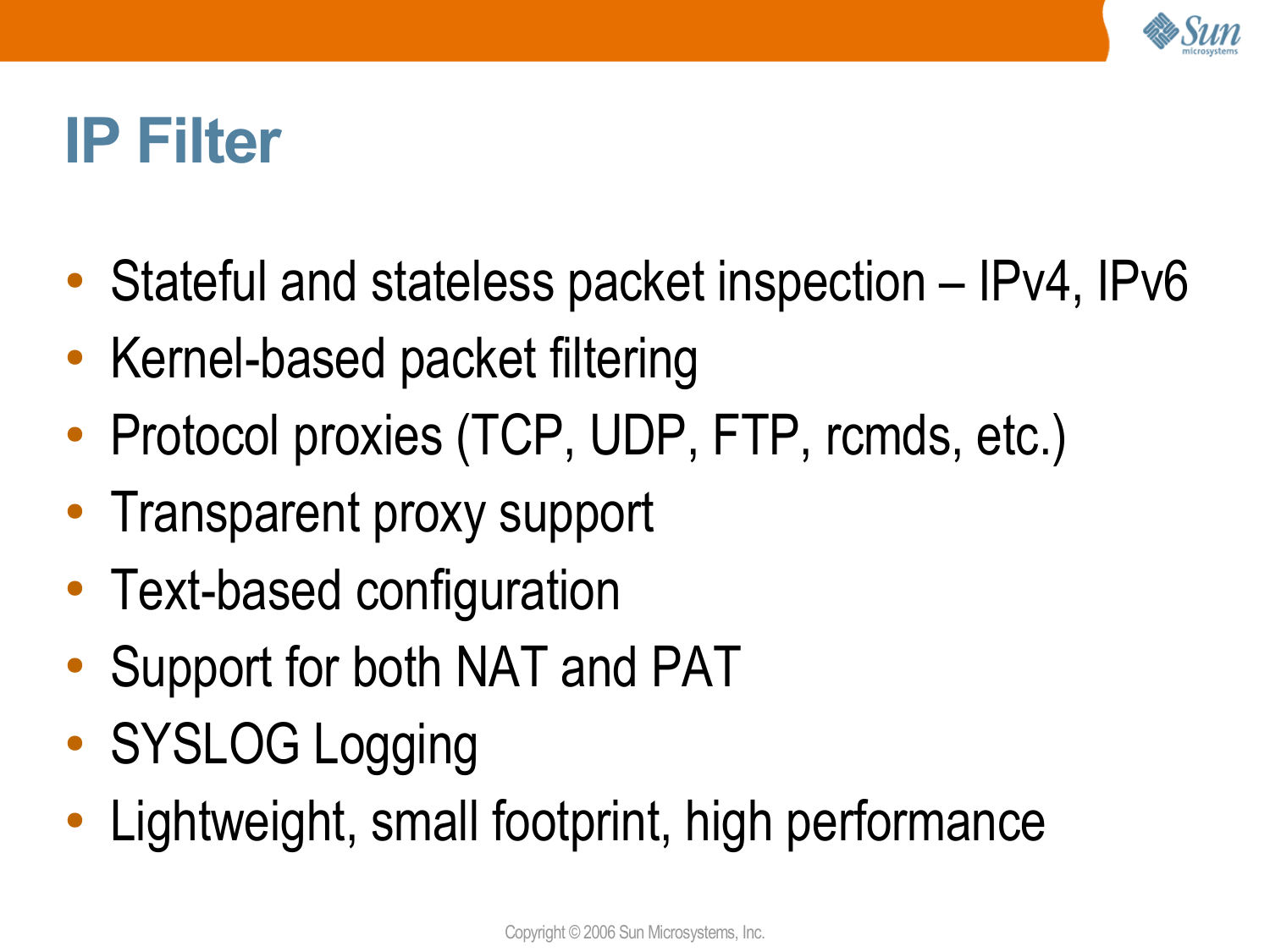# IP Filter

- Stateful and stateless packet inspection – IPv4, IPv6
- Kernel-based packet filtering
- Protocol proxies (TCP, UDP, FTP, rcmds, etc.)
- Transparent proxy support
- Text-based configuration
- Support for both NAT and PAT
- SYSLOG Logging
- Lightweight, small footprint, high performance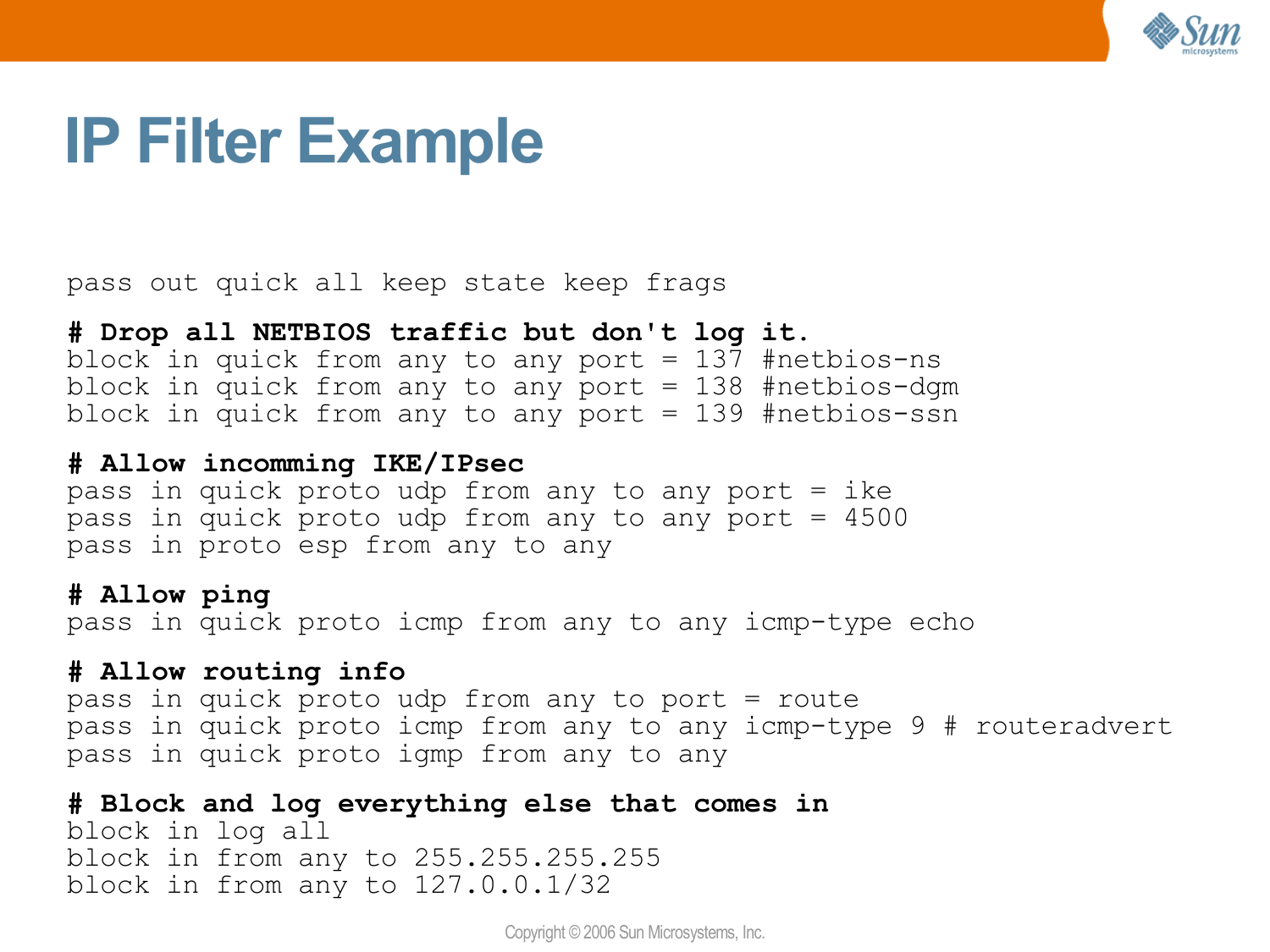# IP Filter Example

```
pass out quick all keep state keep frags

# Drop all NETBIOS traffic but don't log it.
block in quick from any to any port = 137 #netbios-ns
block in quick from any to any port = 138 #netbios-dgm
block in quick from any to any port = 139 #netbios-ssn

# Allow incomming IKE/IPsec
pass in quick proto udp from any to any port = ike
pass in quick proto udp from any to any port = 4500
pass in proto esp from any to any

# Allow ping
pass in quick proto icmp from any to any icmp-type echo

# Allow routing info
pass in quick proto udp from any to port = route
pass in quick proto icmp from any to any icmp-type 9 # routeradvert
pass in quick proto igmp from any to any

# Block and log everything else that comes in
block in log all
block in from any to 255.255.255.255
block in from any to 127.0.0.1/32
```

Copyright © 2006 Sun Microsystems, Inc.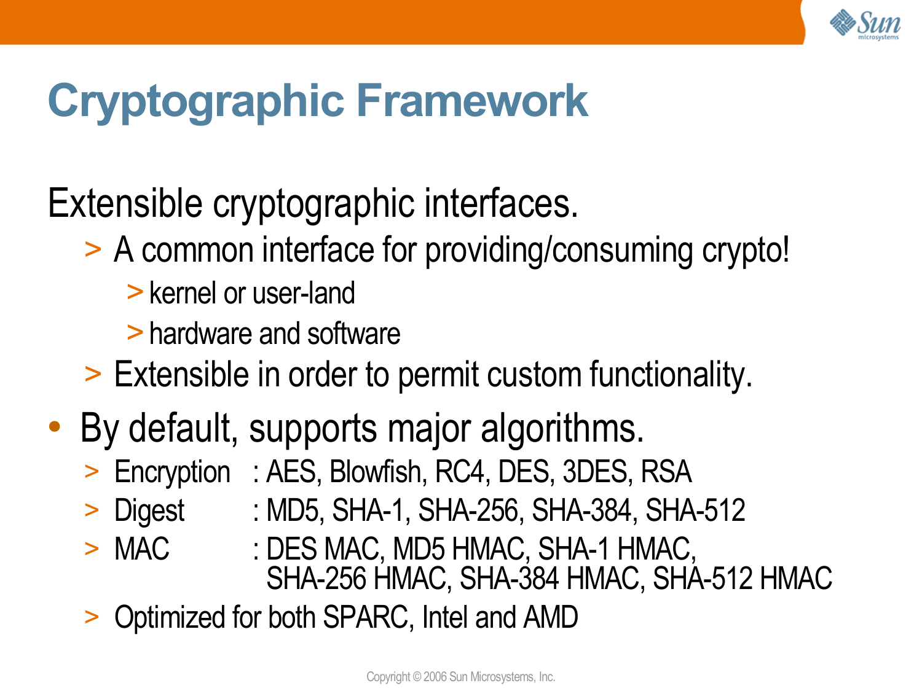# Cryptographic Framework

Extensible cryptographic interfaces.

- A common interface for providing/consuming crypto!
  - kernel or user-land
  - hardware and software
- Extensible in order to permit custom functionality.

- By default, supports major algorithms.
  - Encryption : AES, Blowfish, RC4, DES, 3DES, RSA
  - Digest : MD5, SHA-1, SHA-256, SHA-384, SHA-512
  - MAC : DES MAC, MD5 HMAC, SHA-1 HMAC, SHA-256 HMAC, SHA-384 HMAC, SHA-512 HMAC
  - Optimized for both SPARC, Intel and AMD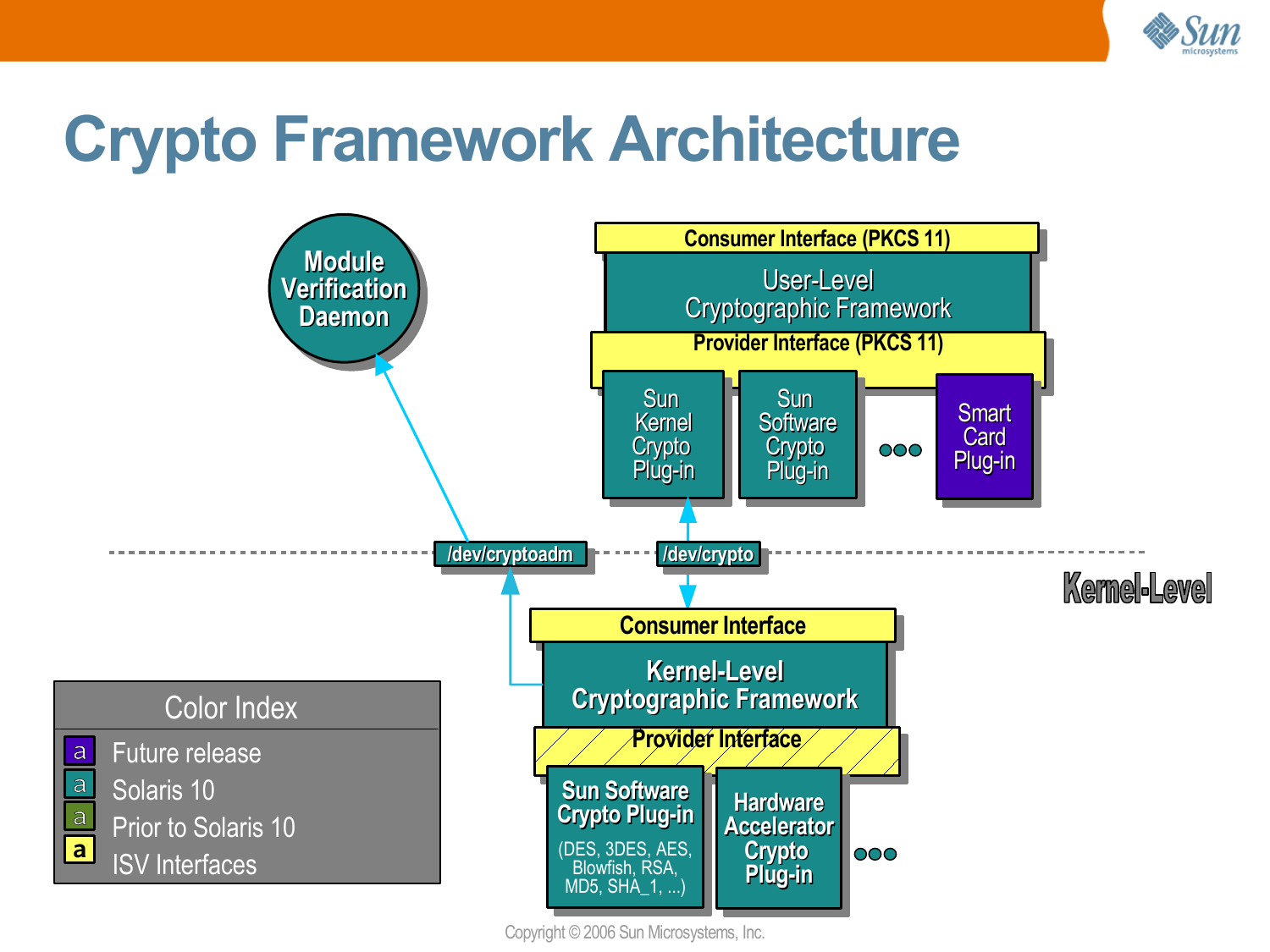# Crypto Framework Architecture

Module Verification Daemon

Consumer Interface (PKCS 11)

User-Level Cryptographic Framework

Provider Interface (PKCS 11)

Sun Kernel Crypto Plug-in

Sun Software Crypto Plug-in

Smart Card Plug-in

/dev/cryptoadm

/dev/crypto

Kernel-Level

Consumer Interface

Kernel-Level Cryptographic Framework

Provider Interface

Sun Software Crypto Plug-in (DES, 3DES, AES, Blowfish, RSA, MD5, SHA_1, ...)

Hardware Accelerator Crypto Plug-in

**Color Index**

- Future release
- Solaris 10
- Prior to Solaris 10
- ISV Interfaces

Copyright © 2006 Sun Microsystems, Inc.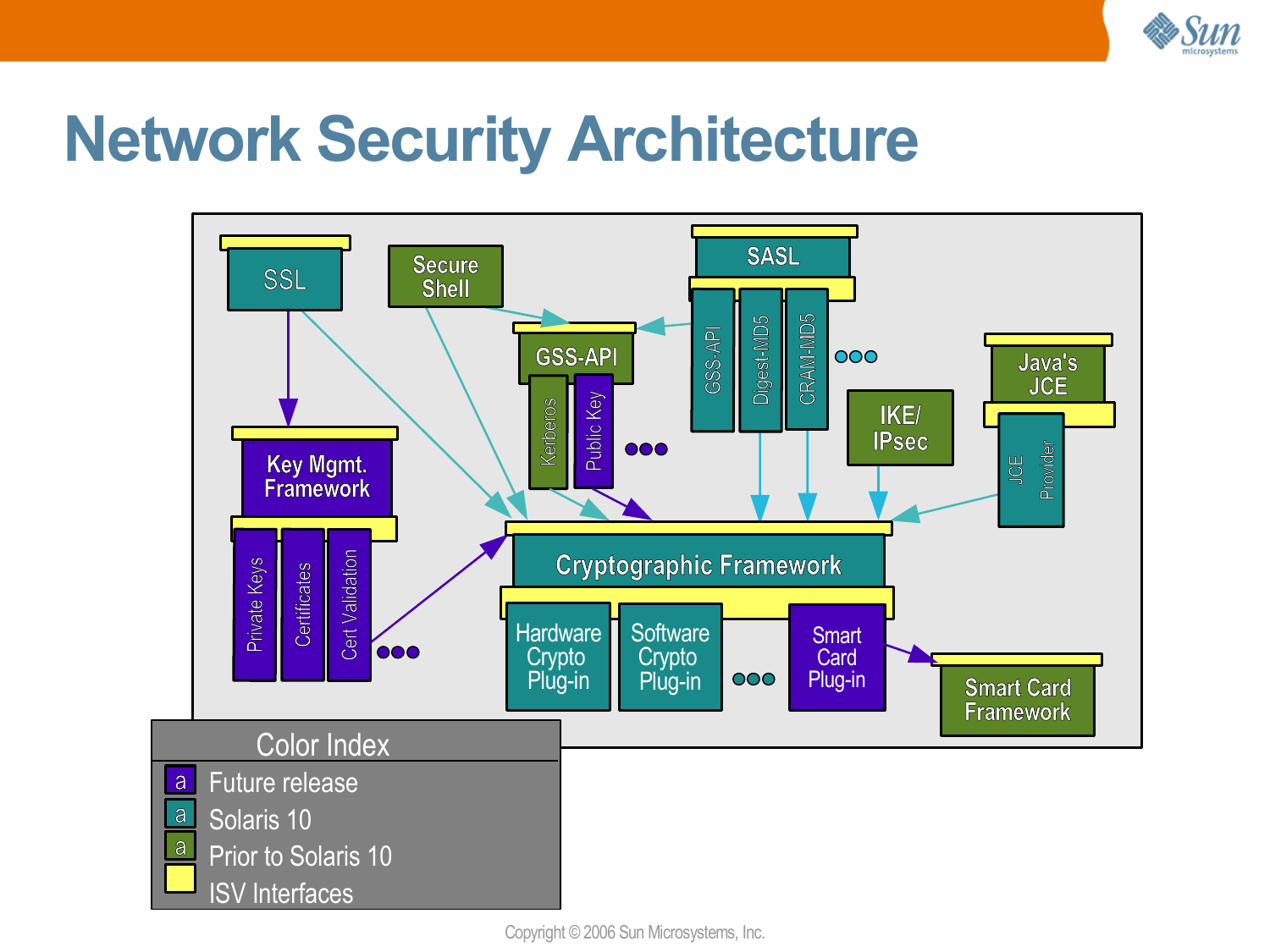# Network Security Architecture

SSL

Secure Shell

SASL

GSS-API

Kerberos

Public Key

GSS-API

Digest-MD5

CRAM-MD5

Java's JCE

JCE Provider

IKE/ IPsec

Key Mgmt. Framework

Private Keys

Certificates

Cert Validation

Cryptographic Framework

Hardware Crypto Plug-in

Software Crypto Plug-in

Smart Card Plug-in

Smart Card Framework

**Color Index**

- Future release
- Solaris 10
- Prior to Solaris 10
- ISV Interfaces

Copyright © 2006 Sun Microsystems, Inc.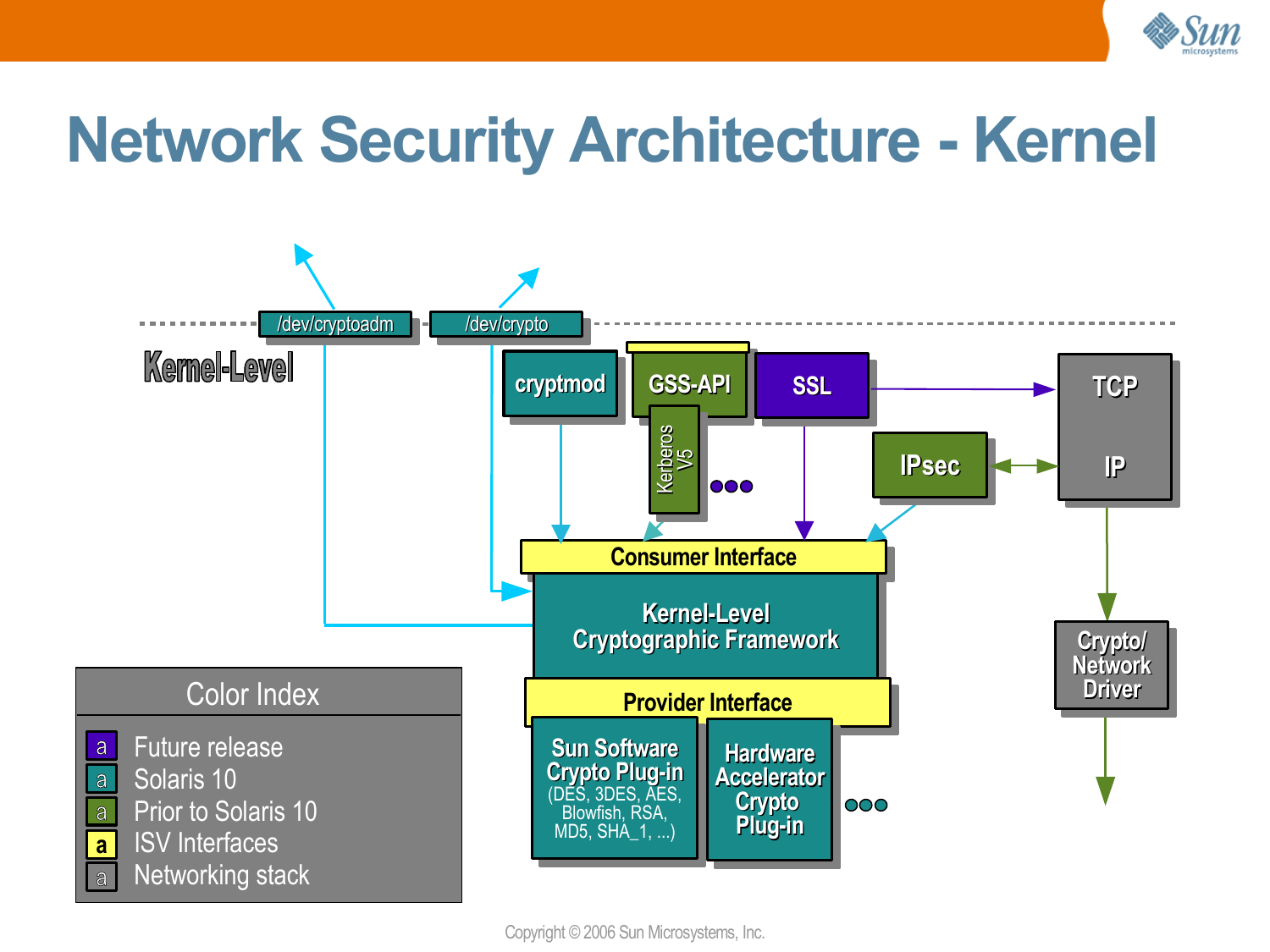# Network Security Architecture - Kernel

/dev/cryptoadm

/dev/crypto

Kernel-Level

cryptmod

GSS-API

Kerberos V5

SSL

TCP

IP

IPsec

Consumer Interface

Kernel-Level Cryptographic Framework

Provider Interface

Sun Software Crypto Plug-in (DES, 3DES, AES, Blowfish, RSA, MD5, SHA_1, ...)

Hardware Accelerator Crypto Plug-in

Crypto/ Network Driver

**Color Index**

- Future release
- Solaris 10
- Prior to Solaris 10
- ISV Interfaces
- Networking stack

Copyright © 2006 Sun Microsystems, Inc.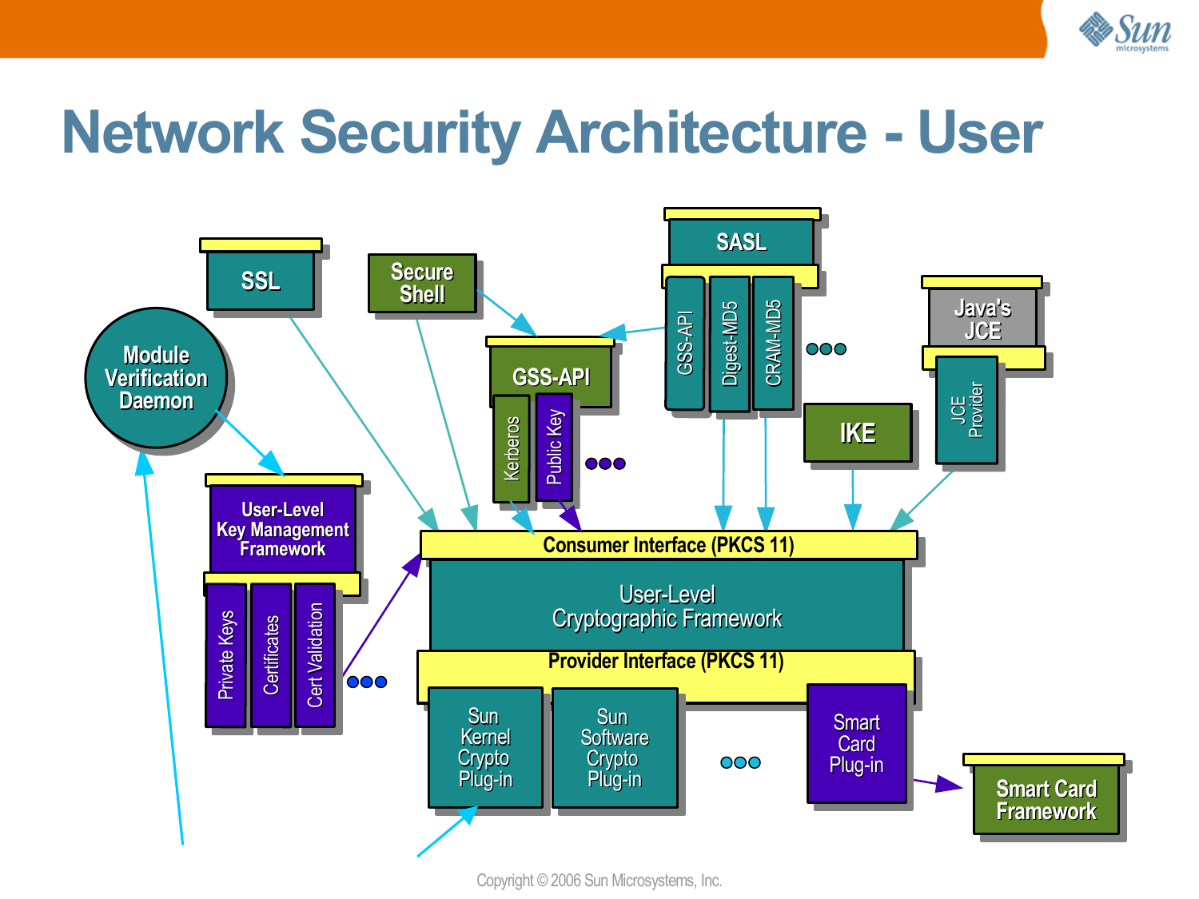# Network Security Architecture - User

SSL

Secure Shell

SASL

GSS-API

Digest-MD5

CRAM-MD5

Java's JCE

JCE Provider

Module Verification Daemon

GSS-API

Kerberos

Public Key

IKE

User-Level Key Management Framework

Private Keys

Certificates

Cert Validation

Consumer Interface (PKCS 11)

User-Level Cryptographic Framework

Provider Interface (PKCS 11)

Sun Kernel Crypto Plug-in

Sun Software Crypto Plug-in

Smart Card Plug-in

Smart Card Framework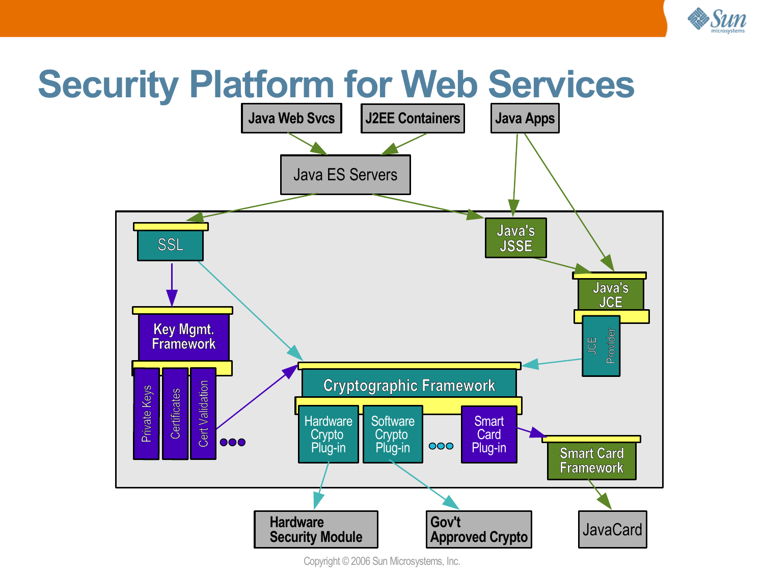# Security Platform for Web Services

Java Web Svcs

J2EE Containers

Java Apps

Java ES Servers

SSL

Java's JSSE

Java's JCE

JCE Provider

Key Mgmt. Framework

Private Keys

Certificates

Cert Validation

Cryptographic Framework

Hardware Crypto Plug-in

Software Crypto Plug-in

Smart Card Plug-in

Smart Card Framework

Hardware Security Module

Gov't Approved Crypto

JavaCard

Copyright © 2006 Sun Microsystems, Inc.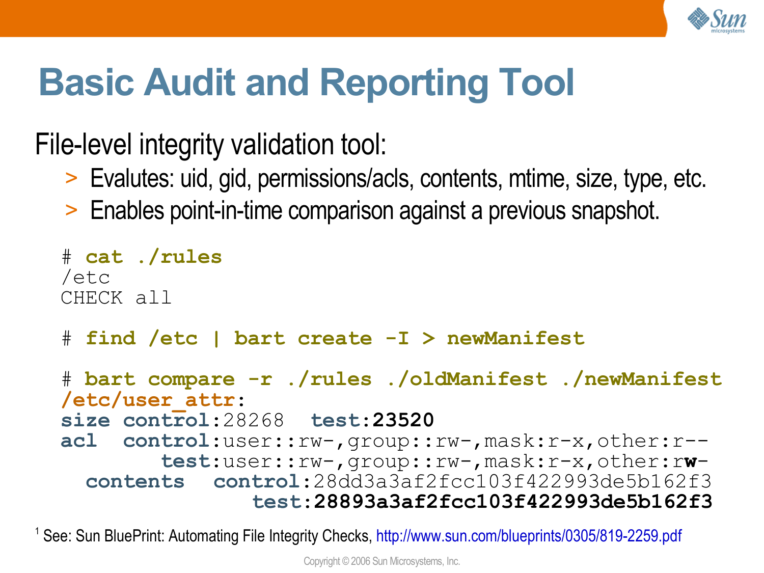# Basic Audit and Reporting Tool

File-level integrity validation tool:

- Evalutes: uid, gid, permissions/acls, contents, mtime, size, type, etc.
- Enables point-in-time comparison against a previous snapshot.

```
# cat ./rules
/etc
CHECK all

# find /etc | bart create -I > newManifest

# bart compare -r ./rules ./oldManifest ./newManifest
/etc/user_attr:
size control:28268  test:23520
acl  control:user::rw-,group::rw-,mask:r-x,other:r--
       test:user::rw-,group::rw-,mask:r-x,other:rw-
  contents  control:28dd3a3af2fcc103f422993de5b162f3
               test:28893a3af2fcc103f422993de5b162f3
```

[1] See: Sun BluePrint: Automating File Integrity Checks, http://www.sun.com/blueprints/0305/819-2259.pdf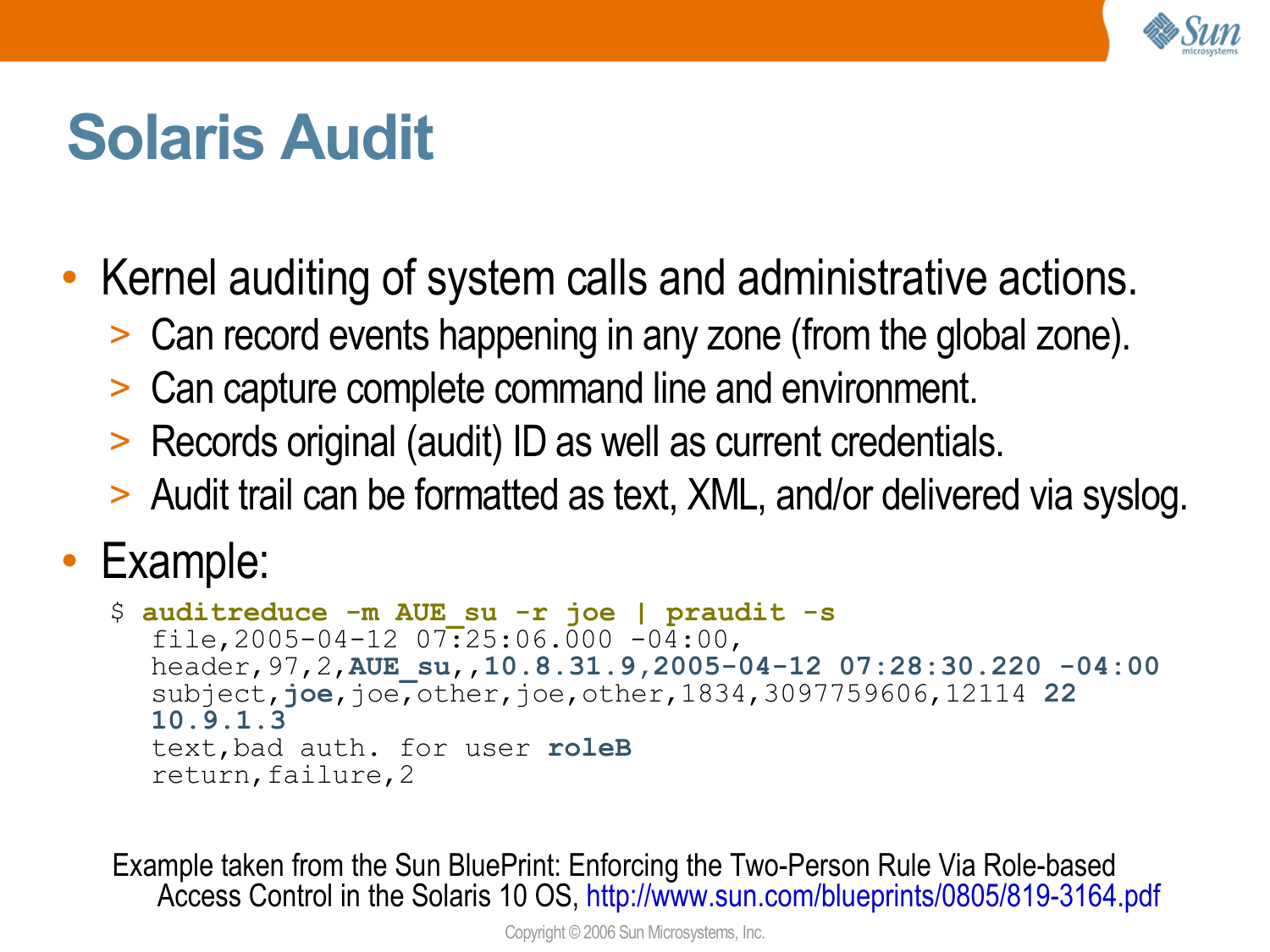# Solaris Audit

- Kernel auditing of system calls and administrative actions.
  - Can record events happening in any zone (from the global zone).
  - Can capture complete command line and environment.
  - Records original (audit) ID as well as current credentials.
  - Audit trail can be formatted as text, XML, and/or delivered via syslog.
- Example:

```
$ auditreduce -m AUE_su -r joe | praudit -s
  file,2005-04-12 07:25:06.000 -04:00,
  header,97,2,AUE_su,,10.8.31.9,2005-04-12 07:28:30.220 -04:00
  subject,joe,joe,other,joe,other,1834,3097759606,12114 22
  10.9.1.3
  text,bad auth. for user roleB
  return,failure,2
```

Example taken from the Sun BluePrint: Enforcing the Two-Person Rule Via Role-based Access Control in the Solaris 10 OS, http://www.sun.com/blueprints/0805/819-3164.pdf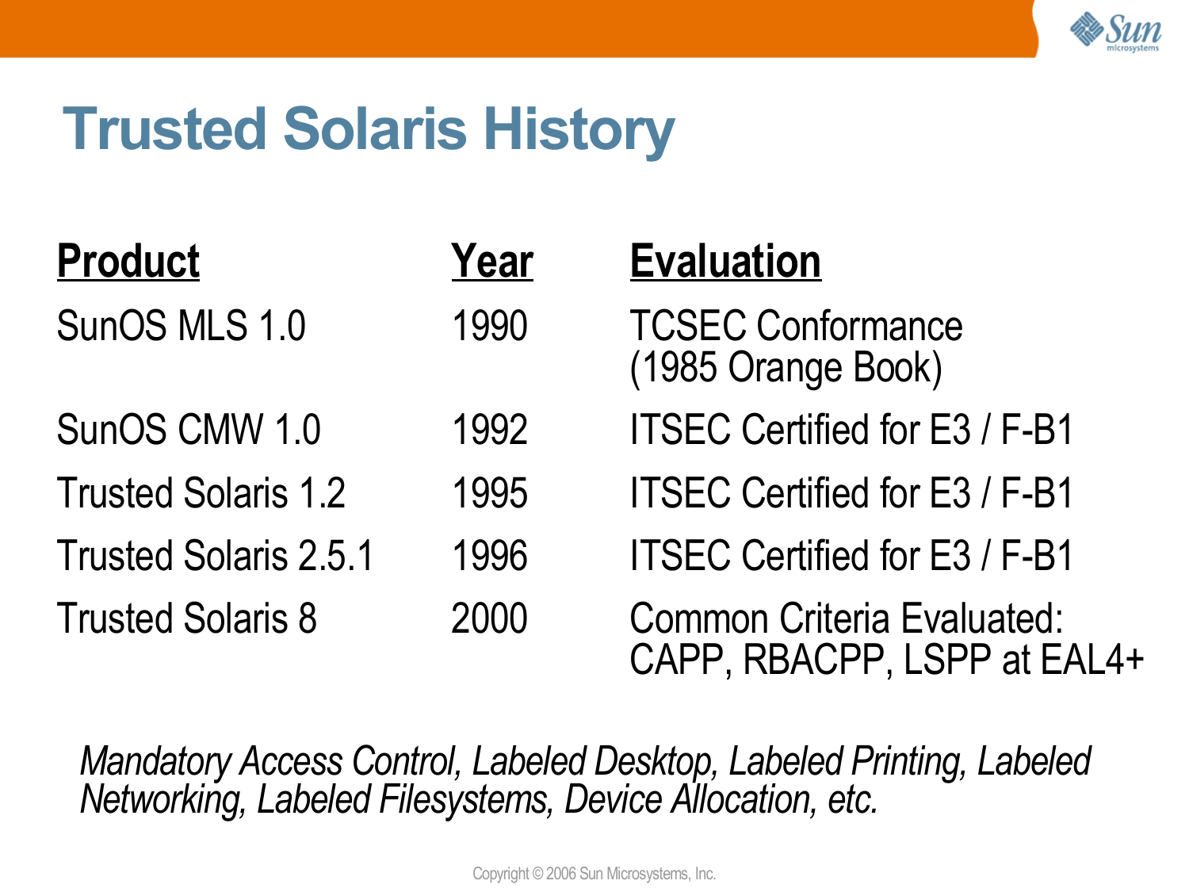# Trusted Solaris History

| Product | Year | Evaluation |
|---|---|---|
| SunOS MLS 1.0 | 1990 | TCSEC Conformance (1985 Orange Book) |
| SunOS CMW 1.0 | 1992 | ITSEC Certified for E3 / F-B1 |
| Trusted Solaris 1.2 | 1995 | ITSEC Certified for E3 / F-B1 |
| Trusted Solaris 2.5.1 | 1996 | ITSEC Certified for E3 / F-B1 |
| Trusted Solaris 8 | 2000 | Common Criteria Evaluated: CAPP, RBACPP, LSPP at EAL4+ |

*Mandatory Access Control, Labeled Desktop, Labeled Printing, Labeled Networking, Labeled Filesystems, Device Allocation, etc.*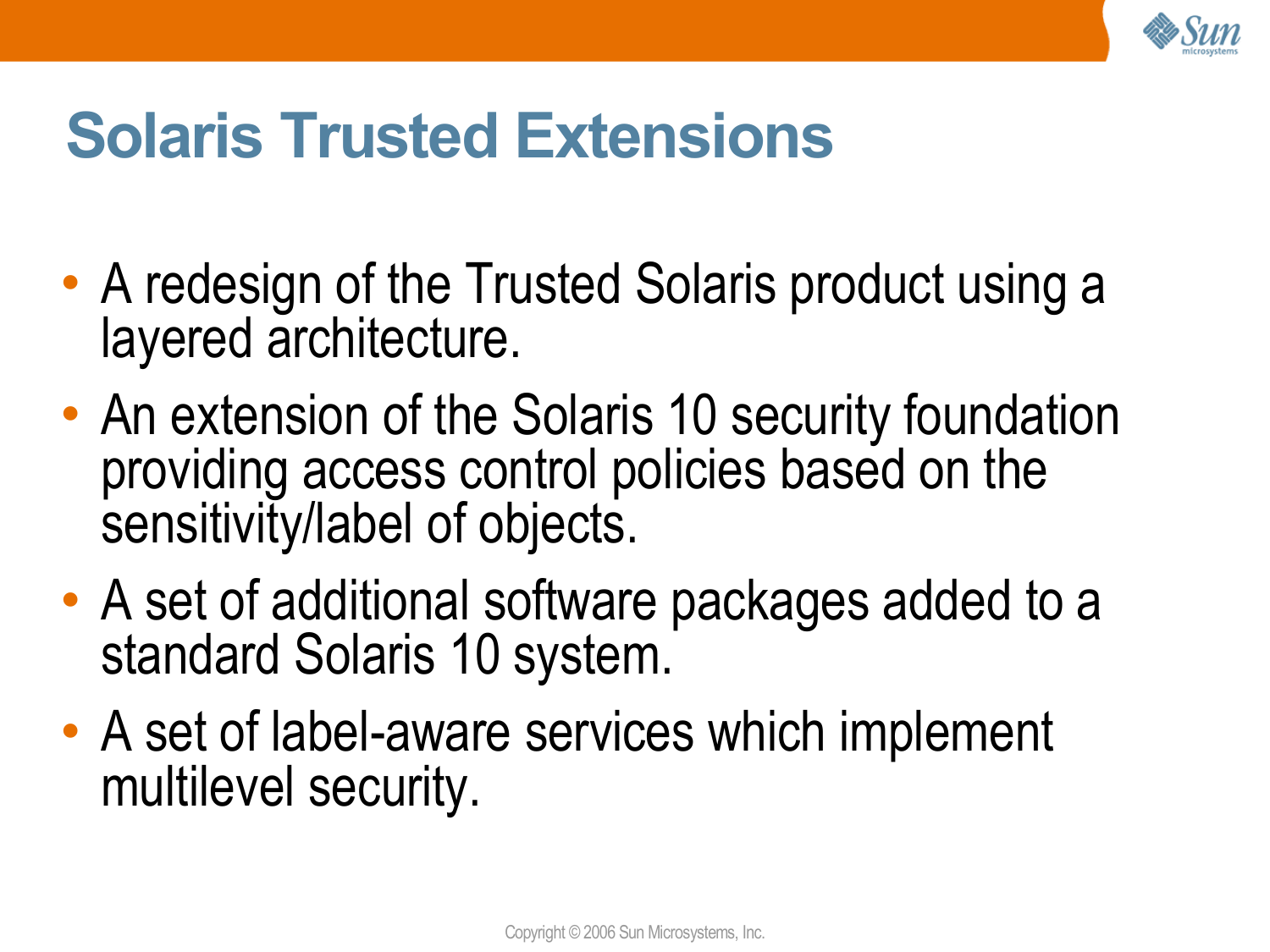# Solaris Trusted Extensions

- A redesign of the Trusted Solaris product using a layered architecture.
- An extension of the Solaris 10 security foundation providing access control policies based on the sensitivity/label of objects.
- A set of additional software packages added to a standard Solaris 10 system.
- A set of label-aware services which implement multilevel security.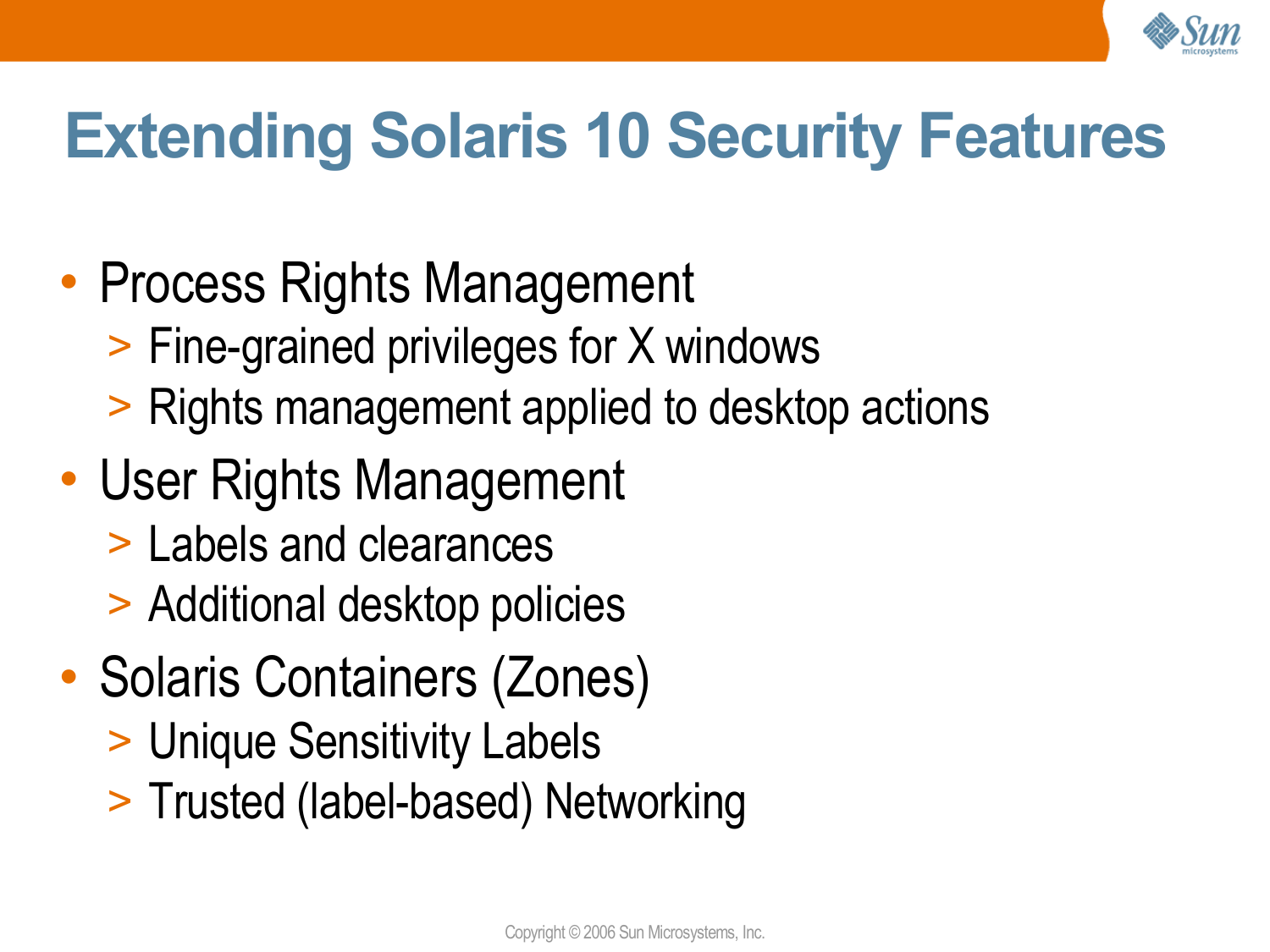# Extending Solaris 10 Security Features

- Process Rights Management
  - Fine-grained privileges for X windows
  - Rights management applied to desktop actions
- User Rights Management
  - Labels and clearances
  - Additional desktop policies
- Solaris Containers (Zones)
  - Unique Sensitivity Labels
  - Trusted (label-based) Networking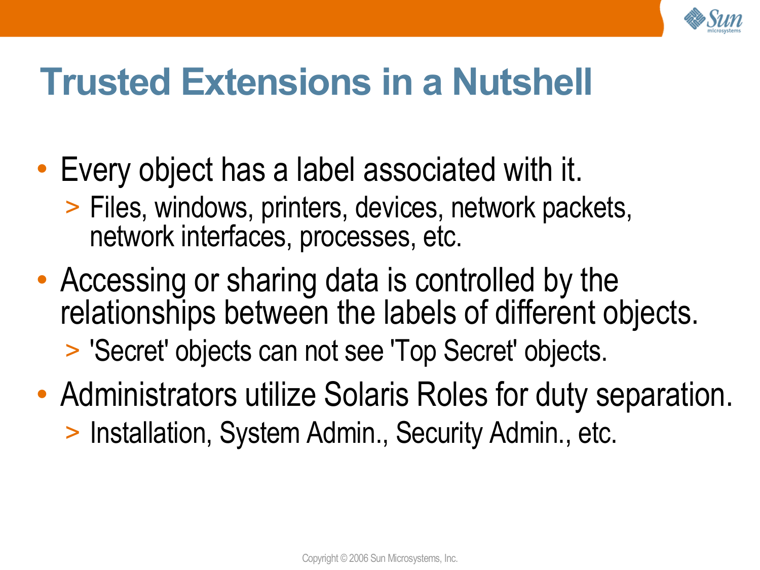# Trusted Extensions in a Nutshell

- Every object has a label associated with it.
  - Files, windows, printers, devices, network packets, network interfaces, processes, etc.
- Accessing or sharing data is controlled by the relationships between the labels of different objects.
  - 'Secret' objects can not see 'Top Secret' objects.
- Administrators utilize Solaris Roles for duty separation.
  - Installation, System Admin., Security Admin., etc.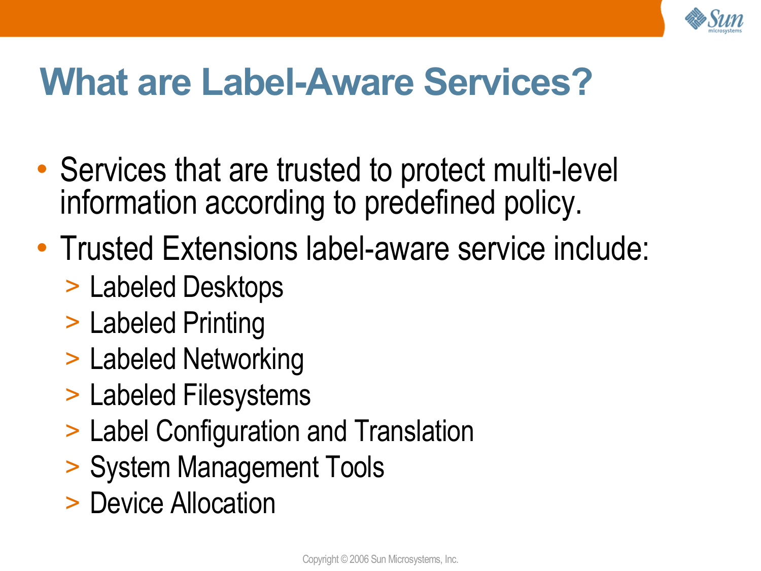# What are Label-Aware Services?

- Services that are trusted to protect multi-level information according to predefined policy.
- Trusted Extensions label-aware service include:
  - Labeled Desktops
  - Labeled Printing
  - Labeled Networking
  - Labeled Filesystems
  - Label Configuration and Translation
  - System Management Tools
  - Device Allocation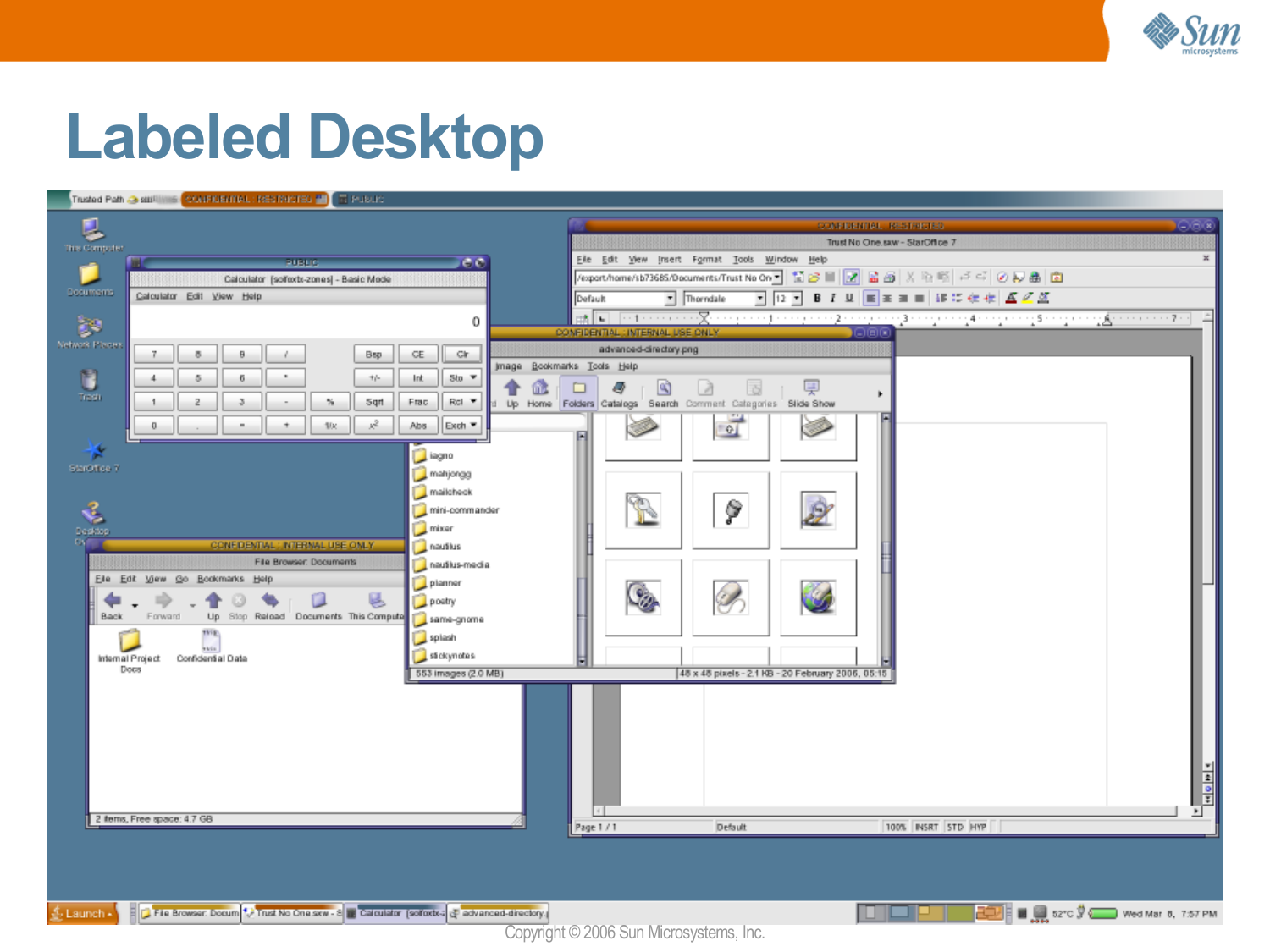# Labeled Desktop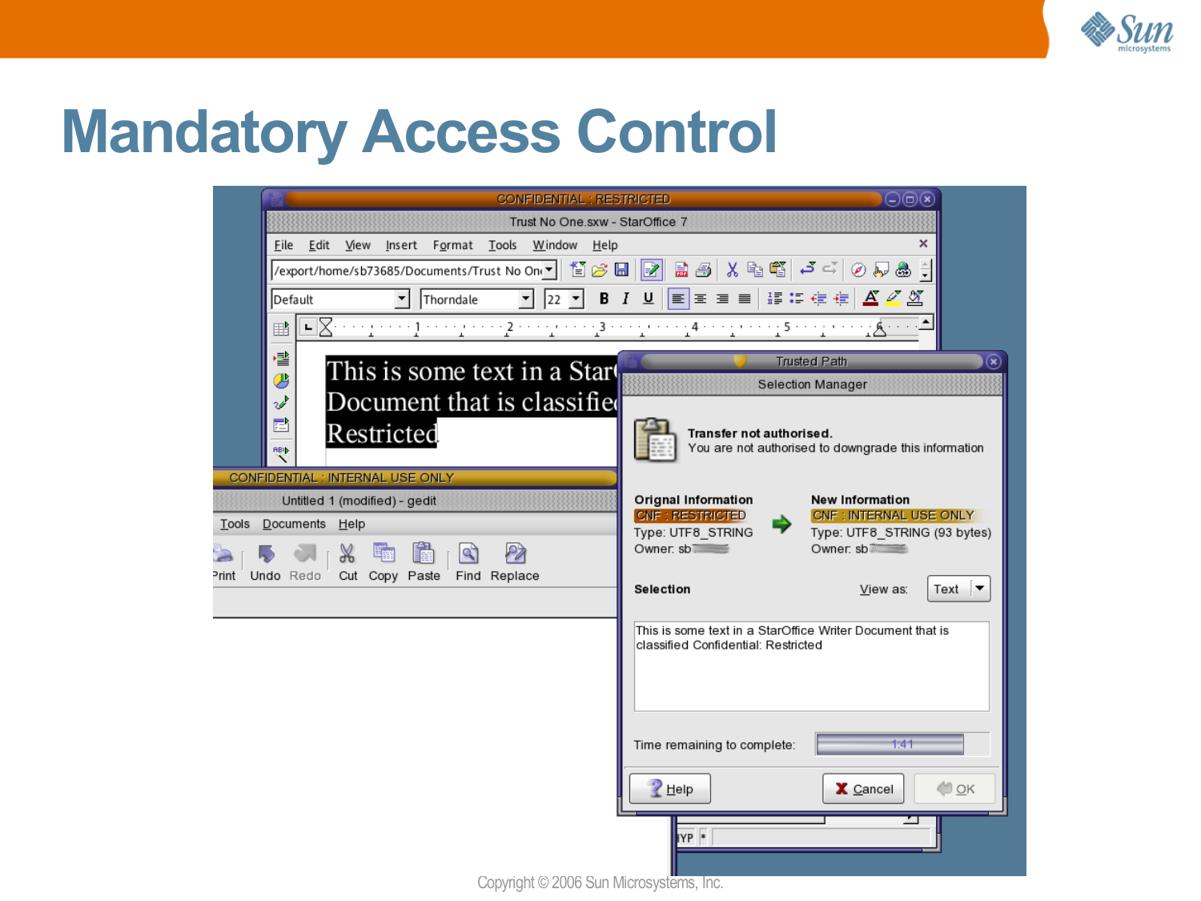# Mandatory Access Control

CONFIDENTIAL : RESTRICTED

Trust No One.sxw - StarOffice 7

File Edit View Insert Format Tools Window Help

/export/home/sb73685/Documents/Trust No One

Default | Thorndale | 22

This is some text in a StarO Document that is classified Restricted

CONFIDENTIAL : INTERNAL USE ONLY

Untitled 1 (modified) - gedit

Tools Documents Help

Print Undo Redo Cut Copy Paste Find Replace

Trusted Path

Selection Manager

**Transfer not authorised.**
You are not authorised to downgrade this information

| Orignal Information | | New Information |
|---|---|---|
| CNF : RESTRICTED | → | CNF : INTERNAL USE ONLY |
| Type: UTF8_STRING | | Type: UTF8_STRING (93 bytes) |
| Owner: sb | | Owner: sb |

**Selection** View as: Text

This is some text in a StarOffice Writer Document that is classified Confidential: Restricted

Time remaining to complete: 1:41

Help | Cancel | OK

Copyright © 2006 Sun Microsystems, Inc.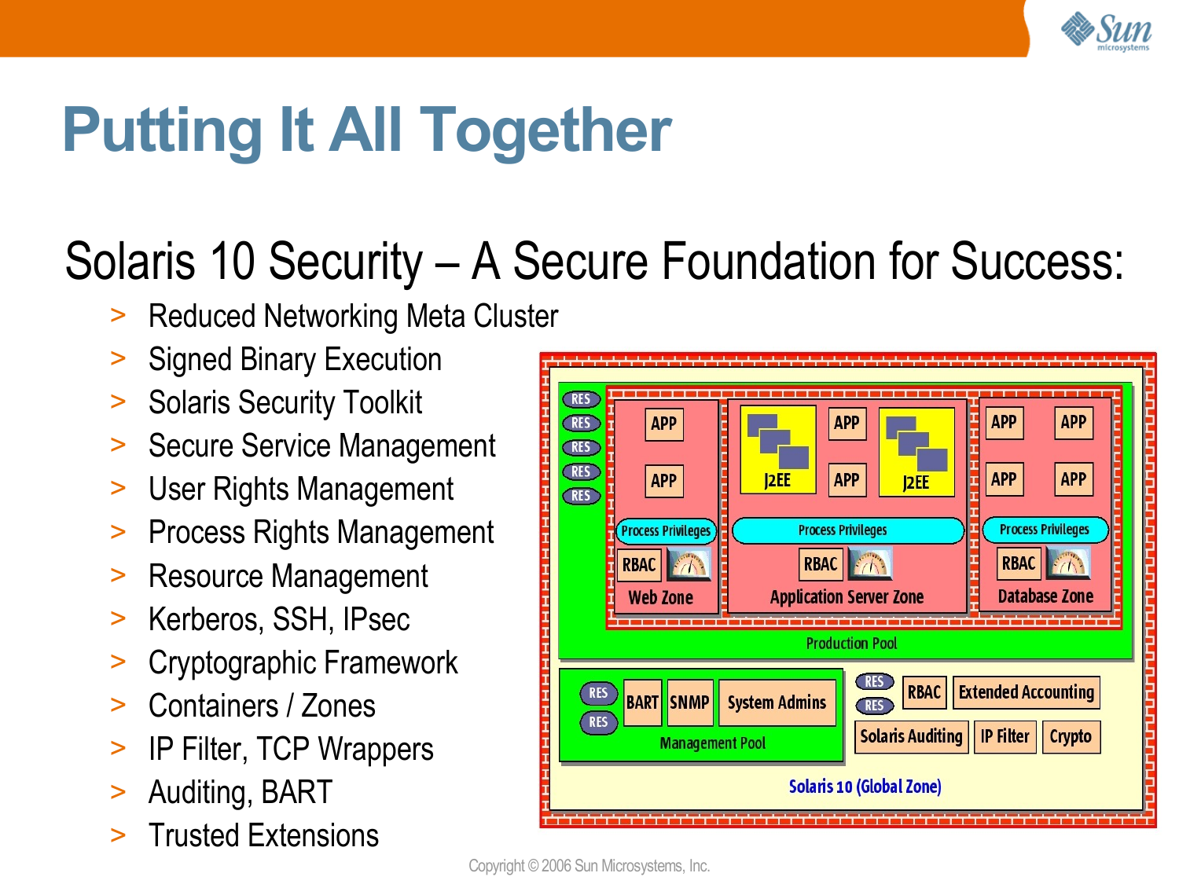# Putting It All Together

## Solaris 10 Security – A Secure Foundation for Success:

- Reduced Networking Meta Cluster
- Signed Binary Execution
- Solaris Security Toolkit
- Secure Service Management
- User Rights Management
- Process Rights Management
- Resource Management
- Kerberos, SSH, IPsec
- Cryptographic Framework
- Containers / Zones
- IP Filter, TCP Wrappers
- Auditing, BART
- Trusted Extensions

Copyright © 2006 Sun Microsystems, Inc.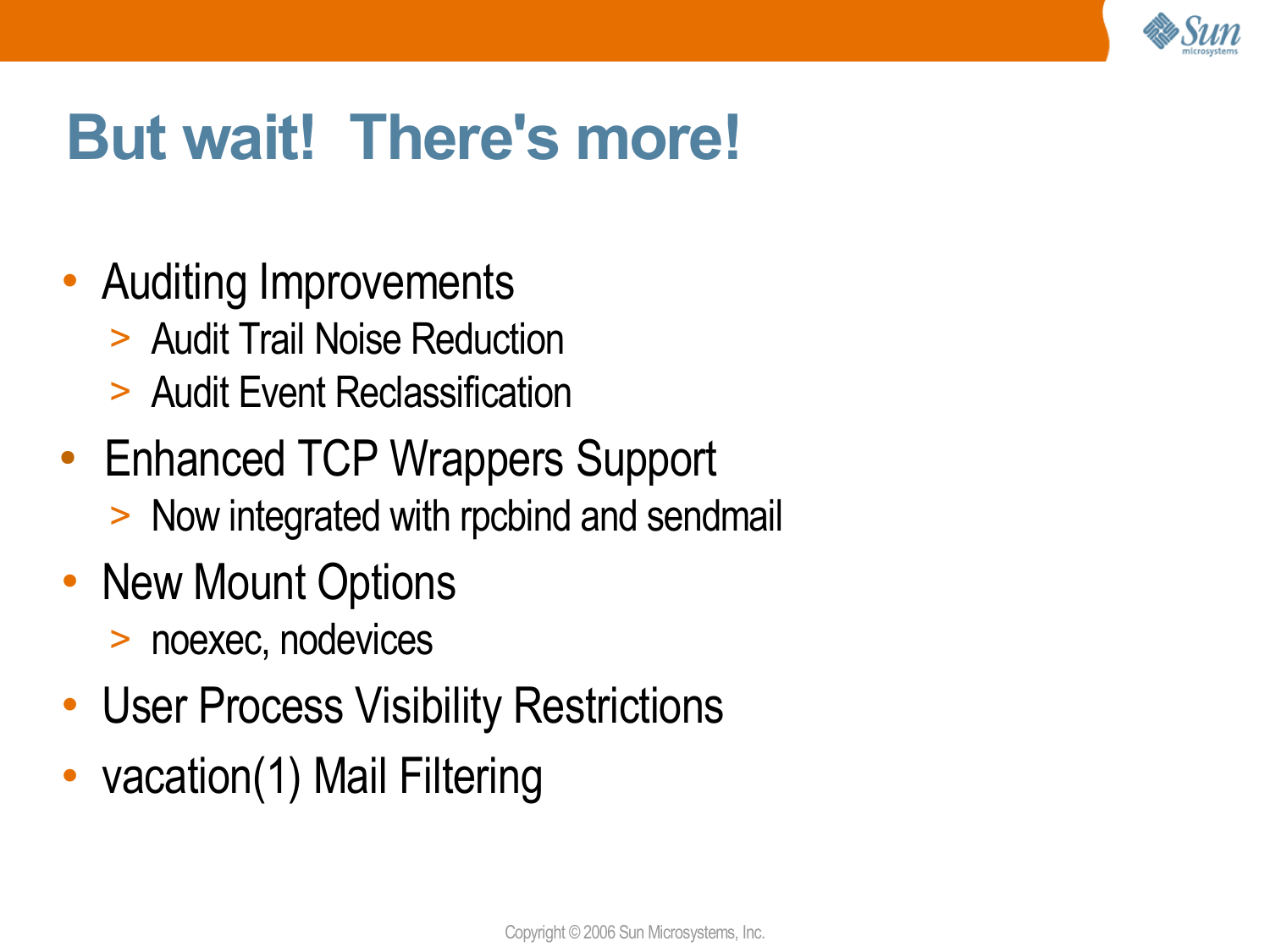# But wait!  There's more!

- Auditing Improvements
  - Audit Trail Noise Reduction
  - Audit Event Reclassification
- Enhanced TCP Wrappers Support
  - Now integrated with rpcbind and sendmail
- New Mount Options
  - noexec, nodevices
- User Process Visibility Restrictions
- vacation(1) Mail Filtering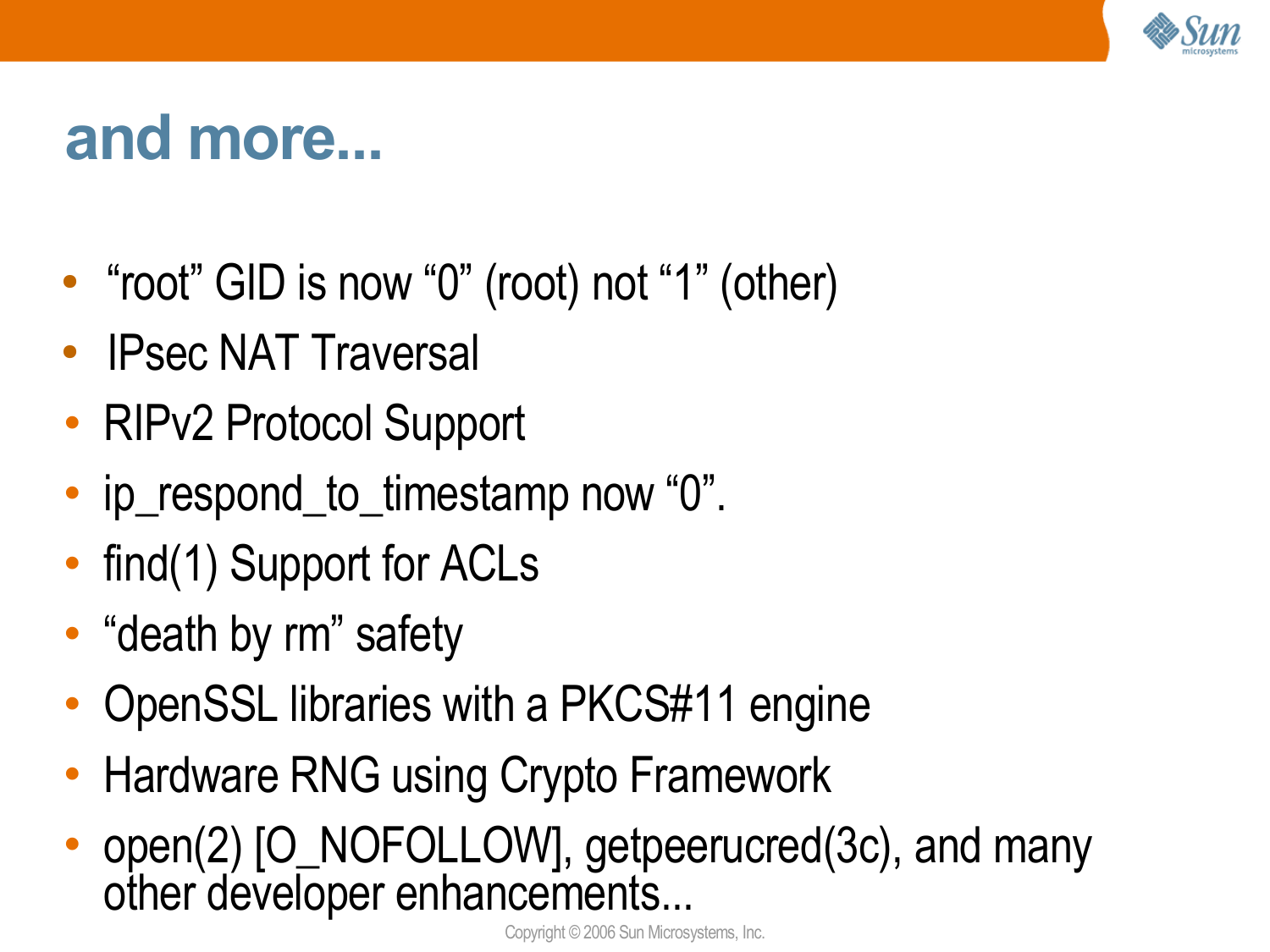# and more...

- “root” GID is now “0” (root) not “1” (other)
- IPsec NAT Traversal
- RIPv2 Protocol Support
- ip_respond_to_timestamp now “0”.
- find(1) Support for ACLs
- “death by rm” safety
- OpenSSL libraries with a PKCS#11 engine
- Hardware RNG using Crypto Framework
- open(2) [O_NOFOLLOW], getpeerucred(3c), and many other developer enhancements...

Copyright © 2006 Sun Microsystems, Inc.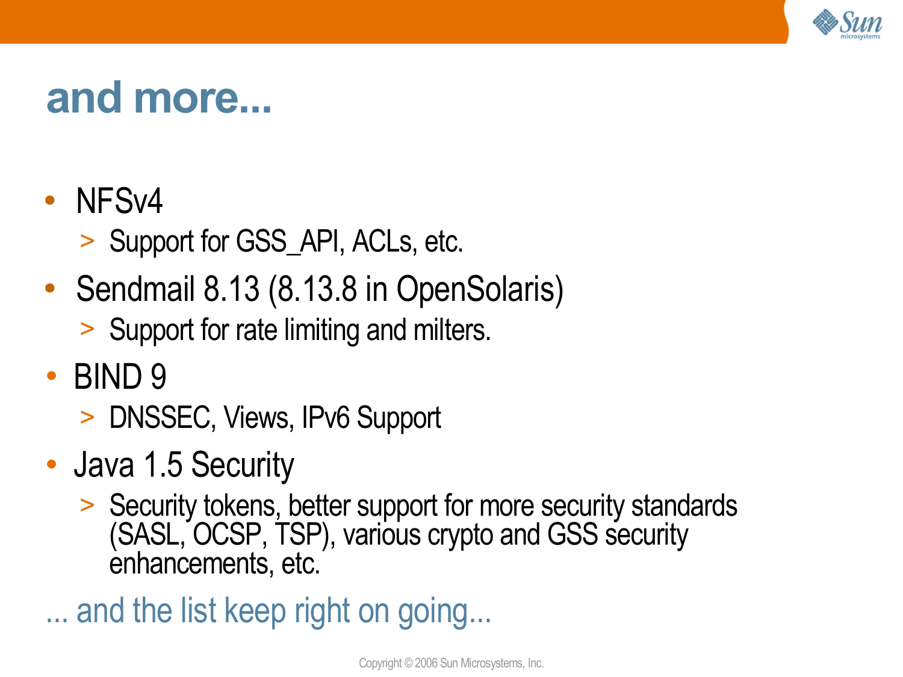# and more...

- NFSv4
  - Support for GSS_API, ACLs, etc.
- Sendmail 8.13 (8.13.8 in OpenSolaris)
  - Support for rate limiting and milters.
- BIND 9
  - DNSSEC, Views, IPv6 Support
- Java 1.5 Security
  - Security tokens, better support for more security standards (SASL, OCSP, TSP), various crypto and GSS security enhancements, etc.

... and the list keep right on going...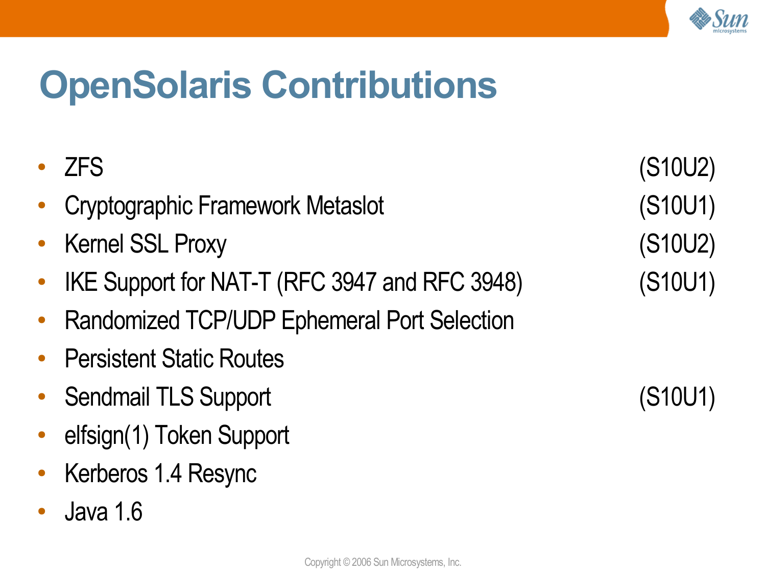# OpenSolaris Contributions

- ZFS (S10U2)
- Cryptographic Framework Metaslot (S10U1)
- Kernel SSL Proxy (S10U2)
- IKE Support for NAT-T (RFC 3947 and RFC 3948) (S10U1)
- Randomized TCP/UDP Ephemeral Port Selection
- Persistent Static Routes
- Sendmail TLS Support (S10U1)
- elfsign(1) Token Support
- Kerberos 1.4 Resync
- Java 1.6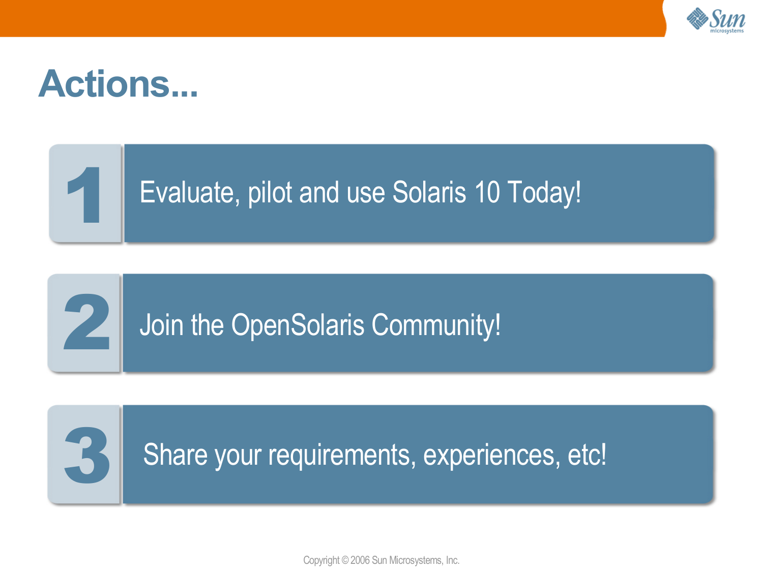# Actions...

1. Evaluate, pilot and use Solaris 10 Today!
2. Join the OpenSolaris Community!
3. Share your requirements, experiences, etc!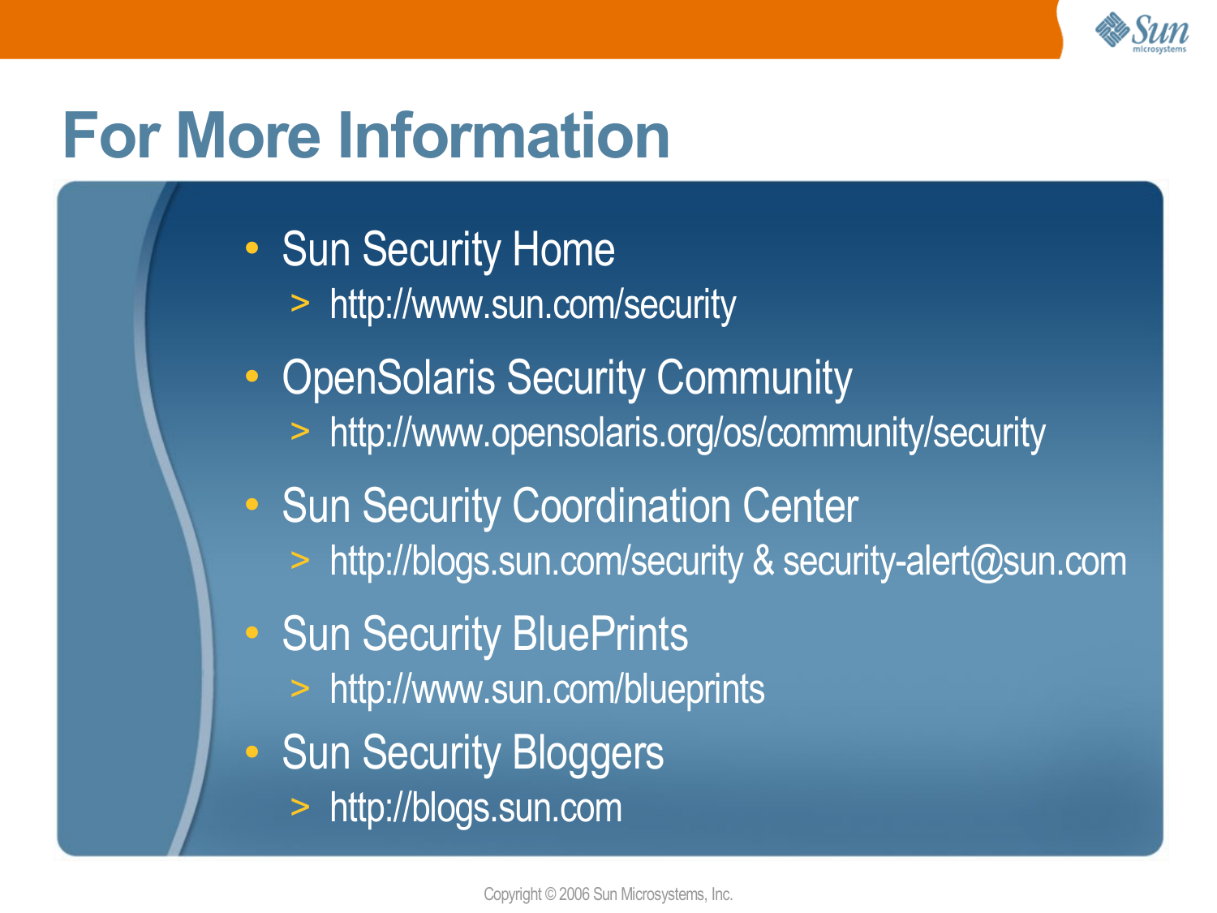# For More Information

- Sun Security Home
  - http://www.sun.com/security
- OpenSolaris Security Community
  - http://www.opensolaris.org/os/community/security
- Sun Security Coordination Center
  - http://blogs.sun.com/security & security-alert@sun.com
- Sun Security BluePrints
  - http://www.sun.com/blueprints
- Sun Security Bloggers
  - http://blogs.sun.com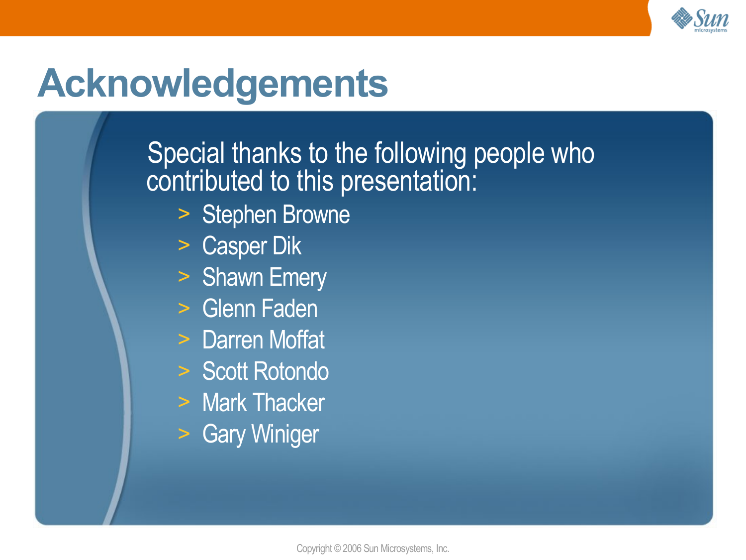# Acknowledgements

Special thanks to the following people who contributed to this presentation:

- Stephen Browne
- Casper Dik
- Shawn Emery
- Glenn Faden
- Darren Moffat
- Scott Rotondo
- Mark Thacker
- Gary Winiger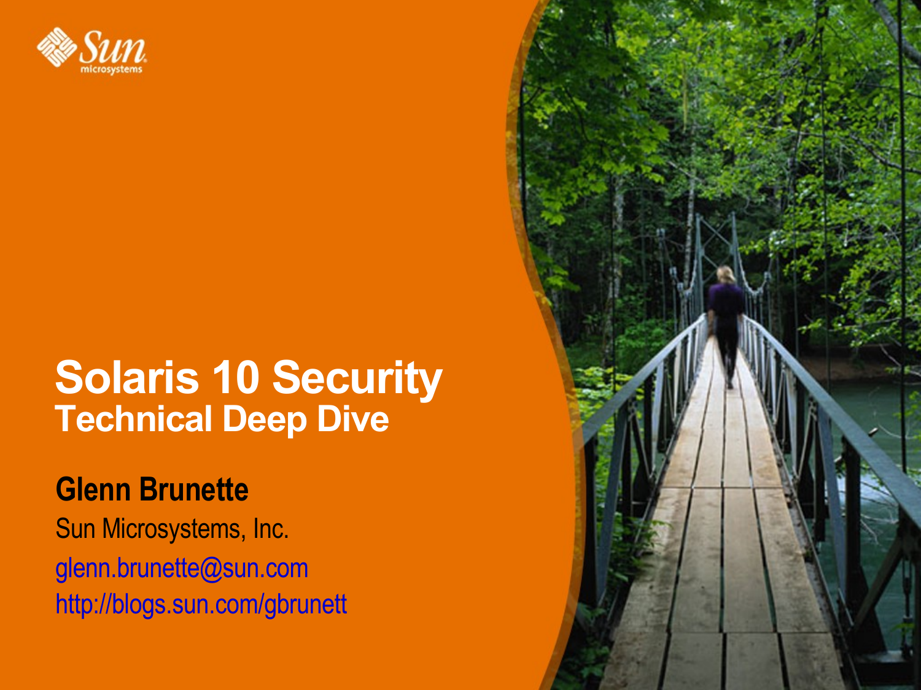# Solaris 10 Security

## Technical Deep Dive

**Glenn Brunette**

Sun Microsystems, Inc.

glenn.brunette@sun.com

http://blogs.sun.com/gbrunett